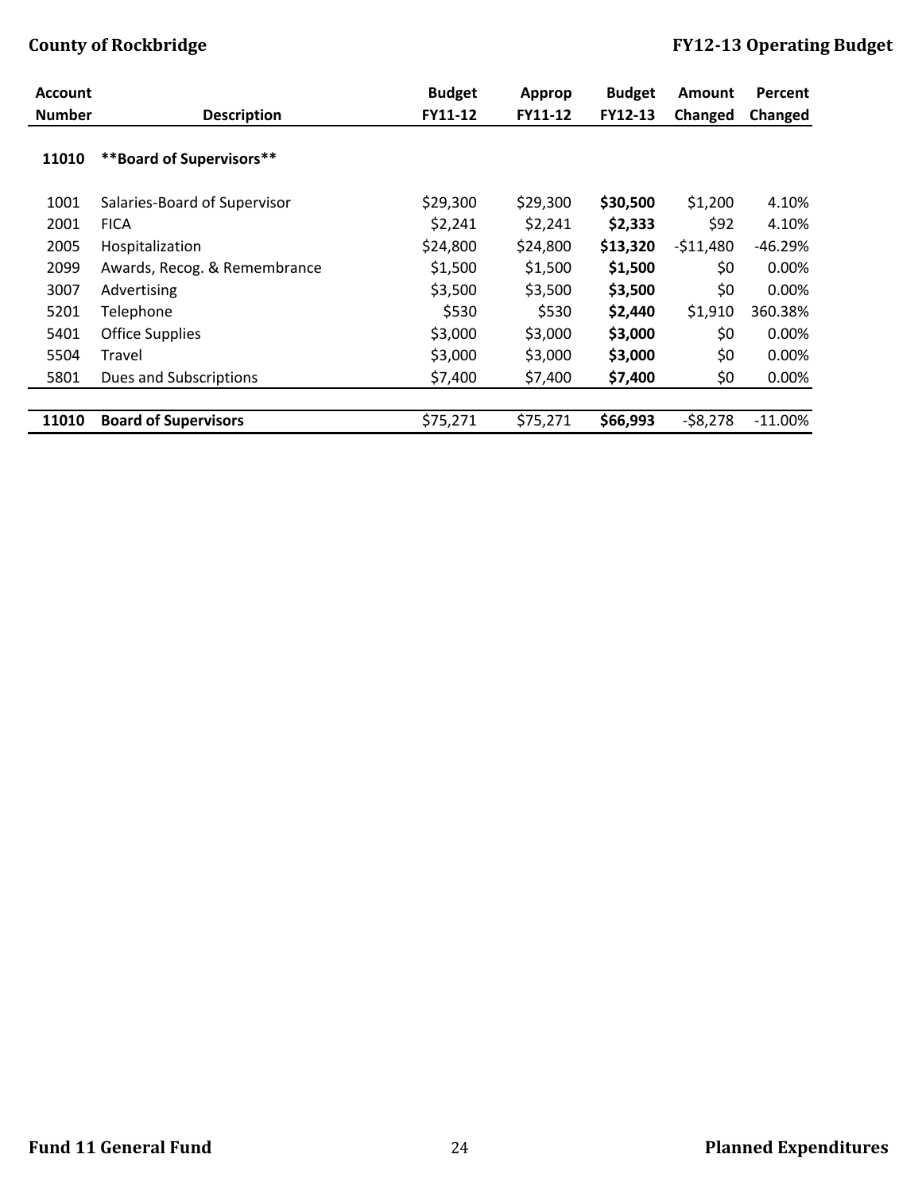| Account Number | Description | Budget FY11-12 | Approp FY11-12 | Budget FY12-13 | Amount Changed | Percent Changed |
|---|---|---|---|---|---|---|
| **11010** | **\*\*Board of Supervisors\*\*** | | | | | |
| 1001 | Salaries-Board of Supervisor | $29,300 | $29,300 | **$30,500** | $1,200 | 4.10% |
| 2001 | FICA | $2,241 | $2,241 | **$2,333** | $92 | 4.10% |
| 2005 | Hospitalization | $24,800 | $24,800 | **$13,320** | -$11,480 | -46.29% |
| 2099 | Awards, Recog. & Remembrance | $1,500 | $1,500 | **$1,500** | $0 | 0.00% |
| 3007 | Advertising | $3,500 | $3,500 | **$3,500** | $0 | 0.00% |
| 5201 | Telephone | $530 | $530 | **$2,440** | $1,910 | 360.38% |
| 5401 | Office Supplies | $3,000 | $3,000 | **$3,000** | $0 | 0.00% |
| 5504 | Travel | $3,000 | $3,000 | **$3,000** | $0 | 0.00% |
| 5801 | Dues and Subscriptions | $7,400 | $7,400 | **$7,400** | $0 | 0.00% |
| **11010** | **Board of Supervisors** | $75,271 | $75,271 | **$66,993** | -$8,278 | -11.00% |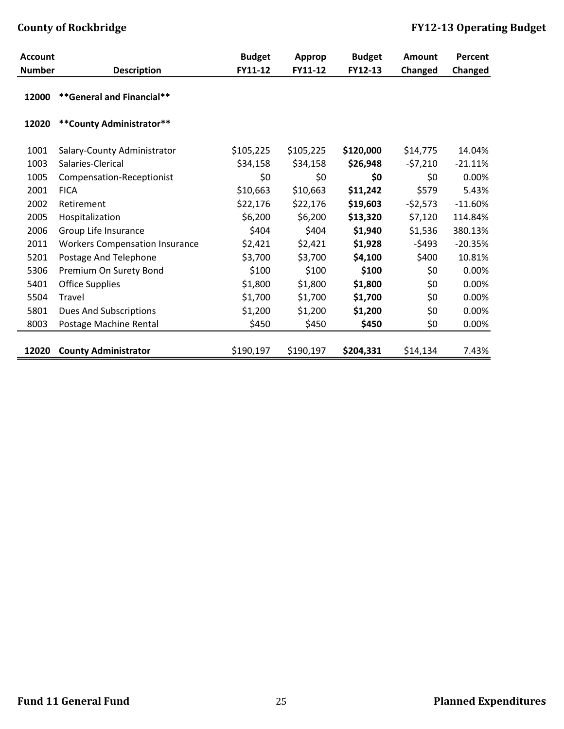| Account Number | Description | Budget FY11-12 | Approp FY11-12 | Budget FY12-13 | Amount Changed | Percent Changed |
|---|---|---|---|---|---|---|
| 12000 | **General and Financial** | | | | | |
| 12020 | **County Administrator** | | | | | |
| 1001 | Salary-County Administrator | $105,225 | $105,225 | **$120,000** | $14,775 | 14.04% |
| 1003 | Salaries-Clerical | $34,158 | $34,158 | **$26,948** | -$7,210 | -21.11% |
| 1005 | Compensation-Receptionist | $0 | $0 | **$0** | $0 | 0.00% |
| 2001 | FICA | $10,663 | $10,663 | **$11,242** | $579 | 5.43% |
| 2002 | Retirement | $22,176 | $22,176 | **$19,603** | -$2,573 | -11.60% |
| 2005 | Hospitalization | $6,200 | $6,200 | **$13,320** | $7,120 | 114.84% |
| 2006 | Group Life Insurance | $404 | $404 | **$1,940** | $1,536 | 380.13% |
| 2011 | Workers Compensation Insurance | $2,421 | $2,421 | **$1,928** | -$493 | -20.35% |
| 5201 | Postage And Telephone | $3,700 | $3,700 | **$4,100** | $400 | 10.81% |
| 5306 | Premium On Surety Bond | $100 | $100 | **$100** | $0 | 0.00% |
| 5401 | Office Supplies | $1,800 | $1,800 | **$1,800** | $0 | 0.00% |
| 5504 | Travel | $1,700 | $1,700 | **$1,700** | $0 | 0.00% |
| 5801 | Dues And Subscriptions | $1,200 | $1,200 | **$1,200** | $0 | 0.00% |
| 8003 | Postage Machine Rental | $450 | $450 | **$450** | $0 | 0.00% |
| **12020** | **County Administrator** | $190,197 | $190,197 | **$204,331** | $14,134 | 7.43% |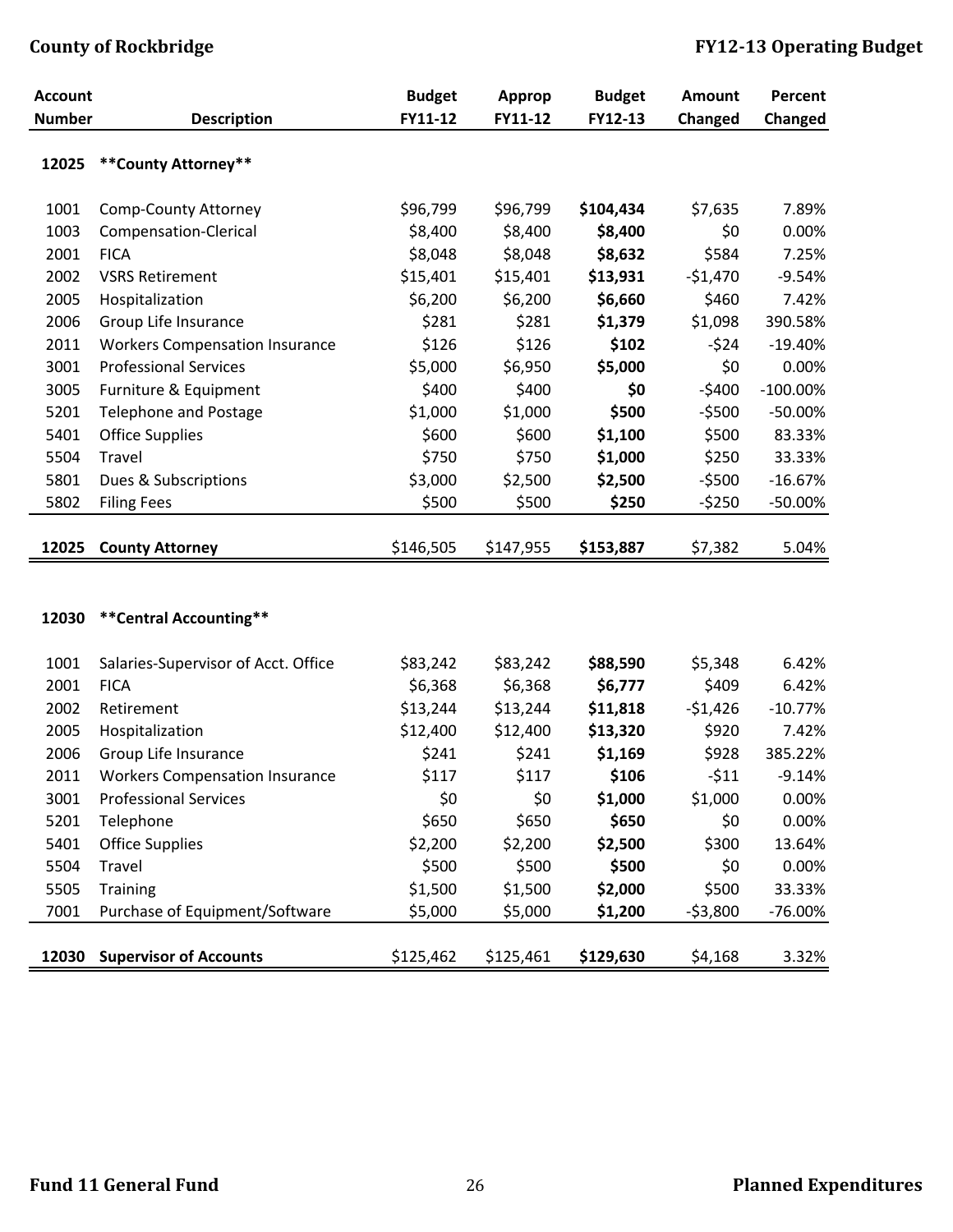| Account Number | Description | Budget FY11-12 | Approp FY11-12 | Budget FY12-13 | Amount Changed | Percent Changed |
|---|---|---|---|---|---|---|
| **12025** | **\*\*County Attorney\*\*** | | | | | |
| 1001 | Comp-County Attorney | $96,799 | $96,799 | **$104,434** | $7,635 | 7.89% |
| 1003 | Compensation-Clerical | $8,400 | $8,400 | **$8,400** | $0 | 0.00% |
| 2001 | FICA | $8,048 | $8,048 | **$8,632** | $584 | 7.25% |
| 2002 | VSRS Retirement | $15,401 | $15,401 | **$13,931** | -$1,470 | -9.54% |
| 2005 | Hospitalization | $6,200 | $6,200 | **$6,660** | $460 | 7.42% |
| 2006 | Group Life Insurance | $281 | $281 | **$1,379** | $1,098 | 390.58% |
| 2011 | Workers Compensation Insurance | $126 | $126 | **$102** | -$24 | -19.40% |
| 3001 | Professional Services | $5,000 | $6,950 | **$5,000** | $0 | 0.00% |
| 3005 | Furniture & Equipment | $400 | $400 | **$0** | -$400 | -100.00% |
| 5201 | Telephone and Postage | $1,000 | $1,000 | **$500** | -$500 | -50.00% |
| 5401 | Office Supplies | $600 | $600 | **$1,100** | $500 | 83.33% |
| 5504 | Travel | $750 | $750 | **$1,000** | $250 | 33.33% |
| 5801 | Dues & Subscriptions | $3,000 | $2,500 | **$2,500** | -$500 | -16.67% |
| 5802 | Filing Fees | $500 | $500 | **$250** | -$250 | -50.00% |
| **12025** | **County Attorney** | $146,505 | $147,955 | **$153,887** | $7,382 | 5.04% |

| Account Number | Description | Budget FY11-12 | Approp FY11-12 | Budget FY12-13 | Amount Changed | Percent Changed |
|---|---|---|---|---|---|---|
| **12030** | **\*\*Central Accounting\*\*** | | | | | |
| 1001 | Salaries-Supervisor of Acct. Office | $83,242 | $83,242 | **$88,590** | $5,348 | 6.42% |
| 2001 | FICA | $6,368 | $6,368 | **$6,777** | $409 | 6.42% |
| 2002 | Retirement | $13,244 | $13,244 | **$11,818** | -$1,426 | -10.77% |
| 2005 | Hospitalization | $12,400 | $12,400 | **$13,320** | $920 | 7.42% |
| 2006 | Group Life Insurance | $241 | $241 | **$1,169** | $928 | 385.22% |
| 2011 | Workers Compensation Insurance | $117 | $117 | **$106** | -$11 | -9.14% |
| 3001 | Professional Services | $0 | $0 | **$1,000** | $1,000 | 0.00% |
| 5201 | Telephone | $650 | $650 | **$650** | $0 | 0.00% |
| 5401 | Office Supplies | $2,200 | $2,200 | **$2,500** | $300 | 13.64% |
| 5504 | Travel | $500 | $500 | **$500** | $0 | 0.00% |
| 5505 | Training | $1,500 | $1,500 | **$2,000** | $500 | 33.33% |
| 7001 | Purchase of Equipment/Software | $5,000 | $5,000 | **$1,200** | -$3,800 | -76.00% |
| **12030** | **Supervisor of Accounts** | $125,462 | $125,461 | **$129,630** | $4,168 | 3.32% |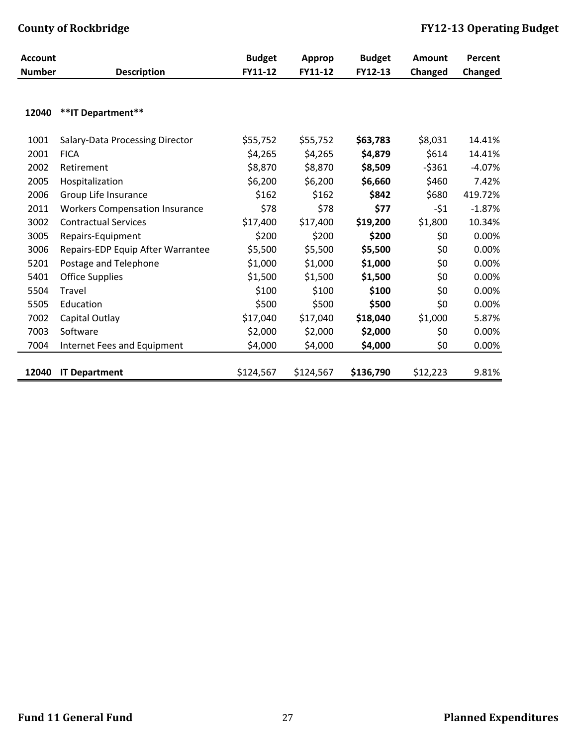| Account Number | Description | Budget FY11-12 | Approp FY11-12 | Budget FY12-13 | Amount Changed | Percent Changed |
|---|---|---|---|---|---|---|
| **12040** | **\*\*IT Department\*\*** | | | | | |
| 1001 | Salary-Data Processing Director | $55,752 | $55,752 | **$63,783** | $8,031 | 14.41% |
| 2001 | FICA | $4,265 | $4,265 | **$4,879** | $614 | 14.41% |
| 2002 | Retirement | $8,870 | $8,870 | **$8,509** | -$361 | -4.07% |
| 2005 | Hospitalization | $6,200 | $6,200 | **$6,660** | $460 | 7.42% |
| 2006 | Group Life Insurance | $162 | $162 | **$842** | $680 | 419.72% |
| 2011 | Workers Compensation Insurance | $78 | $78 | **$77** | -$1 | -1.87% |
| 3002 | Contractual Services | $17,400 | $17,400 | **$19,200** | $1,800 | 10.34% |
| 3005 | Repairs-Equipment | $200 | $200 | **$200** | $0 | 0.00% |
| 3006 | Repairs-EDP Equip After Warrantee | $5,500 | $5,500 | **$5,500** | $0 | 0.00% |
| 5201 | Postage and Telephone | $1,000 | $1,000 | **$1,000** | $0 | 0.00% |
| 5401 | Office Supplies | $1,500 | $1,500 | **$1,500** | $0 | 0.00% |
| 5504 | Travel | $100 | $100 | **$100** | $0 | 0.00% |
| 5505 | Education | $500 | $500 | **$500** | $0 | 0.00% |
| 7002 | Capital Outlay | $17,040 | $17,040 | **$18,040** | $1,000 | 5.87% |
| 7003 | Software | $2,000 | $2,000 | **$2,000** | $0 | 0.00% |
| 7004 | Internet Fees and Equipment | $4,000 | $4,000 | **$4,000** | $0 | 0.00% |
| **12040** | **IT Department** | $124,567 | $124,567 | **$136,790** | $12,223 | 9.81% |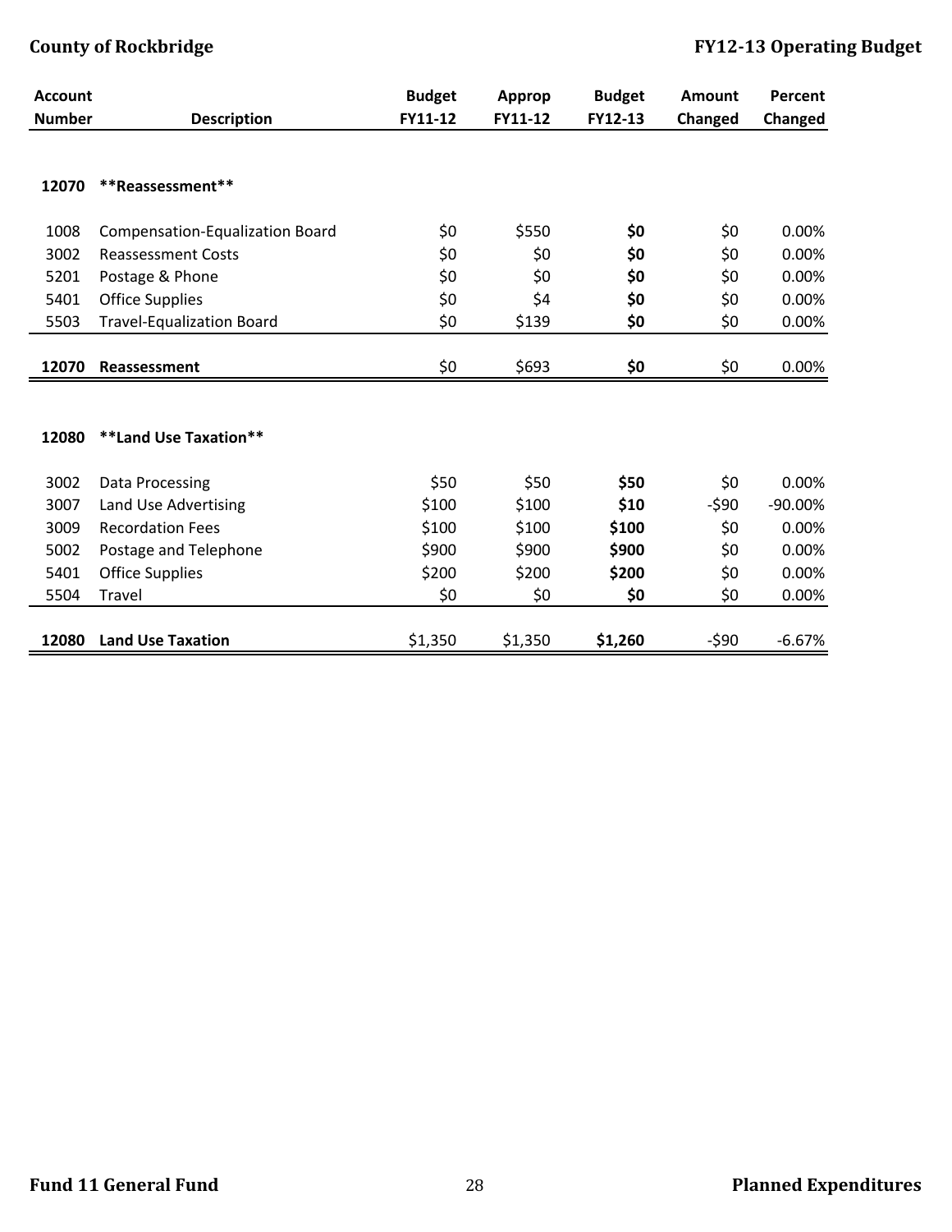| Account Number | Description | Budget FY11-12 | Approp FY11-12 | Budget FY12-13 | Amount Changed | Percent Changed |
|---|---|---|---|---|---|---|
| **12070** | **\*\*Reassessment\*\*** | | | | | |
| 1008 | Compensation-Equalization Board | $0 | $550 | **$0** | $0 | 0.00% |
| 3002 | Reassessment Costs | $0 | $0 | **$0** | $0 | 0.00% |
| 5201 | Postage & Phone | $0 | $0 | **$0** | $0 | 0.00% |
| 5401 | Office Supplies | $0 | $4 | **$0** | $0 | 0.00% |
| 5503 | Travel-Equalization Board | $0 | $139 | **$0** | $0 | 0.00% |
| **12070** | **Reassessment** | $0 | $693 | **$0** | $0 | 0.00% |
| **12080** | **\*\*Land Use Taxation\*\*** | | | | | |
| 3002 | Data Processing | $50 | $50 | **$50** | $0 | 0.00% |
| 3007 | Land Use Advertising | $100 | $100 | **$10** | -$90 | -90.00% |
| 3009 | Recordation Fees | $100 | $100 | **$100** | $0 | 0.00% |
| 5002 | Postage and Telephone | $900 | $900 | **$900** | $0 | 0.00% |
| 5401 | Office Supplies | $200 | $200 | **$200** | $0 | 0.00% |
| 5504 | Travel | $0 | $0 | **$0** | $0 | 0.00% |
| **12080** | **Land Use Taxation** | $1,350 | $1,350 | **$1,260** | -$90 | -6.67% |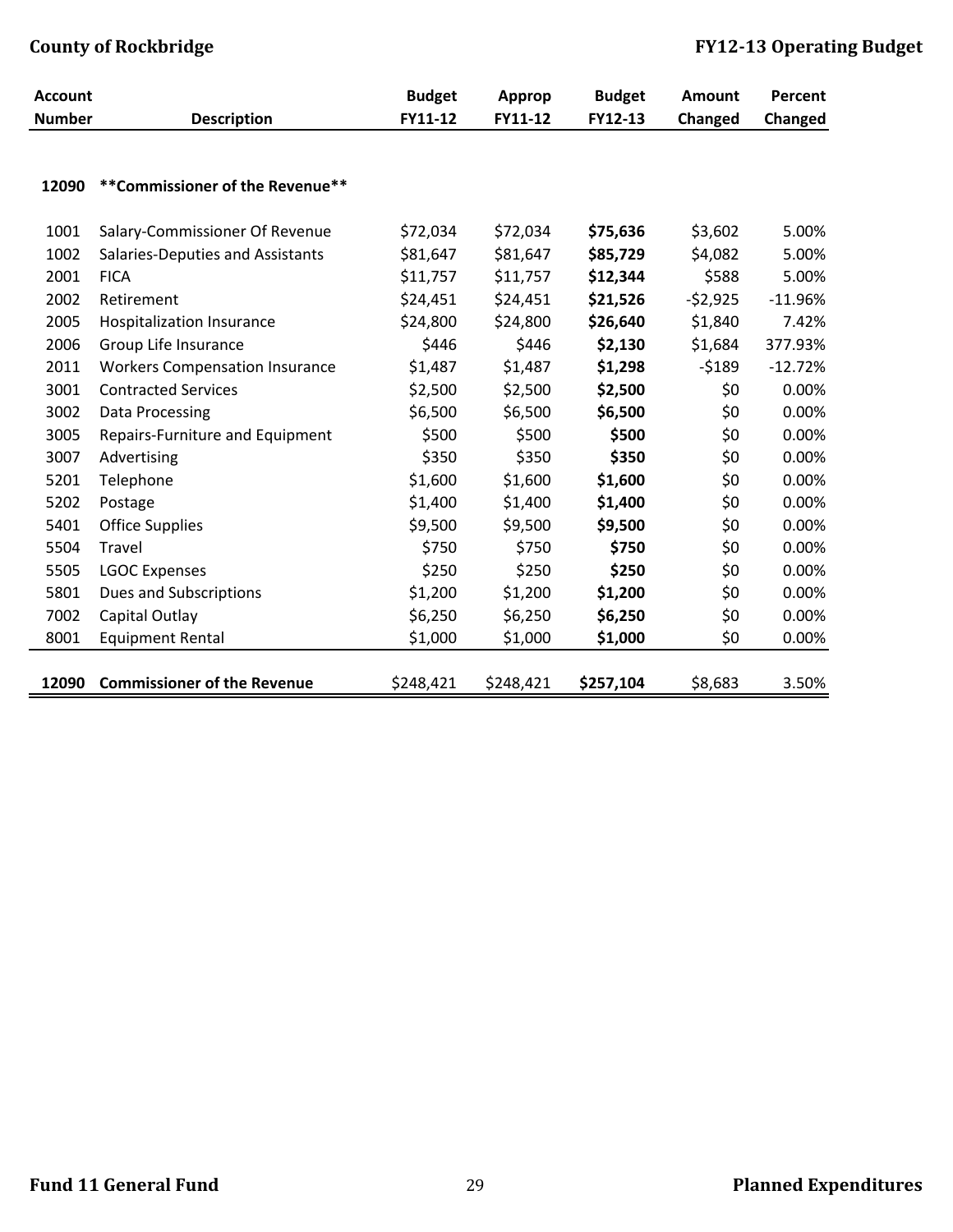| Account Number | Description | Budget FY11-12 | Approp FY11-12 | Budget FY12-13 | Amount Changed | Percent Changed |
|---|---|---|---|---|---|---|
| **12090** | **\*\*Commissioner of the Revenue\*\*** | | | | | |
| 1001 | Salary-Commissioner Of Revenue | $72,034 | $72,034 | **$75,636** | $3,602 | 5.00% |
| 1002 | Salaries-Deputies and Assistants | $81,647 | $81,647 | **$85,729** | $4,082 | 5.00% |
| 2001 | FICA | $11,757 | $11,757 | **$12,344** | $588 | 5.00% |
| 2002 | Retirement | $24,451 | $24,451 | **$21,526** | -$2,925 | -11.96% |
| 2005 | Hospitalization Insurance | $24,800 | $24,800 | **$26,640** | $1,840 | 7.42% |
| 2006 | Group Life Insurance | $446 | $446 | **$2,130** | $1,684 | 377.93% |
| 2011 | Workers Compensation Insurance | $1,487 | $1,487 | **$1,298** | -$189 | -12.72% |
| 3001 | Contracted Services | $2,500 | $2,500 | **$2,500** | $0 | 0.00% |
| 3002 | Data Processing | $6,500 | $6,500 | **$6,500** | $0 | 0.00% |
| 3005 | Repairs-Furniture and Equipment | $500 | $500 | **$500** | $0 | 0.00% |
| 3007 | Advertising | $350 | $350 | **$350** | $0 | 0.00% |
| 5201 | Telephone | $1,600 | $1,600 | **$1,600** | $0 | 0.00% |
| 5202 | Postage | $1,400 | $1,400 | **$1,400** | $0 | 0.00% |
| 5401 | Office Supplies | $9,500 | $9,500 | **$9,500** | $0 | 0.00% |
| 5504 | Travel | $750 | $750 | **$750** | $0 | 0.00% |
| 5505 | LGOC Expenses | $250 | $250 | **$250** | $0 | 0.00% |
| 5801 | Dues and Subscriptions | $1,200 | $1,200 | **$1,200** | $0 | 0.00% |
| 7002 | Capital Outlay | $6,250 | $6,250 | **$6,250** | $0 | 0.00% |
| 8001 | Equipment Rental | $1,000 | $1,000 | **$1,000** | $0 | 0.00% |
| **12090** | **Commissioner of the Revenue** | $248,421 | $248,421 | **$257,104** | $8,683 | 3.50% |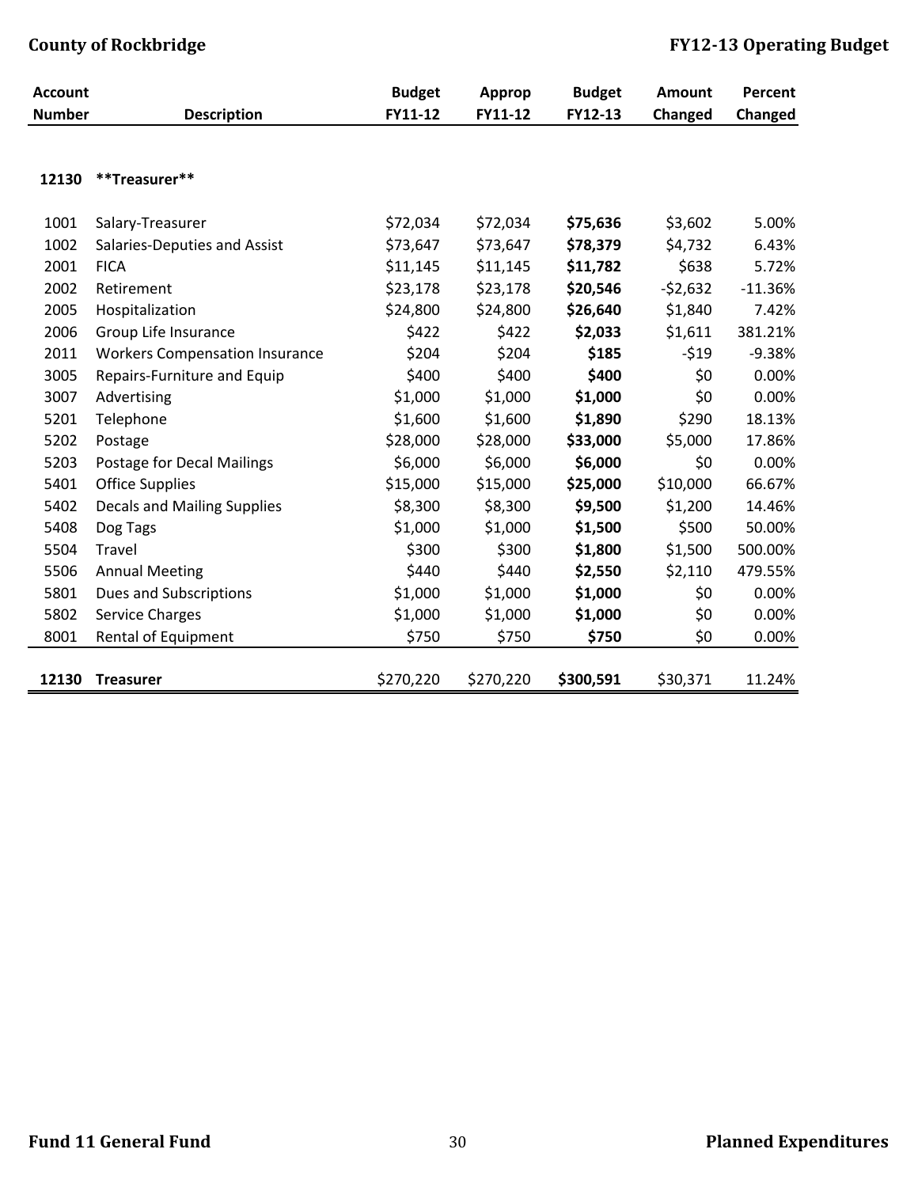| Account Number | Description | Budget FY11-12 | Approp FY11-12 | Budget FY12-13 | Amount Changed | Percent Changed |
|---|---|---|---|---|---|---|
| **12130** | **\*\*Treasurer\*\*** | | | | | |
| 1001 | Salary-Treasurer | $72,034 | $72,034 | **$75,636** | $3,602 | 5.00% |
| 1002 | Salaries-Deputies and Assist | $73,647 | $73,647 | **$78,379** | $4,732 | 6.43% |
| 2001 | FICA | $11,145 | $11,145 | **$11,782** | $638 | 5.72% |
| 2002 | Retirement | $23,178 | $23,178 | **$20,546** | -$2,632 | -11.36% |
| 2005 | Hospitalization | $24,800 | $24,800 | **$26,640** | $1,840 | 7.42% |
| 2006 | Group Life Insurance | $422 | $422 | **$2,033** | $1,611 | 381.21% |
| 2011 | Workers Compensation Insurance | $204 | $204 | **$185** | -$19 | -9.38% |
| 3005 | Repairs-Furniture and Equip | $400 | $400 | **$400** | $0 | 0.00% |
| 3007 | Advertising | $1,000 | $1,000 | **$1,000** | $0 | 0.00% |
| 5201 | Telephone | $1,600 | $1,600 | **$1,890** | $290 | 18.13% |
| 5202 | Postage | $28,000 | $28,000 | **$33,000** | $5,000 | 17.86% |
| 5203 | Postage for Decal Mailings | $6,000 | $6,000 | **$6,000** | $0 | 0.00% |
| 5401 | Office Supplies | $15,000 | $15,000 | **$25,000** | $10,000 | 66.67% |
| 5402 | Decals and Mailing Supplies | $8,300 | $8,300 | **$9,500** | $1,200 | 14.46% |
| 5408 | Dog Tags | $1,000 | $1,000 | **$1,500** | $500 | 50.00% |
| 5504 | Travel | $300 | $300 | **$1,800** | $1,500 | 500.00% |
| 5506 | Annual Meeting | $440 | $440 | **$2,550** | $2,110 | 479.55% |
| 5801 | Dues and Subscriptions | $1,000 | $1,000 | **$1,000** | $0 | 0.00% |
| 5802 | Service Charges | $1,000 | $1,000 | **$1,000** | $0 | 0.00% |
| 8001 | Rental of Equipment | $750 | $750 | **$750** | $0 | 0.00% |
| **12130** | **Treasurer** | $270,220 | $270,220 | **$300,591** | $30,371 | 11.24% |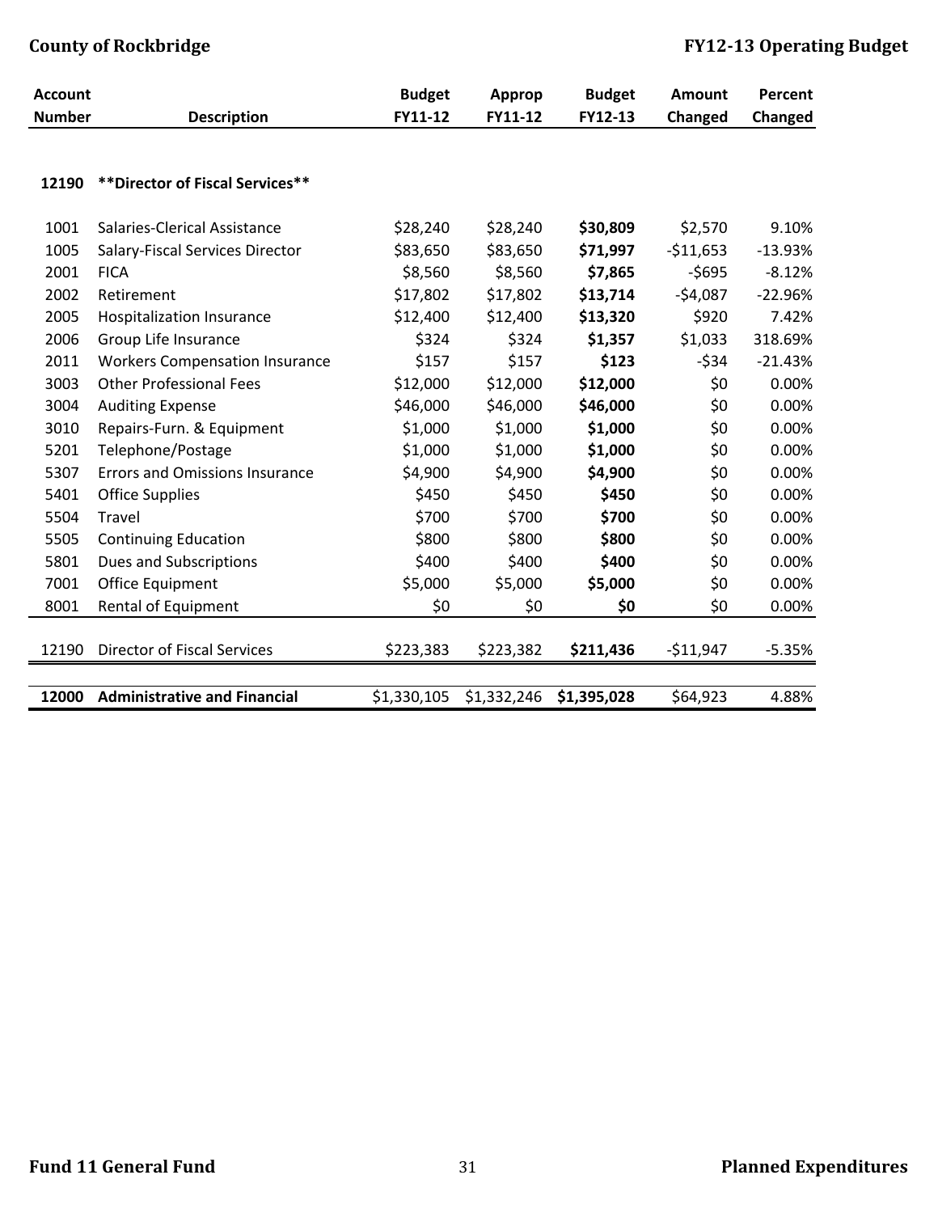| Account Number | Description | Budget FY11-12 | Approp FY11-12 | Budget FY12-13 | Amount Changed | Percent Changed |
|---|---|---|---|---|---|---|
| **12190** | **\*\*Director of Fiscal Services\*\*** | | | | | |
| 1001 | Salaries-Clerical Assistance | $28,240 | $28,240 | **$30,809** | $2,570 | 9.10% |
| 1005 | Salary-Fiscal Services Director | $83,650 | $83,650 | **$71,997** | -$11,653 | -13.93% |
| 2001 | FICA | $8,560 | $8,560 | **$7,865** | -$695 | -8.12% |
| 2002 | Retirement | $17,802 | $17,802 | **$13,714** | -$4,087 | -22.96% |
| 2005 | Hospitalization Insurance | $12,400 | $12,400 | **$13,320** | $920 | 7.42% |
| 2006 | Group Life Insurance | $324 | $324 | **$1,357** | $1,033 | 318.69% |
| 2011 | Workers Compensation Insurance | $157 | $157 | **$123** | -$34 | -21.43% |
| 3003 | Other Professional Fees | $12,000 | $12,000 | **$12,000** | $0 | 0.00% |
| 3004 | Auditing Expense | $46,000 | $46,000 | **$46,000** | $0 | 0.00% |
| 3010 | Repairs-Furn. & Equipment | $1,000 | $1,000 | **$1,000** | $0 | 0.00% |
| 5201 | Telephone/Postage | $1,000 | $1,000 | **$1,000** | $0 | 0.00% |
| 5307 | Errors and Omissions Insurance | $4,900 | $4,900 | **$4,900** | $0 | 0.00% |
| 5401 | Office Supplies | $450 | $450 | **$450** | $0 | 0.00% |
| 5504 | Travel | $700 | $700 | **$700** | $0 | 0.00% |
| 5505 | Continuing Education | $800 | $800 | **$800** | $0 | 0.00% |
| 5801 | Dues and Subscriptions | $400 | $400 | **$400** | $0 | 0.00% |
| 7001 | Office Equipment | $5,000 | $5,000 | **$5,000** | $0 | 0.00% |
| 8001 | Rental of Equipment | $0 | $0 | **$0** | $0 | 0.00% |
| 12190 | Director of Fiscal Services | $223,383 | $223,382 | **$211,436** | -$11,947 | -5.35% |
| **12000** | **Administrative and Financial** | $1,330,105 | $1,332,246 | **$1,395,028** | $64,923 | 4.88% |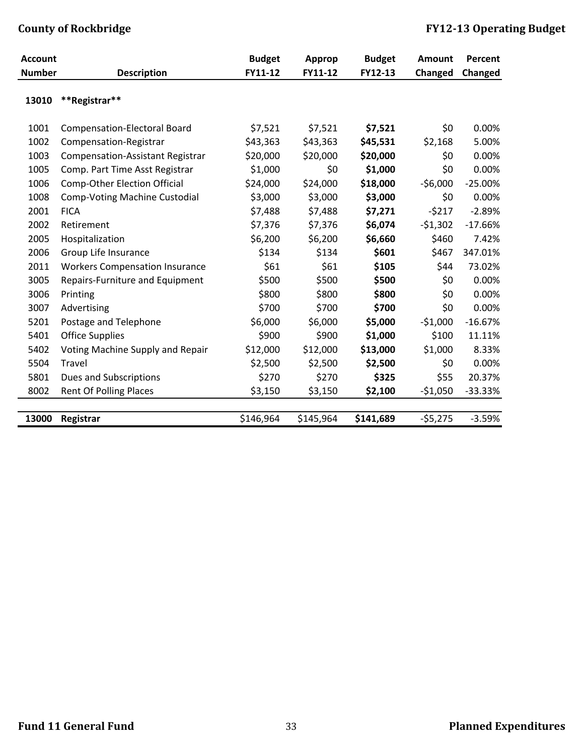| Account Number | Description | Budget FY11-12 | Approp FY11-12 | Budget FY12-13 | Amount Changed | Percent Changed |
|---|---|---|---|---|---|---|
| **13010** | **\*\*Registrar\*\*** | | | | | |
| 1001 | Compensation-Electoral Board | $7,521 | $7,521 | **$7,521** | $0 | 0.00% |
| 1002 | Compensation-Registrar | $43,363 | $43,363 | **$45,531** | $2,168 | 5.00% |
| 1003 | Compensation-Assistant Registrar | $20,000 | $20,000 | **$20,000** | $0 | 0.00% |
| 1005 | Comp. Part Time Asst Registrar | $1,000 | $0 | **$1,000** | $0 | 0.00% |
| 1006 | Comp-Other Election Official | $24,000 | $24,000 | **$18,000** | -$6,000 | -25.00% |
| 1008 | Comp-Voting Machine Custodial | $3,000 | $3,000 | **$3,000** | $0 | 0.00% |
| 2001 | FICA | $7,488 | $7,488 | **$7,271** | -$217 | -2.89% |
| 2002 | Retirement | $7,376 | $7,376 | **$6,074** | -$1,302 | -17.66% |
| 2005 | Hospitalization | $6,200 | $6,200 | **$6,660** | $460 | 7.42% |
| 2006 | Group Life Insurance | $134 | $134 | **$601** | $467 | 347.01% |
| 2011 | Workers Compensation Insurance | $61 | $61 | **$105** | $44 | 73.02% |
| 3005 | Repairs-Furniture and Equipment | $500 | $500 | **$500** | $0 | 0.00% |
| 3006 | Printing | $800 | $800 | **$800** | $0 | 0.00% |
| 3007 | Advertising | $700 | $700 | **$700** | $0 | 0.00% |
| 5201 | Postage and Telephone | $6,000 | $6,000 | **$5,000** | -$1,000 | -16.67% |
| 5401 | Office Supplies | $900 | $900 | **$1,000** | $100 | 11.11% |
| 5402 | Voting Machine Supply and Repair | $12,000 | $12,000 | **$13,000** | $1,000 | 8.33% |
| 5504 | Travel | $2,500 | $2,500 | **$2,500** | $0 | 0.00% |
| 5801 | Dues and Subscriptions | $270 | $270 | **$325** | $55 | 20.37% |
| 8002 | Rent Of Polling Places | $3,150 | $3,150 | **$2,100** | -$1,050 | -33.33% |
| **13000** | **Registrar** | $146,964 | $145,964 | **$141,689** | -$5,275 | -3.59% |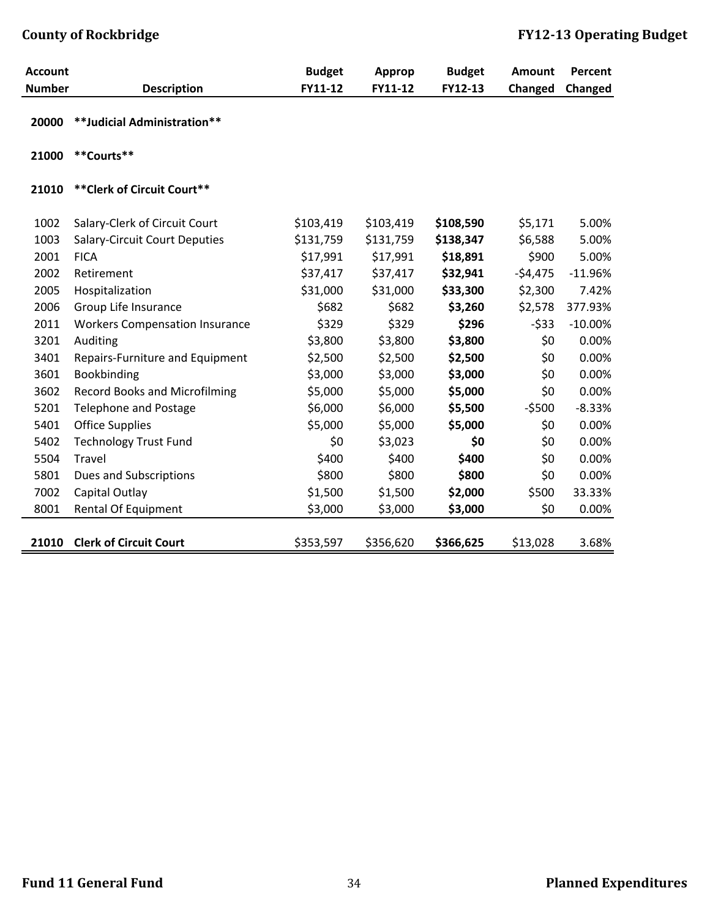| Account Number | Description | Budget FY11-12 | Approp FY11-12 | Budget FY12-13 | Amount Changed | Percent Changed |
|---|---|---|---|---|---|---|
| 20000 | **Judicial Administration** | | | | | |
| 21000 | **Courts** | | | | | |
| 21010 | **Clerk of Circuit Court** | | | | | |
| 1002 | Salary-Clerk of Circuit Court | $103,419 | $103,419 | **$108,590** | $5,171 | 5.00% |
| 1003 | Salary-Circuit Court Deputies | $131,759 | $131,759 | **$138,347** | $6,588 | 5.00% |
| 2001 | FICA | $17,991 | $17,991 | **$18,891** | $900 | 5.00% |
| 2002 | Retirement | $37,417 | $37,417 | **$32,941** | -$4,475 | -11.96% |
| 2005 | Hospitalization | $31,000 | $31,000 | **$33,300** | $2,300 | 7.42% |
| 2006 | Group Life Insurance | $682 | $682 | **$3,260** | $2,578 | 377.93% |
| 2011 | Workers Compensation Insurance | $329 | $329 | **$296** | -$33 | -10.00% |
| 3201 | Auditing | $3,800 | $3,800 | **$3,800** | $0 | 0.00% |
| 3401 | Repairs-Furniture and Equipment | $2,500 | $2,500 | **$2,500** | $0 | 0.00% |
| 3601 | Bookbinding | $3,000 | $3,000 | **$3,000** | $0 | 0.00% |
| 3602 | Record Books and Microfilming | $5,000 | $5,000 | **$5,000** | $0 | 0.00% |
| 5201 | Telephone and Postage | $6,000 | $6,000 | **$5,500** | -$500 | -8.33% |
| 5401 | Office Supplies | $5,000 | $5,000 | **$5,000** | $0 | 0.00% |
| 5402 | Technology Trust Fund | $0 | $3,023 | **$0** | $0 | 0.00% |
| 5504 | Travel | $400 | $400 | **$400** | $0 | 0.00% |
| 5801 | Dues and Subscriptions | $800 | $800 | **$800** | $0 | 0.00% |
| 7002 | Capital Outlay | $1,500 | $1,500 | **$2,000** | $500 | 33.33% |
| 8001 | Rental Of Equipment | $3,000 | $3,000 | **$3,000** | $0 | 0.00% |
| **21010** | **Clerk of Circuit Court** | $353,597 | $356,620 | **$366,625** | $13,028 | 3.68% |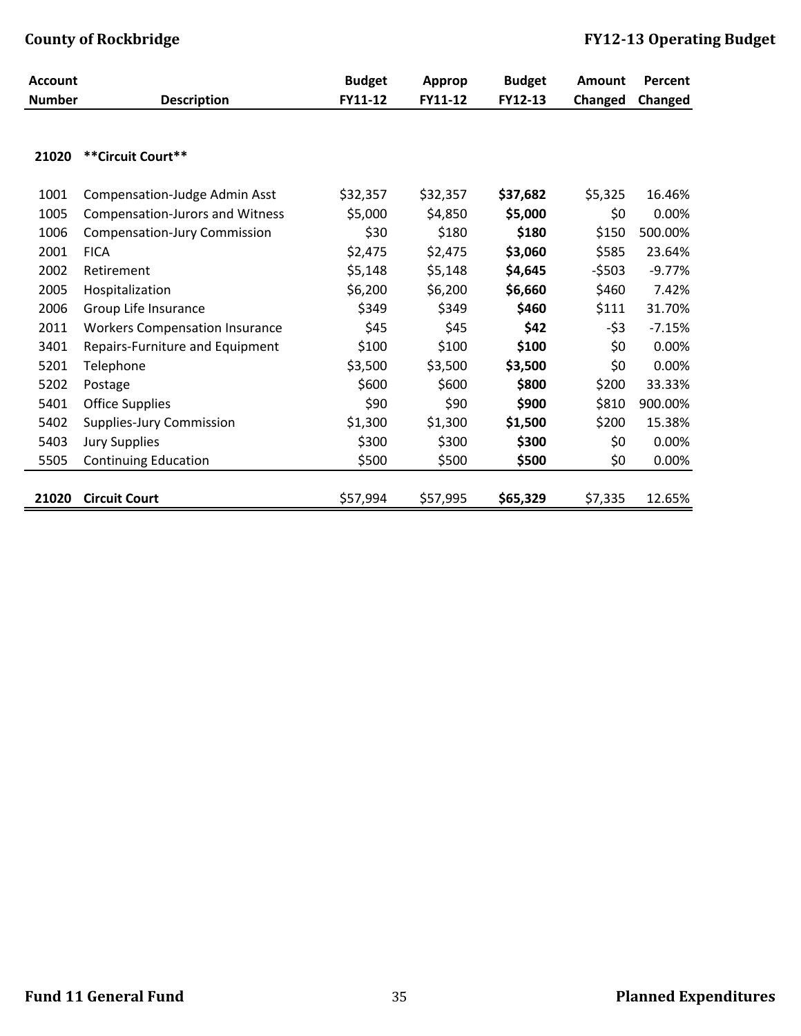| Account Number | Description | Budget FY11-12 | Approp FY11-12 | Budget FY12-13 | Amount Changed | Percent Changed |
|---|---|---|---|---|---|---|
| **21020** | **Circuit Court** | | | | | |
| 1001 | Compensation-Judge Admin Asst | $32,357 | $32,357 | **$37,682** | $5,325 | 16.46% |
| 1005 | Compensation-Jurors and Witness | $5,000 | $4,850 | **$5,000** | $0 | 0.00% |
| 1006 | Compensation-Jury Commission | $30 | $180 | **$180** | $150 | 500.00% |
| 2001 | FICA | $2,475 | $2,475 | **$3,060** | $585 | 23.64% |
| 2002 | Retirement | $5,148 | $5,148 | **$4,645** | -$503 | -9.77% |
| 2005 | Hospitalization | $6,200 | $6,200 | **$6,660** | $460 | 7.42% |
| 2006 | Group Life Insurance | $349 | $349 | **$460** | $111 | 31.70% |
| 2011 | Workers Compensation Insurance | $45 | $45 | **$42** | -$3 | -7.15% |
| 3401 | Repairs-Furniture and Equipment | $100 | $100 | **$100** | $0 | 0.00% |
| 5201 | Telephone | $3,500 | $3,500 | **$3,500** | $0 | 0.00% |
| 5202 | Postage | $600 | $600 | **$800** | $200 | 33.33% |
| 5401 | Office Supplies | $90 | $90 | **$900** | $810 | 900.00% |
| 5402 | Supplies-Jury Commission | $1,300 | $1,300 | **$1,500** | $200 | 15.38% |
| 5403 | Jury Supplies | $300 | $300 | **$300** | $0 | 0.00% |
| 5505 | Continuing Education | $500 | $500 | **$500** | $0 | 0.00% |
| **21020** | **Circuit Court** | $57,994 | $57,995 | **$65,329** | $7,335 | 12.65% |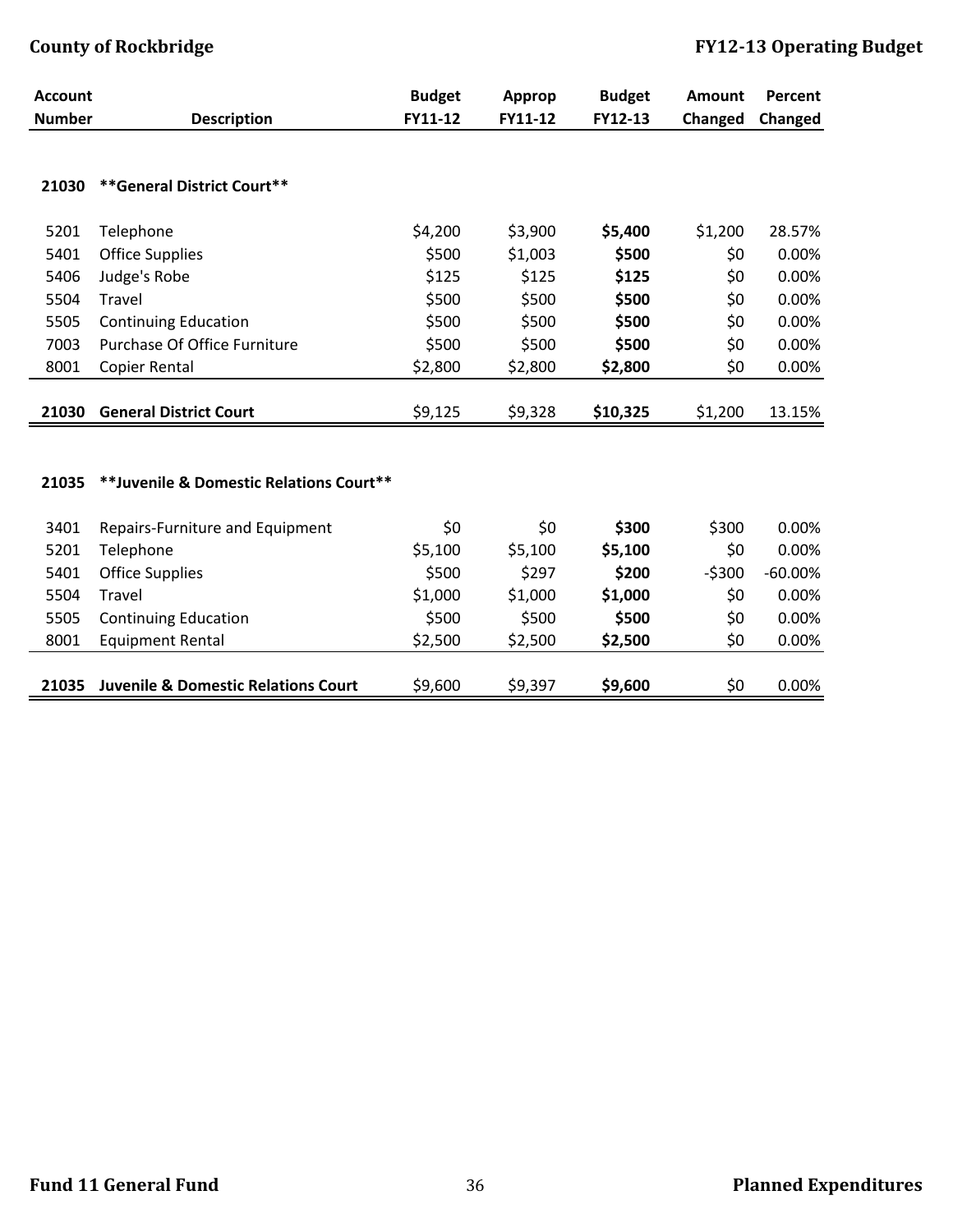| Account Number | Description | Budget FY11-12 | Approp FY11-12 | Budget FY12-13 | Amount Changed | Percent Changed |
|---|---|---|---|---|---|---|
| **21030** | **\*\*General District Court\*\*** | | | | | |
| 5201 | Telephone | $4,200 | $3,900 | **$5,400** | $1,200 | 28.57% |
| 5401 | Office Supplies | $500 | $1,003 | **$500** | $0 | 0.00% |
| 5406 | Judge's Robe | $125 | $125 | **$125** | $0 | 0.00% |
| 5504 | Travel | $500 | $500 | **$500** | $0 | 0.00% |
| 5505 | Continuing Education | $500 | $500 | **$500** | $0 | 0.00% |
| 7003 | Purchase Of Office Furniture | $500 | $500 | **$500** | $0 | 0.00% |
| 8001 | Copier Rental | $2,800 | $2,800 | **$2,800** | $0 | 0.00% |
| **21030** | **General District Court** | $9,125 | $9,328 | **$10,325** | $1,200 | 13.15% |
| **21035** | **\*\*Juvenile & Domestic Relations Court\*\*** | | | | | |
| 3401 | Repairs-Furniture and Equipment | $0 | $0 | **$300** | $300 | 0.00% |
| 5201 | Telephone | $5,100 | $5,100 | **$5,100** | $0 | 0.00% |
| 5401 | Office Supplies | $500 | $297 | **$200** | -$300 | -60.00% |
| 5504 | Travel | $1,000 | $1,000 | **$1,000** | $0 | 0.00% |
| 5505 | Continuing Education | $500 | $500 | **$500** | $0 | 0.00% |
| 8001 | Equipment Rental | $2,500 | $2,500 | **$2,500** | $0 | 0.00% |
| **21035** | **Juvenile & Domestic Relations Court** | $9,600 | $9,397 | **$9,600** | $0 | 0.00% |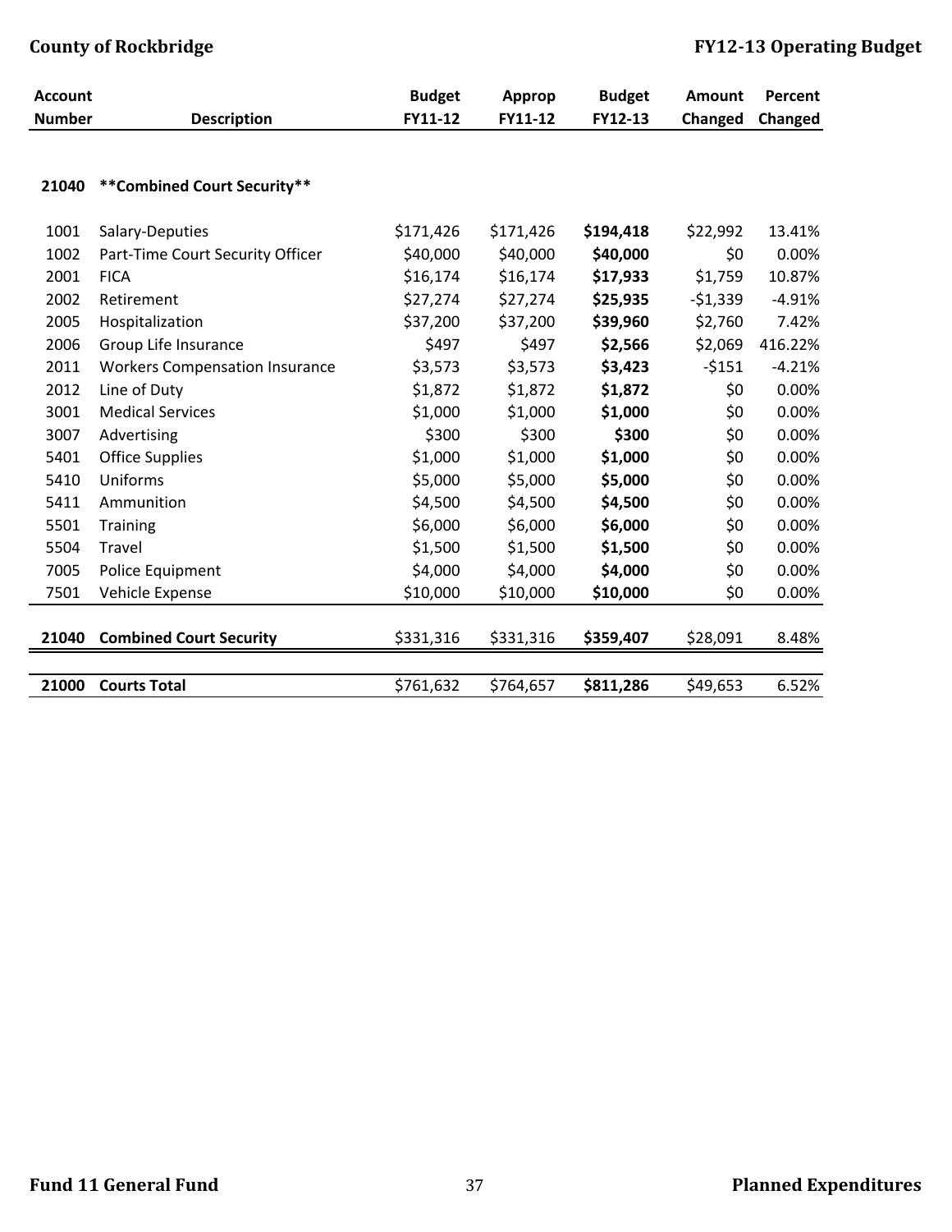| Account Number | Description | Budget FY11-12 | Approp FY11-12 | Budget FY12-13 | Amount Changed | Percent Changed |
|---|---|---|---|---|---|---|
| **21040** | **\*\*Combined Court Security\*\*** | | | | | |
| 1001 | Salary-Deputies | $171,426 | $171,426 | **$194,418** | $22,992 | 13.41% |
| 1002 | Part-Time Court Security Officer | $40,000 | $40,000 | **$40,000** | $0 | 0.00% |
| 2001 | FICA | $16,174 | $16,174 | **$17,933** | $1,759 | 10.87% |
| 2002 | Retirement | $27,274 | $27,274 | **$25,935** | -$1,339 | -4.91% |
| 2005 | Hospitalization | $37,200 | $37,200 | **$39,960** | $2,760 | 7.42% |
| 2006 | Group Life Insurance | $497 | $497 | **$2,566** | $2,069 | 416.22% |
| 2011 | Workers Compensation Insurance | $3,573 | $3,573 | **$3,423** | -$151 | -4.21% |
| 2012 | Line of Duty | $1,872 | $1,872 | **$1,872** | $0 | 0.00% |
| 3001 | Medical Services | $1,000 | $1,000 | **$1,000** | $0 | 0.00% |
| 3007 | Advertising | $300 | $300 | **$300** | $0 | 0.00% |
| 5401 | Office Supplies | $1,000 | $1,000 | **$1,000** | $0 | 0.00% |
| 5410 | Uniforms | $5,000 | $5,000 | **$5,000** | $0 | 0.00% |
| 5411 | Ammunition | $4,500 | $4,500 | **$4,500** | $0 | 0.00% |
| 5501 | Training | $6,000 | $6,000 | **$6,000** | $0 | 0.00% |
| 5504 | Travel | $1,500 | $1,500 | **$1,500** | $0 | 0.00% |
| 7005 | Police Equipment | $4,000 | $4,000 | **$4,000** | $0 | 0.00% |
| 7501 | Vehicle Expense | $10,000 | $10,000 | **$10,000** | $0 | 0.00% |
| **21040** | **Combined Court Security** | $331,316 | $331,316 | **$359,407** | $28,091 | 8.48% |
| **21000** | **Courts Total** | $761,632 | $764,657 | **$811,286** | $49,653 | 6.52% |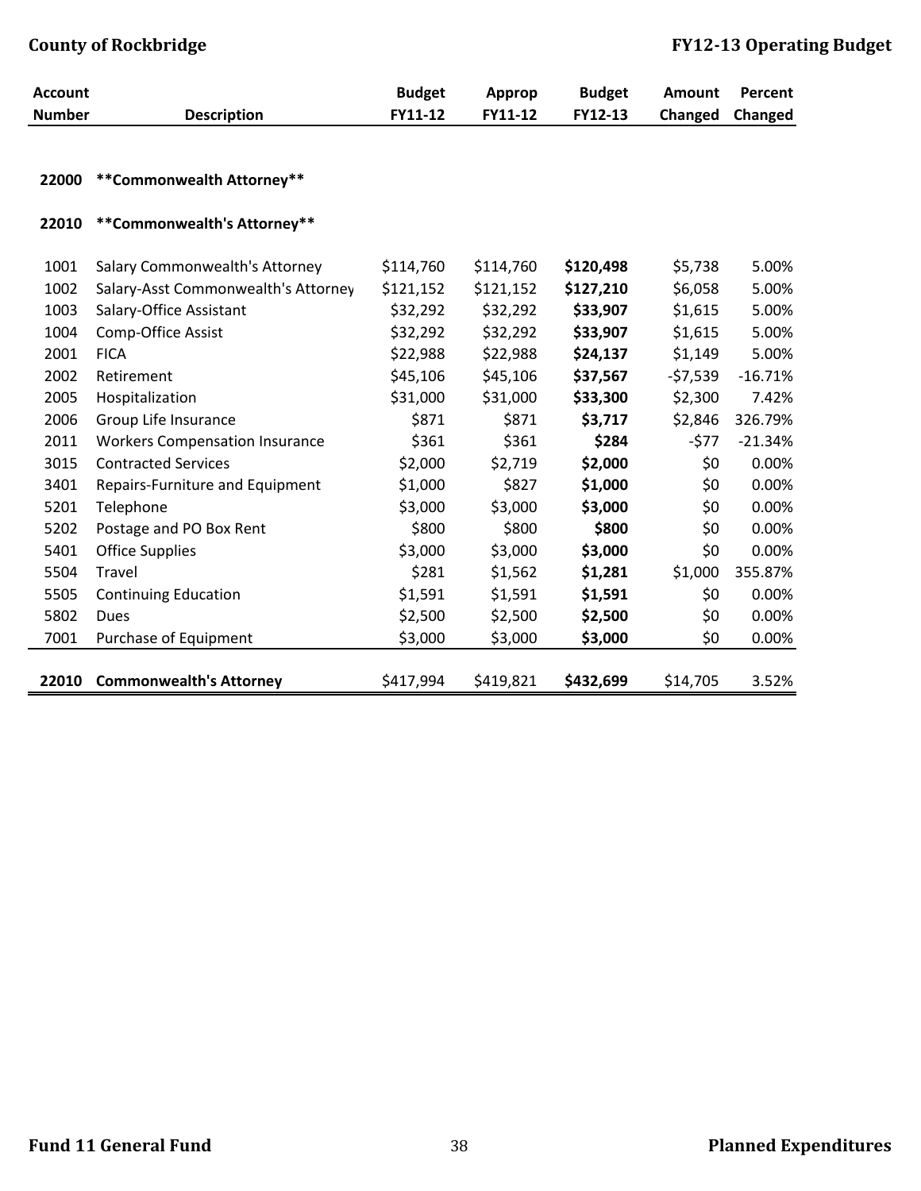| Account Number | Description | Budget FY11-12 | Approp FY11-12 | Budget FY12-13 | Amount Changed | Percent Changed |
|---|---|---|---|---|---|---|
| **22000** | **\*\*Commonwealth Attorney\*\*** | | | | | |
| **22010** | **\*\*Commonwealth's Attorney\*\*** | | | | | |
| 1001 | Salary Commonwealth's Attorney | $114,760 | $114,760 | **$120,498** | $5,738 | 5.00% |
| 1002 | Salary-Asst Commonwealth's Attorney | $121,152 | $121,152 | **$127,210** | $6,058 | 5.00% |
| 1003 | Salary-Office Assistant | $32,292 | $32,292 | **$33,907** | $1,615 | 5.00% |
| 1004 | Comp-Office Assist | $32,292 | $32,292 | **$33,907** | $1,615 | 5.00% |
| 2001 | FICA | $22,988 | $22,988 | **$24,137** | $1,149 | 5.00% |
| 2002 | Retirement | $45,106 | $45,106 | **$37,567** | -$7,539 | -16.71% |
| 2005 | Hospitalization | $31,000 | $31,000 | **$33,300** | $2,300 | 7.42% |
| 2006 | Group Life Insurance | $871 | $871 | **$3,717** | $2,846 | 326.79% |
| 2011 | Workers Compensation Insurance | $361 | $361 | **$284** | -$77 | -21.34% |
| 3015 | Contracted Services | $2,000 | $2,719 | **$2,000** | $0 | 0.00% |
| 3401 | Repairs-Furniture and Equipment | $1,000 | $827 | **$1,000** | $0 | 0.00% |
| 5201 | Telephone | $3,000 | $3,000 | **$3,000** | $0 | 0.00% |
| 5202 | Postage and PO Box Rent | $800 | $800 | **$800** | $0 | 0.00% |
| 5401 | Office Supplies | $3,000 | $3,000 | **$3,000** | $0 | 0.00% |
| 5504 | Travel | $281 | $1,562 | **$1,281** | $1,000 | 355.87% |
| 5505 | Continuing Education | $1,591 | $1,591 | **$1,591** | $0 | 0.00% |
| 5802 | Dues | $2,500 | $2,500 | **$2,500** | $0 | 0.00% |
| 7001 | Purchase of Equipment | $3,000 | $3,000 | **$3,000** | $0 | 0.00% |
| **22010** | **Commonwealth's Attorney** | $417,994 | $419,821 | **$432,699** | $14,705 | 3.52% |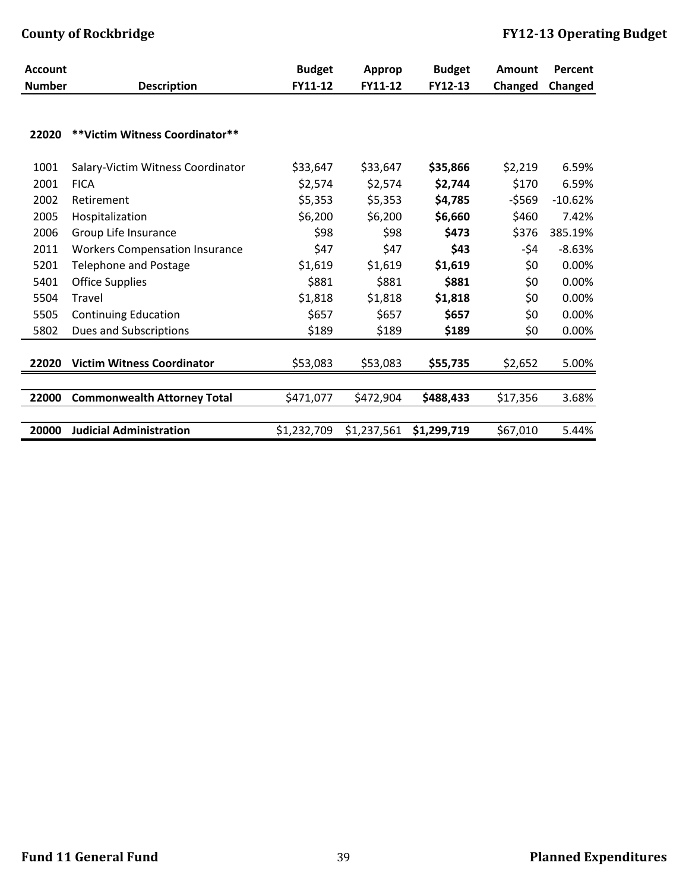| Account Number | Description | Budget FY11-12 | Approp FY11-12 | Budget FY12-13 | Amount Changed | Percent Changed |
|---|---|---|---|---|---|---|
| **22020** | **\*\*Victim Witness Coordinator\*\*** | | | | | |
| 1001 | Salary-Victim Witness Coordinator | $33,647 | $33,647 | **$35,866** | $2,219 | 6.59% |
| 2001 | FICA | $2,574 | $2,574 | **$2,744** | $170 | 6.59% |
| 2002 | Retirement | $5,353 | $5,353 | **$4,785** | -$569 | -10.62% |
| 2005 | Hospitalization | $6,200 | $6,200 | **$6,660** | $460 | 7.42% |
| 2006 | Group Life Insurance | $98 | $98 | **$473** | $376 | 385.19% |
| 2011 | Workers Compensation Insurance | $47 | $47 | **$43** | -$4 | -8.63% |
| 5201 | Telephone and Postage | $1,619 | $1,619 | **$1,619** | $0 | 0.00% |
| 5401 | Office Supplies | $881 | $881 | **$881** | $0 | 0.00% |
| 5504 | Travel | $1,818 | $1,818 | **$1,818** | $0 | 0.00% |
| 5505 | Continuing Education | $657 | $657 | **$657** | $0 | 0.00% |
| 5802 | Dues and Subscriptions | $189 | $189 | **$189** | $0 | 0.00% |
| **22020** | **Victim Witness Coordinator** | $53,083 | $53,083 | **$55,735** | $2,652 | 5.00% |
| **22000** | **Commonwealth Attorney Total** | $471,077 | $472,904 | **$488,433** | $17,356 | 3.68% |
| **20000** | **Judicial Administration** | $1,232,709 | $1,237,561 | **$1,299,719** | $67,010 | 5.44% |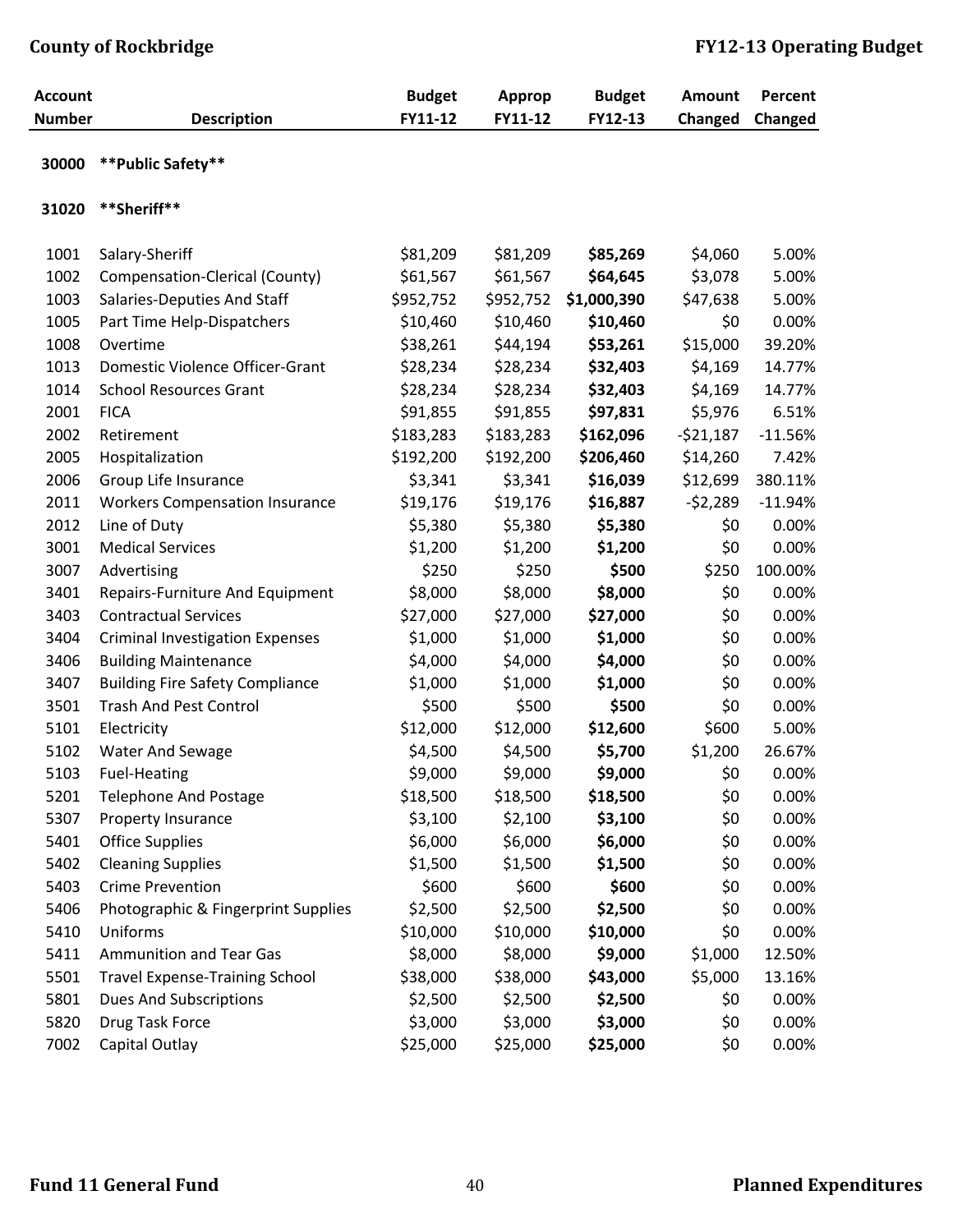| Account Number | Description | Budget FY11-12 | Approp FY11-12 | Budget FY12-13 | Amount Changed | Percent Changed |
|---|---|---|---|---|---|---|
| 30000 | **Public Safety** | | | | | |
| 31020 | **Sheriff** | | | | | |
| 1001 | Salary-Sheriff | $81,209 | $81,209 | **$85,269** | $4,060 | 5.00% |
| 1002 | Compensation-Clerical (County) | $61,567 | $61,567 | **$64,645** | $3,078 | 5.00% |
| 1003 | Salaries-Deputies And Staff | $952,752 | $952,752 | **$1,000,390** | $47,638 | 5.00% |
| 1005 | Part Time Help-Dispatchers | $10,460 | $10,460 | **$10,460** | $0 | 0.00% |
| 1008 | Overtime | $38,261 | $44,194 | **$53,261** | $15,000 | 39.20% |
| 1013 | Domestic Violence Officer-Grant | $28,234 | $28,234 | **$32,403** | $4,169 | 14.77% |
| 1014 | School Resources Grant | $28,234 | $28,234 | **$32,403** | $4,169 | 14.77% |
| 2001 | FICA | $91,855 | $91,855 | **$97,831** | $5,976 | 6.51% |
| 2002 | Retirement | $183,283 | $183,283 | **$162,096** | -$21,187 | -11.56% |
| 2005 | Hospitalization | $192,200 | $192,200 | **$206,460** | $14,260 | 7.42% |
| 2006 | Group Life Insurance | $3,341 | $3,341 | **$16,039** | $12,699 | 380.11% |
| 2011 | Workers Compensation Insurance | $19,176 | $19,176 | **$16,887** | -$2,289 | -11.94% |
| 2012 | Line of Duty | $5,380 | $5,380 | **$5,380** | $0 | 0.00% |
| 3001 | Medical Services | $1,200 | $1,200 | **$1,200** | $0 | 0.00% |
| 3007 | Advertising | $250 | $250 | **$500** | $250 | 100.00% |
| 3401 | Repairs-Furniture And Equipment | $8,000 | $8,000 | **$8,000** | $0 | 0.00% |
| 3403 | Contractual Services | $27,000 | $27,000 | **$27,000** | $0 | 0.00% |
| 3404 | Criminal Investigation Expenses | $1,000 | $1,000 | **$1,000** | $0 | 0.00% |
| 3406 | Building Maintenance | $4,000 | $4,000 | **$4,000** | $0 | 0.00% |
| 3407 | Building Fire Safety Compliance | $1,000 | $1,000 | **$1,000** | $0 | 0.00% |
| 3501 | Trash And Pest Control | $500 | $500 | **$500** | $0 | 0.00% |
| 5101 | Electricity | $12,000 | $12,000 | **$12,600** | $600 | 5.00% |
| 5102 | Water And Sewage | $4,500 | $4,500 | **$5,700** | $1,200 | 26.67% |
| 5103 | Fuel-Heating | $9,000 | $9,000 | **$9,000** | $0 | 0.00% |
| 5201 | Telephone And Postage | $18,500 | $18,500 | **$18,500** | $0 | 0.00% |
| 5307 | Property Insurance | $3,100 | $2,100 | **$3,100** | $0 | 0.00% |
| 5401 | Office Supplies | $6,000 | $6,000 | **$6,000** | $0 | 0.00% |
| 5402 | Cleaning Supplies | $1,500 | $1,500 | **$1,500** | $0 | 0.00% |
| 5403 | Crime Prevention | $600 | $600 | **$600** | $0 | 0.00% |
| 5406 | Photographic & Fingerprint Supplies | $2,500 | $2,500 | **$2,500** | $0 | 0.00% |
| 5410 | Uniforms | $10,000 | $10,000 | **$10,000** | $0 | 0.00% |
| 5411 | Ammunition and Tear Gas | $8,000 | $8,000 | **$9,000** | $1,000 | 12.50% |
| 5501 | Travel Expense-Training School | $38,000 | $38,000 | **$43,000** | $5,000 | 13.16% |
| 5801 | Dues And Subscriptions | $2,500 | $2,500 | **$2,500** | $0 | 0.00% |
| 5820 | Drug Task Force | $3,000 | $3,000 | **$3,000** | $0 | 0.00% |
| 7002 | Capital Outlay | $25,000 | $25,000 | **$25,000** | $0 | 0.00% |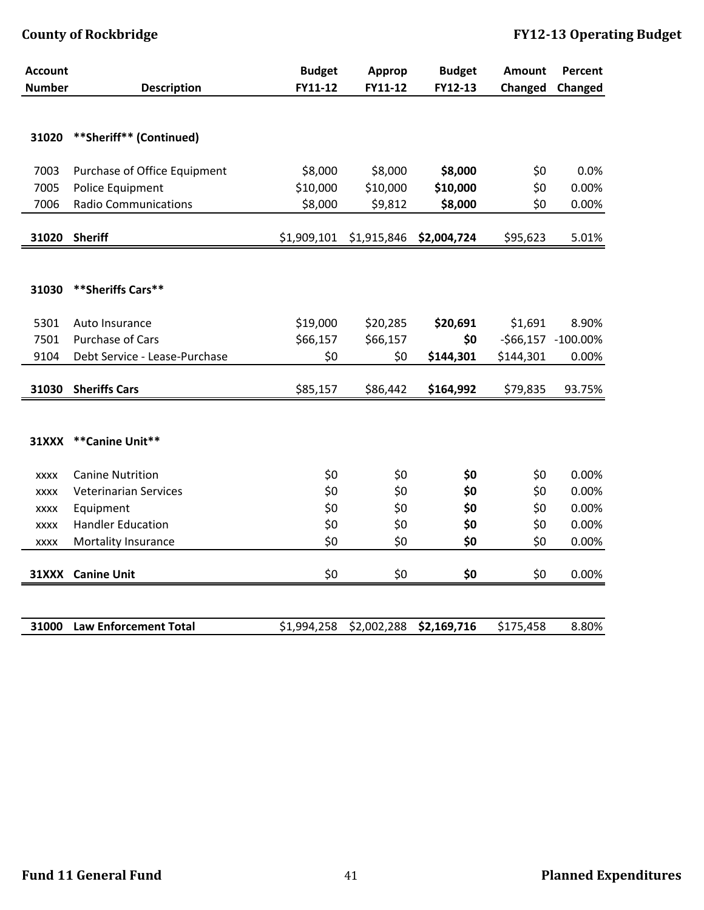| Account Number | Description | Budget FY11-12 | Approp FY11-12 | Budget FY12-13 | Amount Changed | Percent Changed |
|---|---|---|---|---|---|---|
| **31020** | **\*\*Sheriff\*\* (Continued)** | | | | | |
| 7003 | Purchase of Office Equipment | $8,000 | $8,000 | **$8,000** | $0 | 0.0% |
| 7005 | Police Equipment | $10,000 | $10,000 | **$10,000** | $0 | 0.00% |
| 7006 | Radio Communications | $8,000 | $9,812 | **$8,000** | $0 | 0.00% |
| **31020** | **Sheriff** | $1,909,101 | $1,915,846 | **$2,004,724** | $95,623 | 5.01% |
| **31030** | **\*\*Sheriffs Cars\*\*** | | | | | |
| 5301 | Auto Insurance | $19,000 | $20,285 | **$20,691** | $1,691 | 8.90% |
| 7501 | Purchase of Cars | $66,157 | $66,157 | **$0** | -$66,157 | -100.00% |
| 9104 | Debt Service - Lease-Purchase | $0 | $0 | **$144,301** | $144,301 | 0.00% |
| **31030** | **Sheriffs Cars** | $85,157 | $86,442 | **$164,992** | $79,835 | 93.75% |
| **31XXX** | **\*\*Canine Unit\*\*** | | | | | |
| xxxx | Canine Nutrition | $0 | $0 | **$0** | $0 | 0.00% |
| xxxx | Veterinarian Services | $0 | $0 | **$0** | $0 | 0.00% |
| xxxx | Equipment | $0 | $0 | **$0** | $0 | 0.00% |
| xxxx | Handler Education | $0 | $0 | **$0** | $0 | 0.00% |
| xxxx | Mortality Insurance | $0 | $0 | **$0** | $0 | 0.00% |
| **31XXX** | **Canine Unit** | $0 | $0 | **$0** | $0 | 0.00% |
| **31000** | **Law Enforcement Total** | $1,994,258 | $2,002,288 | **$2,169,716** | $175,458 | 8.80% |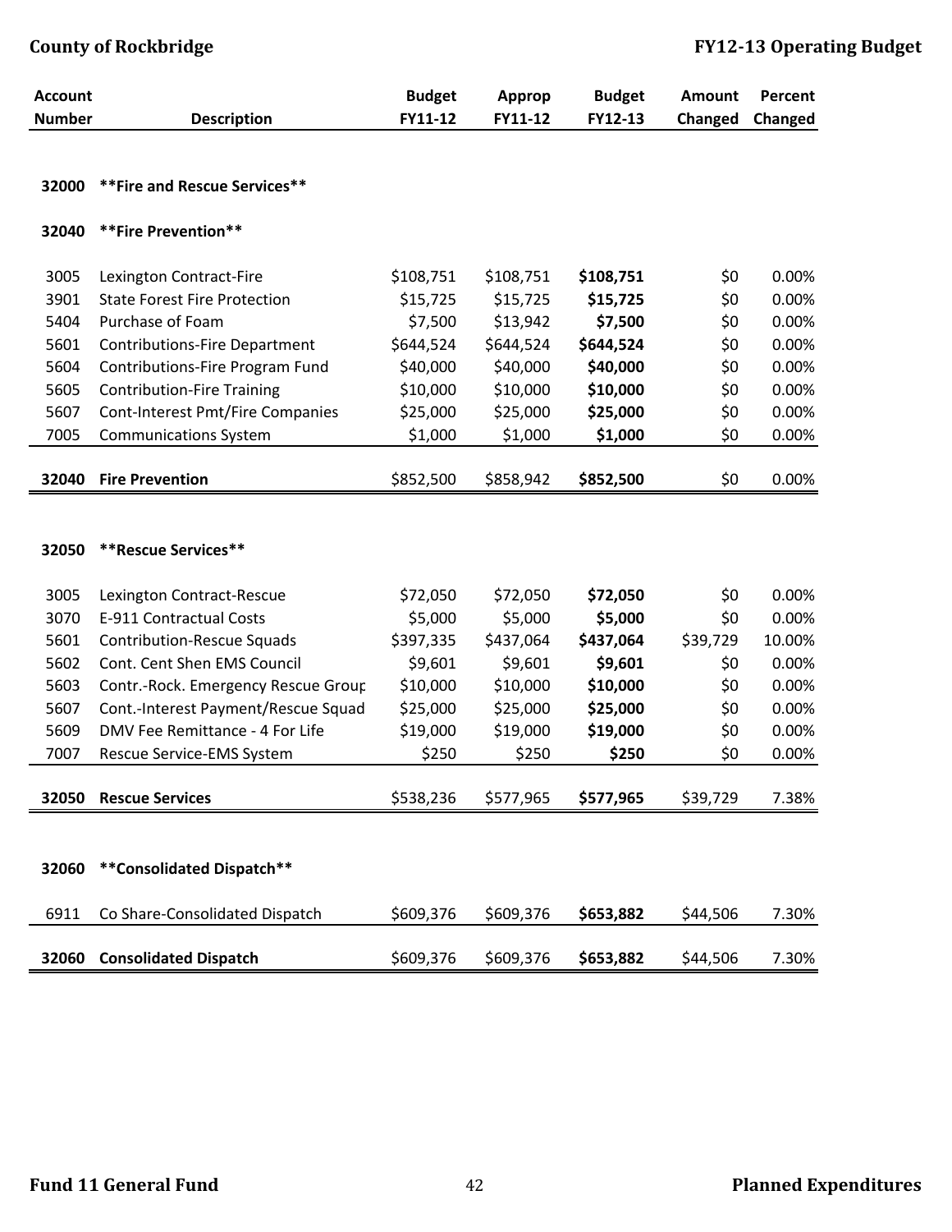| Account Number | Description | Budget FY11-12 | Approp FY11-12 | Budget FY12-13 | Amount Changed | Percent Changed |
|---|---|---|---|---|---|---|
| 32000 | **Fire and Rescue Services** | | | | | |
| 32040 | **Fire Prevention** | | | | | |
| 3005 | Lexington Contract-Fire | $108,751 | $108,751 | **$108,751** | $0 | 0.00% |
| 3901 | State Forest Fire Protection | $15,725 | $15,725 | **$15,725** | $0 | 0.00% |
| 5404 | Purchase of Foam | $7,500 | $13,942 | **$7,500** | $0 | 0.00% |
| 5601 | Contributions-Fire Department | $644,524 | $644,524 | **$644,524** | $0 | 0.00% |
| 5604 | Contributions-Fire Program Fund | $40,000 | $40,000 | **$40,000** | $0 | 0.00% |
| 5605 | Contribution-Fire Training | $10,000 | $10,000 | **$10,000** | $0 | 0.00% |
| 5607 | Cont-Interest Pmt/Fire Companies | $25,000 | $25,000 | **$25,000** | $0 | 0.00% |
| 7005 | Communications System | $1,000 | $1,000 | **$1,000** | $0 | 0.00% |
| **32040** | **Fire Prevention** | $852,500 | $858,942 | **$852,500** | $0 | 0.00% |
| 32050 | **Rescue Services** | | | | | |
| 3005 | Lexington Contract-Rescue | $72,050 | $72,050 | **$72,050** | $0 | 0.00% |
| 3070 | E-911 Contractual Costs | $5,000 | $5,000 | **$5,000** | $0 | 0.00% |
| 5601 | Contribution-Rescue Squads | $397,335 | $437,064 | **$437,064** | $39,729 | 10.00% |
| 5602 | Cont. Cent Shen EMS Council | $9,601 | $9,601 | **$9,601** | $0 | 0.00% |
| 5603 | Contr.-Rock. Emergency Rescue Group | $10,000 | $10,000 | **$10,000** | $0 | 0.00% |
| 5607 | Cont.-Interest Payment/Rescue Squad | $25,000 | $25,000 | **$25,000** | $0 | 0.00% |
| 5609 | DMV Fee Remittance - 4 For Life | $19,000 | $19,000 | **$19,000** | $0 | 0.00% |
| 7007 | Rescue Service-EMS System | $250 | $250 | **$250** | $0 | 0.00% |
| **32050** | **Rescue Services** | $538,236 | $577,965 | **$577,965** | $39,729 | 7.38% |
| 32060 | **Consolidated Dispatch** | | | | | |
| 6911 | Co Share-Consolidated Dispatch | $609,376 | $609,376 | **$653,882** | $44,506 | 7.30% |
| **32060** | **Consolidated Dispatch** | $609,376 | $609,376 | **$653,882** | $44,506 | 7.30% |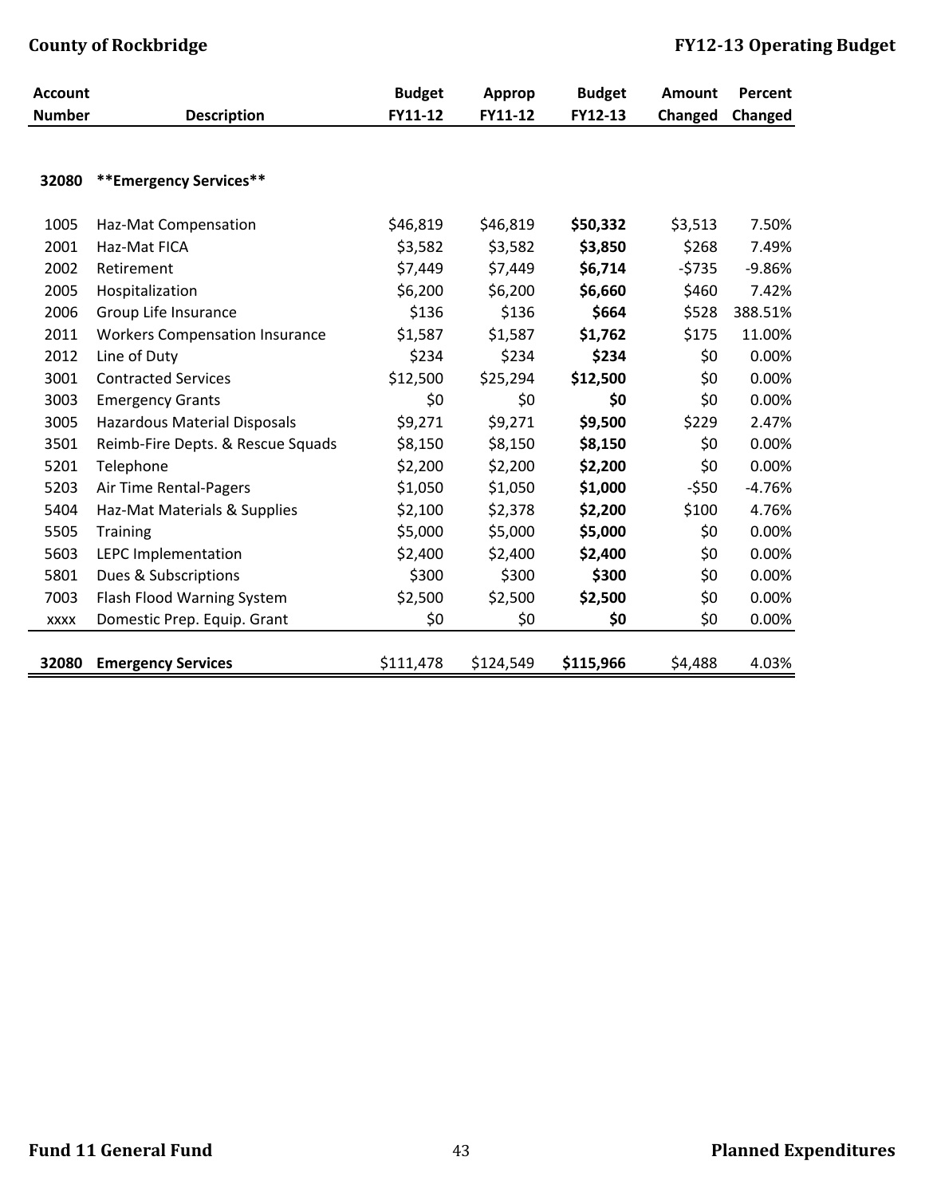| Account Number | Description | Budget FY11-12 | Approp FY11-12 | Budget FY12-13 | Amount Changed | Percent Changed |
|---|---|---|---|---|---|---|
| **32080** | **\*\*Emergency Services\*\*** | | | | | |
| 1005 | Haz-Mat Compensation | $46,819 | $46,819 | **$50,332** | $3,513 | 7.50% |
| 2001 | Haz-Mat FICA | $3,582 | $3,582 | **$3,850** | $268 | 7.49% |
| 2002 | Retirement | $7,449 | $7,449 | **$6,714** | -$735 | -9.86% |
| 2005 | Hospitalization | $6,200 | $6,200 | **$6,660** | $460 | 7.42% |
| 2006 | Group Life Insurance | $136 | $136 | **$664** | $528 | 388.51% |
| 2011 | Workers Compensation Insurance | $1,587 | $1,587 | **$1,762** | $175 | 11.00% |
| 2012 | Line of Duty | $234 | $234 | **$234** | $0 | 0.00% |
| 3001 | Contracted Services | $12,500 | $25,294 | **$12,500** | $0 | 0.00% |
| 3003 | Emergency Grants | $0 | $0 | **$0** | $0 | 0.00% |
| 3005 | Hazardous Material Disposals | $9,271 | $9,271 | **$9,500** | $229 | 2.47% |
| 3501 | Reimb-Fire Depts. & Rescue Squads | $8,150 | $8,150 | **$8,150** | $0 | 0.00% |
| 5201 | Telephone | $2,200 | $2,200 | **$2,200** | $0 | 0.00% |
| 5203 | Air Time Rental-Pagers | $1,050 | $1,050 | **$1,000** | -$50 | -4.76% |
| 5404 | Haz-Mat Materials & Supplies | $2,100 | $2,378 | **$2,200** | $100 | 4.76% |
| 5505 | Training | $5,000 | $5,000 | **$5,000** | $0 | 0.00% |
| 5603 | LEPC Implementation | $2,400 | $2,400 | **$2,400** | $0 | 0.00% |
| 5801 | Dues & Subscriptions | $300 | $300 | **$300** | $0 | 0.00% |
| 7003 | Flash Flood Warning System | $2,500 | $2,500 | **$2,500** | $0 | 0.00% |
| xxxx | Domestic Prep. Equip. Grant | $0 | $0 | **$0** | $0 | 0.00% |
| **32080** | **Emergency Services** | $111,478 | $124,549 | **$115,966** | $4,488 | 4.03% |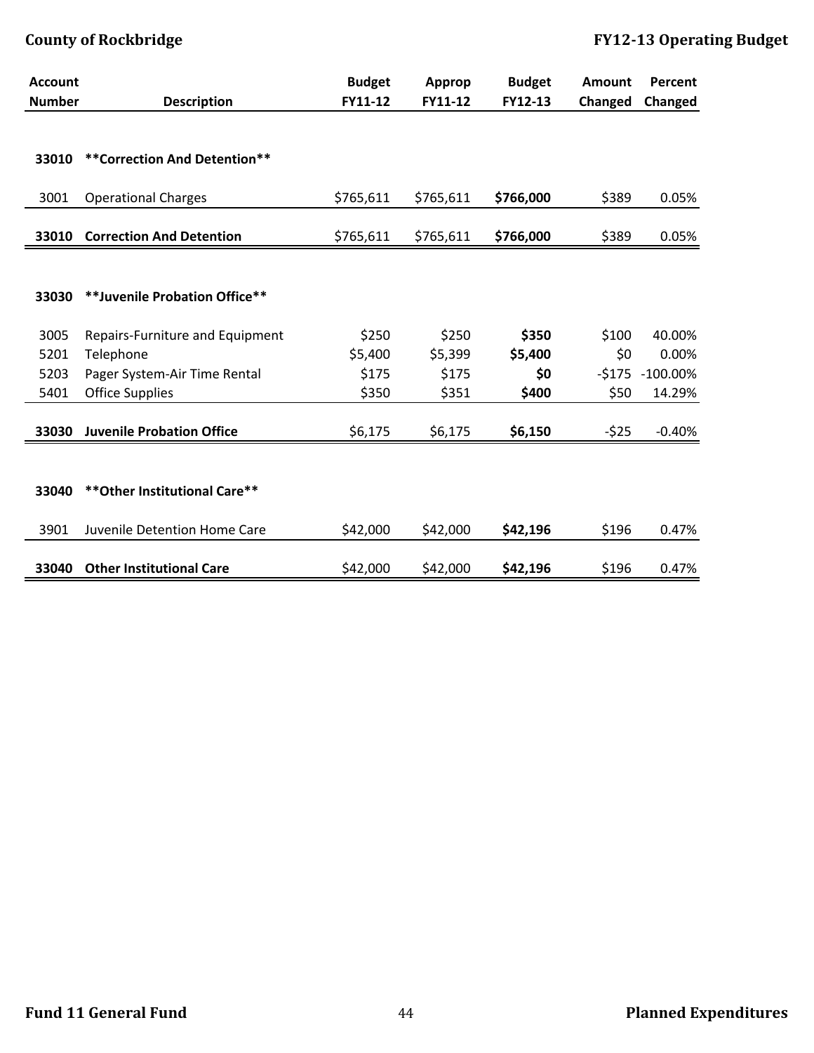| Account Number | Description | Budget FY11-12 | Approp FY11-12 | Budget FY12-13 | Amount Changed | Percent Changed |
|---|---|---|---|---|---|---|
| **33010** | **\*\*Correction And Detention\*\*** | | | | | |
| 3001 | Operational Charges | $765,611 | $765,611 | **$766,000** | $389 | 0.05% |
| **33010** | **Correction And Detention** | $765,611 | $765,611 | **$766,000** | $389 | 0.05% |
| **33030** | **\*\*Juvenile Probation Office\*\*** | | | | | |
| 3005 | Repairs-Furniture and Equipment | $250 | $250 | **$350** | $100 | 40.00% |
| 5201 | Telephone | $5,400 | $5,399 | **$5,400** | $0 | 0.00% |
| 5203 | Pager System-Air Time Rental | $175 | $175 | **$0** | -$175 | -100.00% |
| 5401 | Office Supplies | $350 | $351 | **$400** | $50 | 14.29% |
| **33030** | **Juvenile Probation Office** | $6,175 | $6,175 | **$6,150** | -$25 | -0.40% |
| **33040** | **\*\*Other Institutional Care\*\*** | | | | | |
| 3901 | Juvenile Detention Home Care | $42,000 | $42,000 | **$42,196** | $196 | 0.47% |
| **33040** | **Other Institutional Care** | $42,000 | $42,000 | **$42,196** | $196 | 0.47% |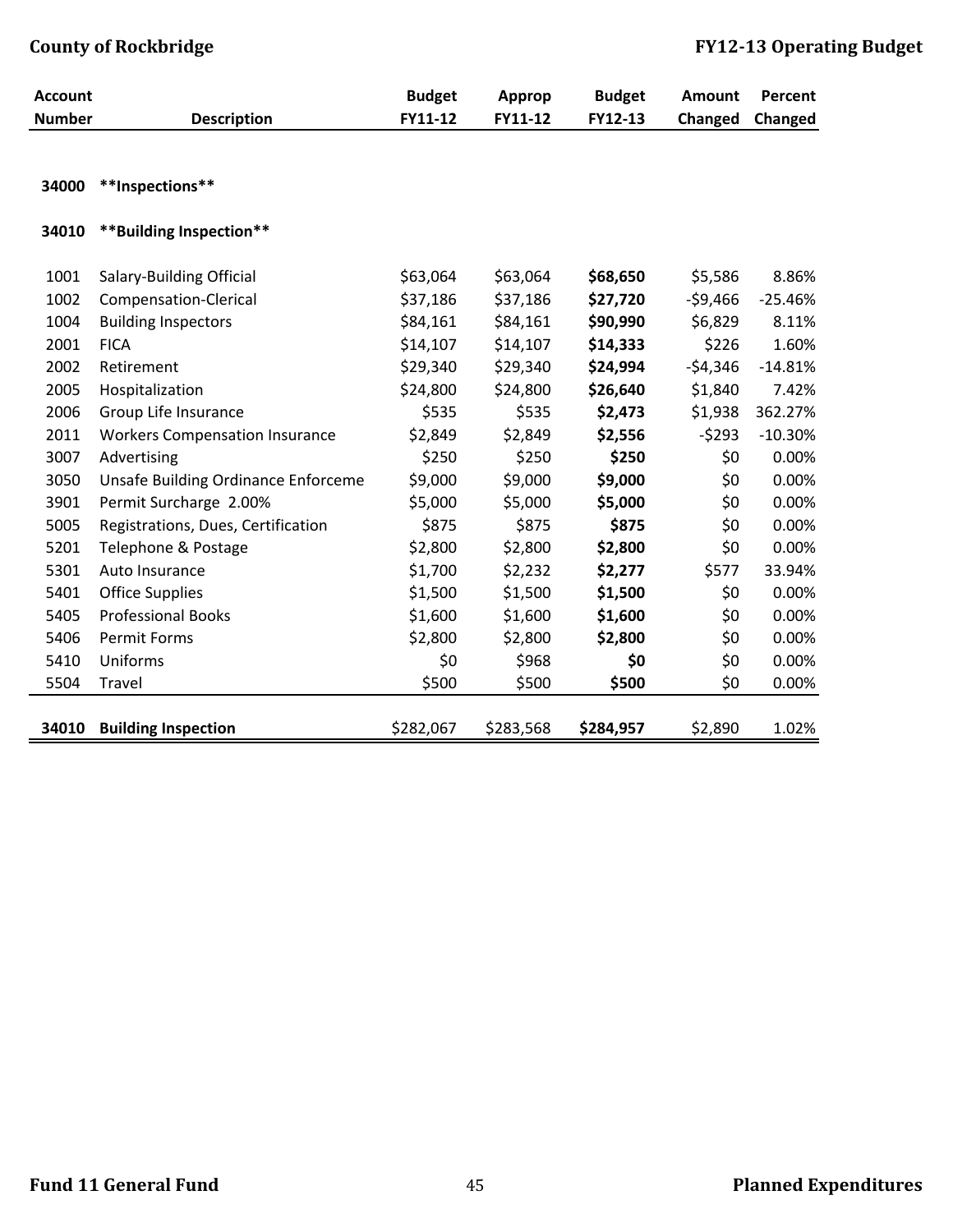| Account Number | Description | Budget FY11-12 | Approp FY11-12 | Budget FY12-13 | Amount Changed | Percent Changed |
|---|---|---|---|---|---|---|
| **34000** | **\*\*Inspections\*\*** | | | | | |
| **34010** | **\*\*Building Inspection\*\*** | | | | | |
| 1001 | Salary-Building Official | $63,064 | $63,064 | **$68,650** | $5,586 | 8.86% |
| 1002 | Compensation-Clerical | $37,186 | $37,186 | **$27,720** | -$9,466 | -25.46% |
| 1004 | Building Inspectors | $84,161 | $84,161 | **$90,990** | $6,829 | 8.11% |
| 2001 | FICA | $14,107 | $14,107 | **$14,333** | $226 | 1.60% |
| 2002 | Retirement | $29,340 | $29,340 | **$24,994** | -$4,346 | -14.81% |
| 2005 | Hospitalization | $24,800 | $24,800 | **$26,640** | $1,840 | 7.42% |
| 2006 | Group Life Insurance | $535 | $535 | **$2,473** | $1,938 | 362.27% |
| 2011 | Workers Compensation Insurance | $2,849 | $2,849 | **$2,556** | -$293 | -10.30% |
| 3007 | Advertising | $250 | $250 | **$250** | $0 | 0.00% |
| 3050 | Unsafe Building Ordinance Enforceme | $9,000 | $9,000 | **$9,000** | $0 | 0.00% |
| 3901 | Permit Surcharge 2.00% | $5,000 | $5,000 | **$5,000** | $0 | 0.00% |
| 5005 | Registrations, Dues, Certification | $875 | $875 | **$875** | $0 | 0.00% |
| 5201 | Telephone & Postage | $2,800 | $2,800 | **$2,800** | $0 | 0.00% |
| 5301 | Auto Insurance | $1,700 | $2,232 | **$2,277** | $577 | 33.94% |
| 5401 | Office Supplies | $1,500 | $1,500 | **$1,500** | $0 | 0.00% |
| 5405 | Professional Books | $1,600 | $1,600 | **$1,600** | $0 | 0.00% |
| 5406 | Permit Forms | $2,800 | $2,800 | **$2,800** | $0 | 0.00% |
| 5410 | Uniforms | $0 | $968 | **$0** | $0 | 0.00% |
| 5504 | Travel | $500 | $500 | **$500** | $0 | 0.00% |
| **34010** | **Building Inspection** | $282,067 | $283,568 | **$284,957** | $2,890 | 1.02% |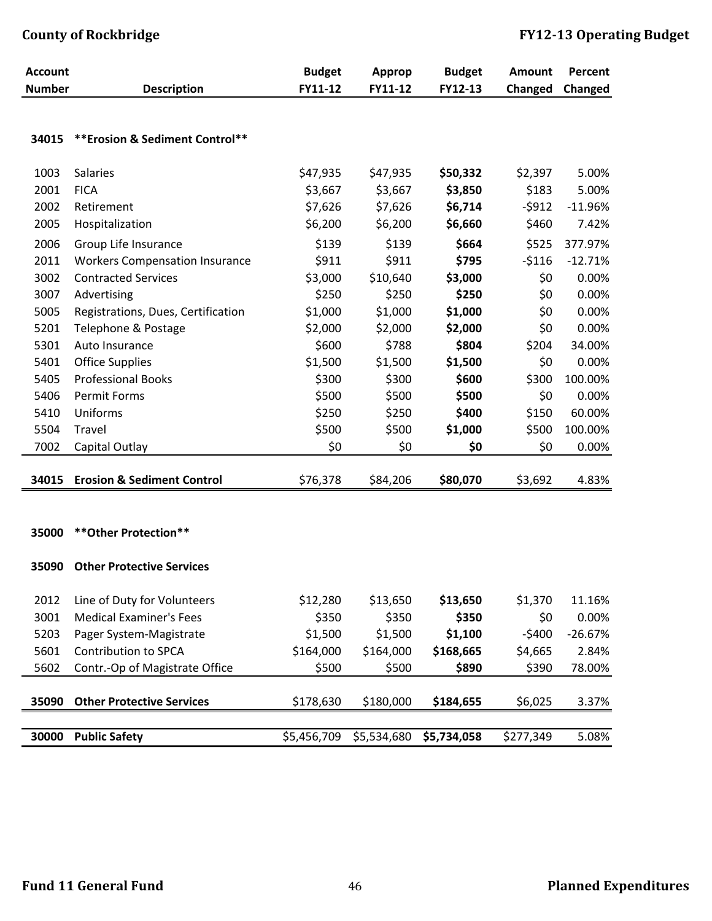| Account Number | Description | Budget FY11-12 | Approp FY11-12 | Budget FY12-13 | Amount Changed | Percent Changed |
|---|---|---|---|---|---|---|
| **34015** | **\*\*Erosion & Sediment Control\*\*** | | | | | |
| 1003 | Salaries | $47,935 | $47,935 | **$50,332** | $2,397 | 5.00% |
| 2001 | FICA | $3,667 | $3,667 | **$3,850** | $183 | 5.00% |
| 2002 | Retirement | $7,626 | $7,626 | **$6,714** | -$912 | -11.96% |
| 2005 | Hospitalization | $6,200 | $6,200 | **$6,660** | $460 | 7.42% |
| 2006 | Group Life Insurance | $139 | $139 | **$664** | $525 | 377.97% |
| 2011 | Workers Compensation Insurance | $911 | $911 | **$795** | -$116 | -12.71% |
| 3002 | Contracted Services | $3,000 | $10,640 | **$3,000** | $0 | 0.00% |
| 3007 | Advertising | $250 | $250 | **$250** | $0 | 0.00% |
| 5005 | Registrations, Dues, Certification | $1,000 | $1,000 | **$1,000** | $0 | 0.00% |
| 5201 | Telephone & Postage | $2,000 | $2,000 | **$2,000** | $0 | 0.00% |
| 5301 | Auto Insurance | $600 | $788 | **$804** | $204 | 34.00% |
| 5401 | Office Supplies | $1,500 | $1,500 | **$1,500** | $0 | 0.00% |
| 5405 | Professional Books | $300 | $300 | **$600** | $300 | 100.00% |
| 5406 | Permit Forms | $500 | $500 | **$500** | $0 | 0.00% |
| 5410 | Uniforms | $250 | $250 | **$400** | $150 | 60.00% |
| 5504 | Travel | $500 | $500 | **$1,000** | $500 | 100.00% |
| 7002 | Capital Outlay | $0 | $0 | **$0** | $0 | 0.00% |
| **34015** | **Erosion & Sediment Control** | $76,378 | $84,206 | **$80,070** | $3,692 | 4.83% |
| **35000** | **\*\*Other Protection\*\*** | | | | | |
| **35090** | **Other Protective Services** | | | | | |
| 2012 | Line of Duty for Volunteers | $12,280 | $13,650 | **$13,650** | $1,370 | 11.16% |
| 3001 | Medical Examiner's Fees | $350 | $350 | **$350** | $0 | 0.00% |
| 5203 | Pager System-Magistrate | $1,500 | $1,500 | **$1,100** | -$400 | -26.67% |
| 5601 | Contribution to SPCA | $164,000 | $164,000 | **$168,665** | $4,665 | 2.84% |
| 5602 | Contr.-Op of Magistrate Office | $500 | $500 | **$890** | $390 | 78.00% |
| **35090** | **Other Protective Services** | $178,630 | $180,000 | **$184,655** | $6,025 | 3.37% |
| **30000** | **Public Safety** | $5,456,709 | $5,534,680 | **$5,734,058** | $277,349 | 5.08% |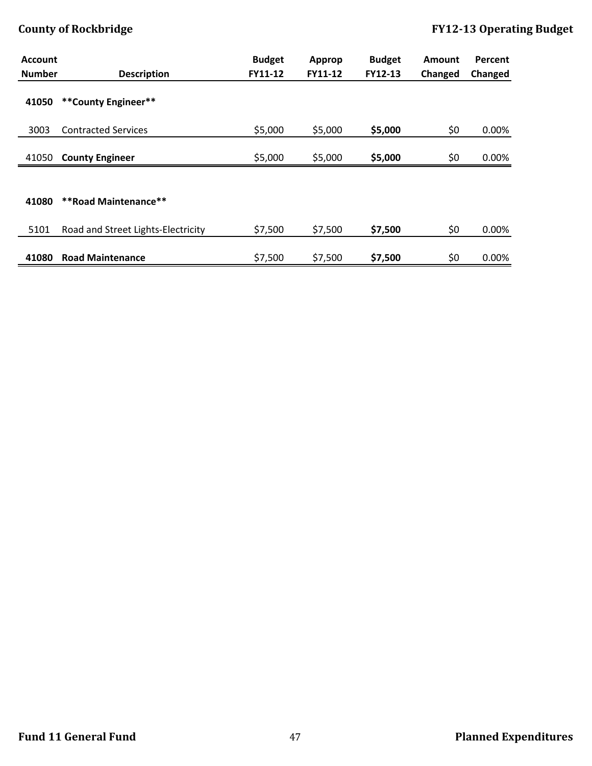| Account Number | Description | Budget FY11-12 | Approp FY11-12 | Budget FY12-13 | Amount Changed | Percent Changed |
|---|---|---|---|---|---|---|
| **41050** | **\*\*County Engineer\*\*** | | | | | |
| 3003 | Contracted Services | $5,000 | $5,000 | **$5,000** | $0 | 0.00% |
| 41050 | **County Engineer** | $5,000 | $5,000 | **$5,000** | $0 | 0.00% |
| **41080** | **\*\*Road Maintenance\*\*** | | | | | |
| 5101 | Road and Street Lights-Electricity | $7,500 | $7,500 | **$7,500** | $0 | 0.00% |
| **41080** | **Road Maintenance** | $7,500 | $7,500 | **$7,500** | $0 | 0.00% |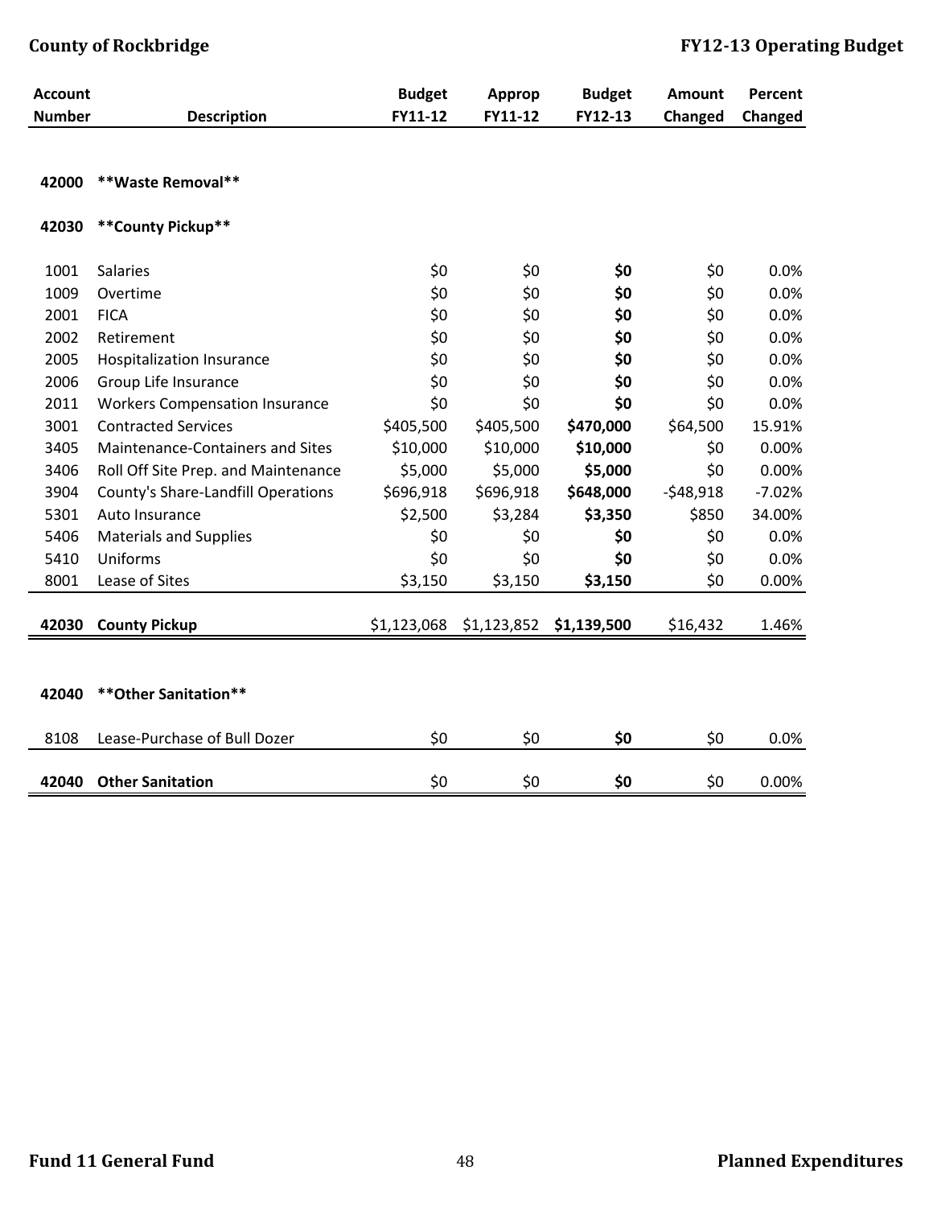| Account Number | Description | Budget FY11-12 | Approp FY11-12 | Budget FY12-13 | Amount Changed | Percent Changed |
|---|---|---|---|---|---|---|
| 42000 | **Waste Removal** | | | | | |
| 42030 | **County Pickup** | | | | | |
| 1001 | Salaries | $0 | $0 | **$0** | $0 | 0.0% |
| 1009 | Overtime | $0 | $0 | **$0** | $0 | 0.0% |
| 2001 | FICA | $0 | $0 | **$0** | $0 | 0.0% |
| 2002 | Retirement | $0 | $0 | **$0** | $0 | 0.0% |
| 2005 | Hospitalization Insurance | $0 | $0 | **$0** | $0 | 0.0% |
| 2006 | Group Life Insurance | $0 | $0 | **$0** | $0 | 0.0% |
| 2011 | Workers Compensation Insurance | $0 | $0 | **$0** | $0 | 0.0% |
| 3001 | Contracted Services | $405,500 | $405,500 | **$470,000** | $64,500 | 15.91% |
| 3405 | Maintenance-Containers and Sites | $10,000 | $10,000 | **$10,000** | $0 | 0.00% |
| 3406 | Roll Off Site Prep. and Maintenance | $5,000 | $5,000 | **$5,000** | $0 | 0.00% |
| 3904 | County's Share-Landfill Operations | $696,918 | $696,918 | **$648,000** | -$48,918 | -7.02% |
| 5301 | Auto Insurance | $2,500 | $3,284 | **$3,350** | $850 | 34.00% |
| 5406 | Materials and Supplies | $0 | $0 | **$0** | $0 | 0.0% |
| 5410 | Uniforms | $0 | $0 | **$0** | $0 | 0.0% |
| 8001 | Lease of Sites | $3,150 | $3,150 | **$3,150** | $0 | 0.00% |
| **42030** | **County Pickup** | $1,123,068 | $1,123,852 | **$1,139,500** | $16,432 | 1.46% |
| 42040 | **Other Sanitation** | | | | | |
| 8108 | Lease-Purchase of Bull Dozer | $0 | $0 | **$0** | $0 | 0.0% |
| **42040** | **Other Sanitation** | $0 | $0 | **$0** | $0 | 0.00% |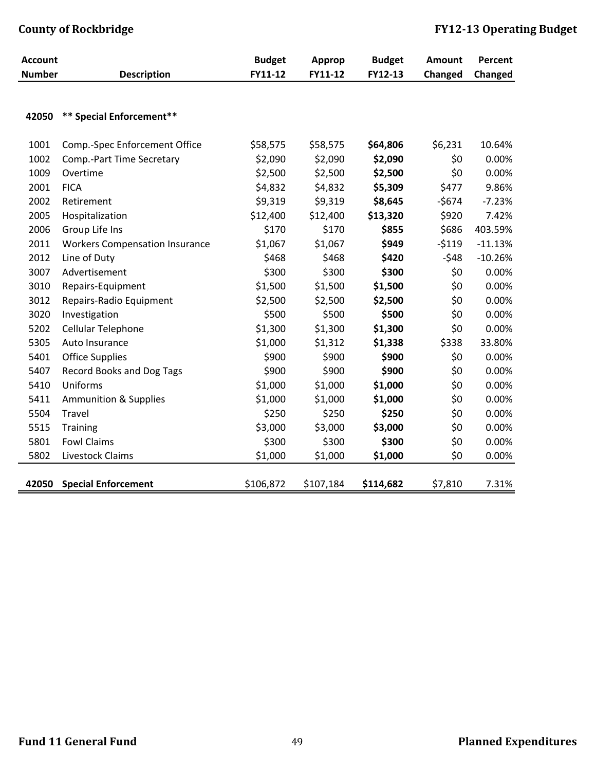| Account Number | Description | Budget FY11-12 | Approp FY11-12 | Budget FY12-13 | Amount Changed | Percent Changed |
|---|---|---|---|---|---|---|
| **42050** | **\*\* Special Enforcement\*\*** | | | | | |
| 1001 | Comp.-Spec Enforcement Office | $58,575 | $58,575 | **$64,806** | $6,231 | 10.64% |
| 1002 | Comp.-Part Time Secretary | $2,090 | $2,090 | **$2,090** | $0 | 0.00% |
| 1009 | Overtime | $2,500 | $2,500 | **$2,500** | $0 | 0.00% |
| 2001 | FICA | $4,832 | $4,832 | **$5,309** | $477 | 9.86% |
| 2002 | Retirement | $9,319 | $9,319 | **$8,645** | -$674 | -7.23% |
| 2005 | Hospitalization | $12,400 | $12,400 | **$13,320** | $920 | 7.42% |
| 2006 | Group Life Ins | $170 | $170 | **$855** | $686 | 403.59% |
| 2011 | Workers Compensation Insurance | $1,067 | $1,067 | **$949** | -$119 | -11.13% |
| 2012 | Line of Duty | $468 | $468 | **$420** | -$48 | -10.26% |
| 3007 | Advertisement | $300 | $300 | **$300** | $0 | 0.00% |
| 3010 | Repairs-Equipment | $1,500 | $1,500 | **$1,500** | $0 | 0.00% |
| 3012 | Repairs-Radio Equipment | $2,500 | $2,500 | **$2,500** | $0 | 0.00% |
| 3020 | Investigation | $500 | $500 | **$500** | $0 | 0.00% |
| 5202 | Cellular Telephone | $1,300 | $1,300 | **$1,300** | $0 | 0.00% |
| 5305 | Auto Insurance | $1,000 | $1,312 | **$1,338** | $338 | 33.80% |
| 5401 | Office Supplies | $900 | $900 | **$900** | $0 | 0.00% |
| 5407 | Record Books and Dog Tags | $900 | $900 | **$900** | $0 | 0.00% |
| 5410 | Uniforms | $1,000 | $1,000 | **$1,000** | $0 | 0.00% |
| 5411 | Ammunition & Supplies | $1,000 | $1,000 | **$1,000** | $0 | 0.00% |
| 5504 | Travel | $250 | $250 | **$250** | $0 | 0.00% |
| 5515 | Training | $3,000 | $3,000 | **$3,000** | $0 | 0.00% |
| 5801 | Fowl Claims | $300 | $300 | **$300** | $0 | 0.00% |
| 5802 | Livestock Claims | $1,000 | $1,000 | **$1,000** | $0 | 0.00% |
| **42050** | **Special Enforcement** | $106,872 | $107,184 | **$114,682** | $7,810 | 7.31% |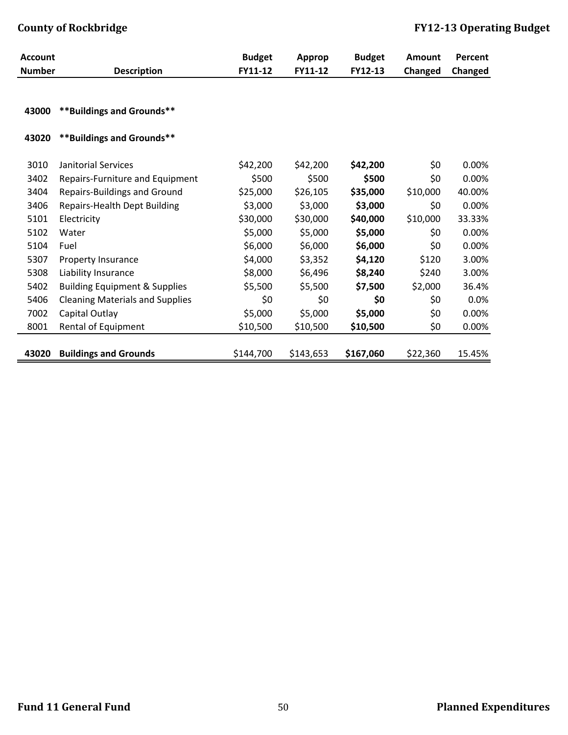| Account Number | Description | Budget FY11-12 | Approp FY11-12 | Budget FY12-13 | Amount Changed | Percent Changed |
|---|---|---|---|---|---|---|
| **43000** | **\*\*Buildings and Grounds\*\*** | | | | | |
| **43020** | **\*\*Buildings and Grounds\*\*** | | | | | |
| 3010 | Janitorial Services | $42,200 | $42,200 | **$42,200** | $0 | 0.00% |
| 3402 | Repairs-Furniture and Equipment | $500 | $500 | **$500** | $0 | 0.00% |
| 3404 | Repairs-Buildings and Ground | $25,000 | $26,105 | **$35,000** | $10,000 | 40.00% |
| 3406 | Repairs-Health Dept Building | $3,000 | $3,000 | **$3,000** | $0 | 0.00% |
| 5101 | Electricity | $30,000 | $30,000 | **$40,000** | $10,000 | 33.33% |
| 5102 | Water | $5,000 | $5,000 | **$5,000** | $0 | 0.00% |
| 5104 | Fuel | $6,000 | $6,000 | **$6,000** | $0 | 0.00% |
| 5307 | Property Insurance | $4,000 | $3,352 | **$4,120** | $120 | 3.00% |
| 5308 | Liability Insurance | $8,000 | $6,496 | **$8,240** | $240 | 3.00% |
| 5402 | Building Equipment & Supplies | $5,500 | $5,500 | **$7,500** | $2,000 | 36.4% |
| 5406 | Cleaning Materials and Supplies | $0 | $0 | **$0** | $0 | 0.0% |
| 7002 | Capital Outlay | $5,000 | $5,000 | **$5,000** | $0 | 0.00% |
| 8001 | Rental of Equipment | $10,500 | $10,500 | **$10,500** | $0 | 0.00% |
| **43020** | **Buildings and Grounds** | $144,700 | $143,653 | **$167,060** | $22,360 | 15.45% |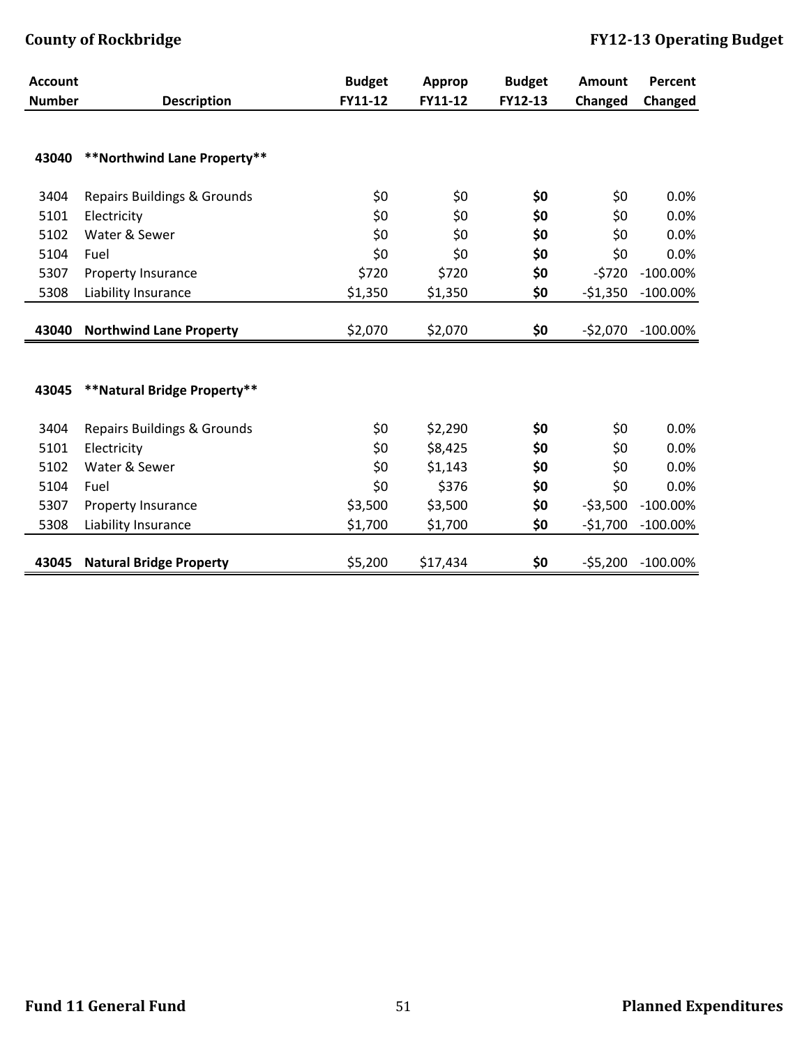| Account Number | Description | Budget FY11-12 | Approp FY11-12 | Budget FY12-13 | Amount Changed | Percent Changed |
|---|---|---|---|---|---|---|
| **43040** | **Northwind Lane Property** | | | | | |
| 3404 | Repairs Buildings & Grounds | $0 | $0 | **$0** | $0 | 0.0% |
| 5101 | Electricity | $0 | $0 | **$0** | $0 | 0.0% |
| 5102 | Water & Sewer | $0 | $0 | **$0** | $0 | 0.0% |
| 5104 | Fuel | $0 | $0 | **$0** | $0 | 0.0% |
| 5307 | Property Insurance | $720 | $720 | **$0** | -$720 | -100.00% |
| 5308 | Liability Insurance | $1,350 | $1,350 | **$0** | -$1,350 | -100.00% |
| **43040** | **Northwind Lane Property** | $2,070 | $2,070 | **$0** | -$2,070 | -100.00% |
| **43045** | **Natural Bridge Property** | | | | | |
| 3404 | Repairs Buildings & Grounds | $0 | $2,290 | **$0** | $0 | 0.0% |
| 5101 | Electricity | $0 | $8,425 | **$0** | $0 | 0.0% |
| 5102 | Water & Sewer | $0 | $1,143 | **$0** | $0 | 0.0% |
| 5104 | Fuel | $0 | $376 | **$0** | $0 | 0.0% |
| 5307 | Property Insurance | $3,500 | $3,500 | **$0** | -$3,500 | -100.00% |
| 5308 | Liability Insurance | $1,700 | $1,700 | **$0** | -$1,700 | -100.00% |
| **43045** | **Natural Bridge Property** | $5,200 | $17,434 | **$0** | -$5,200 | -100.00% |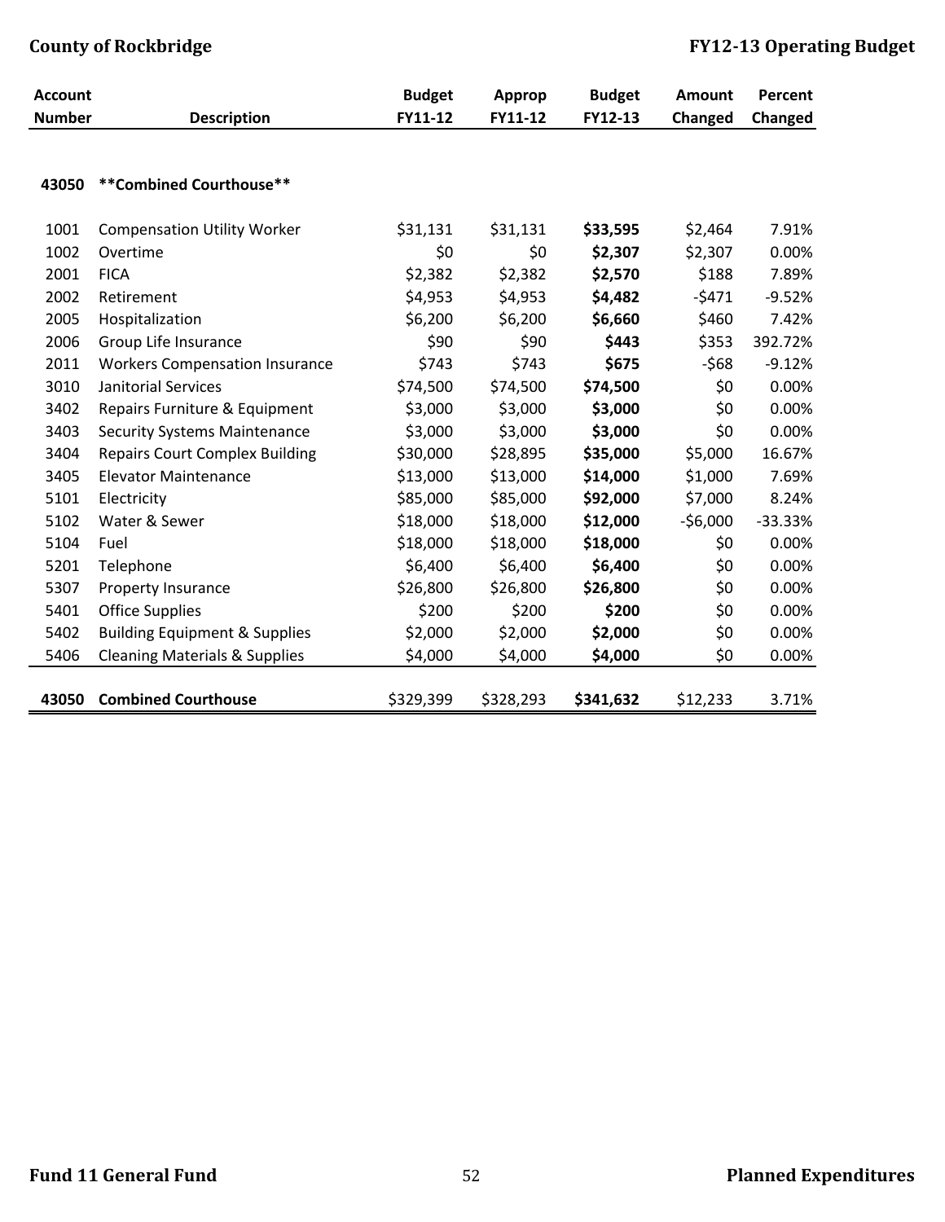| Account Number | Description | Budget FY11-12 | Approp FY11-12 | Budget FY12-13 | Amount Changed | Percent Changed |
|---|---|---|---|---|---|---|
| **43050** | **\*\*Combined Courthouse\*\*** | | | | | |
| 1001 | Compensation Utility Worker | $31,131 | $31,131 | **$33,595** | $2,464 | 7.91% |
| 1002 | Overtime | $0 | $0 | **$2,307** | $2,307 | 0.00% |
| 2001 | FICA | $2,382 | $2,382 | **$2,570** | $188 | 7.89% |
| 2002 | Retirement | $4,953 | $4,953 | **$4,482** | -$471 | -9.52% |
| 2005 | Hospitalization | $6,200 | $6,200 | **$6,660** | $460 | 7.42% |
| 2006 | Group Life Insurance | $90 | $90 | **$443** | $353 | 392.72% |
| 2011 | Workers Compensation Insurance | $743 | $743 | **$675** | -$68 | -9.12% |
| 3010 | Janitorial Services | $74,500 | $74,500 | **$74,500** | $0 | 0.00% |
| 3402 | Repairs Furniture & Equipment | $3,000 | $3,000 | **$3,000** | $0 | 0.00% |
| 3403 | Security Systems Maintenance | $3,000 | $3,000 | **$3,000** | $0 | 0.00% |
| 3404 | Repairs Court Complex Building | $30,000 | $28,895 | **$35,000** | $5,000 | 16.67% |
| 3405 | Elevator Maintenance | $13,000 | $13,000 | **$14,000** | $1,000 | 7.69% |
| 5101 | Electricity | $85,000 | $85,000 | **$92,000** | $7,000 | 8.24% |
| 5102 | Water & Sewer | $18,000 | $18,000 | **$12,000** | -$6,000 | -33.33% |
| 5104 | Fuel | $18,000 | $18,000 | **$18,000** | $0 | 0.00% |
| 5201 | Telephone | $6,400 | $6,400 | **$6,400** | $0 | 0.00% |
| 5307 | Property Insurance | $26,800 | $26,800 | **$26,800** | $0 | 0.00% |
| 5401 | Office Supplies | $200 | $200 | **$200** | $0 | 0.00% |
| 5402 | Building Equipment & Supplies | $2,000 | $2,000 | **$2,000** | $0 | 0.00% |
| 5406 | Cleaning Materials & Supplies | $4,000 | $4,000 | **$4,000** | $0 | 0.00% |
| **43050** | **Combined Courthouse** | $329,399 | $328,293 | **$341,632** | $12,233 | 3.71% |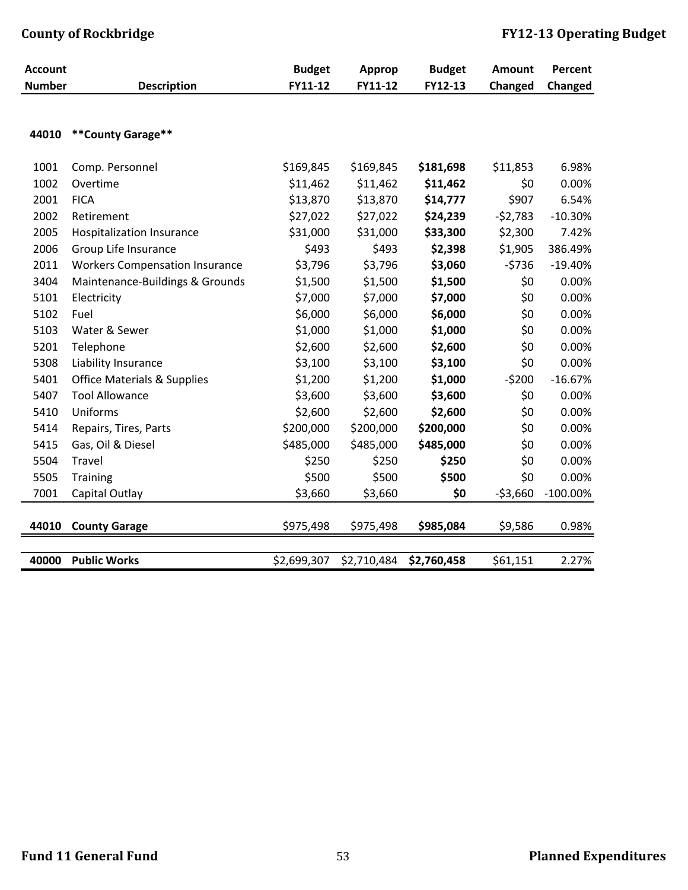| Account Number | Description | Budget FY11-12 | Approp FY11-12 | Budget FY12-13 | Amount Changed | Percent Changed |
|---|---|---|---|---|---|---|
| **44010** | **\*\*County Garage\*\*** | | | | | |
| 1001 | Comp. Personnel | $169,845 | $169,845 | **$181,698** | $11,853 | 6.98% |
| 1002 | Overtime | $11,462 | $11,462 | **$11,462** | $0 | 0.00% |
| 2001 | FICA | $13,870 | $13,870 | **$14,777** | $907 | 6.54% |
| 2002 | Retirement | $27,022 | $27,022 | **$24,239** | -$2,783 | -10.30% |
| 2005 | Hospitalization Insurance | $31,000 | $31,000 | **$33,300** | $2,300 | 7.42% |
| 2006 | Group Life Insurance | $493 | $493 | **$2,398** | $1,905 | 386.49% |
| 2011 | Workers Compensation Insurance | $3,796 | $3,796 | **$3,060** | -$736 | -19.40% |
| 3404 | Maintenance-Buildings & Grounds | $1,500 | $1,500 | **$1,500** | $0 | 0.00% |
| 5101 | Electricity | $7,000 | $7,000 | **$7,000** | $0 | 0.00% |
| 5102 | Fuel | $6,000 | $6,000 | **$6,000** | $0 | 0.00% |
| 5103 | Water & Sewer | $1,000 | $1,000 | **$1,000** | $0 | 0.00% |
| 5201 | Telephone | $2,600 | $2,600 | **$2,600** | $0 | 0.00% |
| 5308 | Liability Insurance | $3,100 | $3,100 | **$3,100** | $0 | 0.00% |
| 5401 | Office Materials & Supplies | $1,200 | $1,200 | **$1,000** | -$200 | -16.67% |
| 5407 | Tool Allowance | $3,600 | $3,600 | **$3,600** | $0 | 0.00% |
| 5410 | Uniforms | $2,600 | $2,600 | **$2,600** | $0 | 0.00% |
| 5414 | Repairs, Tires, Parts | $200,000 | $200,000 | **$200,000** | $0 | 0.00% |
| 5415 | Gas, Oil & Diesel | $485,000 | $485,000 | **$485,000** | $0 | 0.00% |
| 5504 | Travel | $250 | $250 | **$250** | $0 | 0.00% |
| 5505 | Training | $500 | $500 | **$500** | $0 | 0.00% |
| 7001 | Capital Outlay | $3,660 | $3,660 | **$0** | -$3,660 | -100.00% |
| **44010** | **County Garage** | $975,498 | $975,498 | **$985,084** | $9,586 | 0.98% |
| **40000** | **Public Works** | $2,699,307 | $2,710,484 | **$2,760,458** | $61,151 | 2.27% |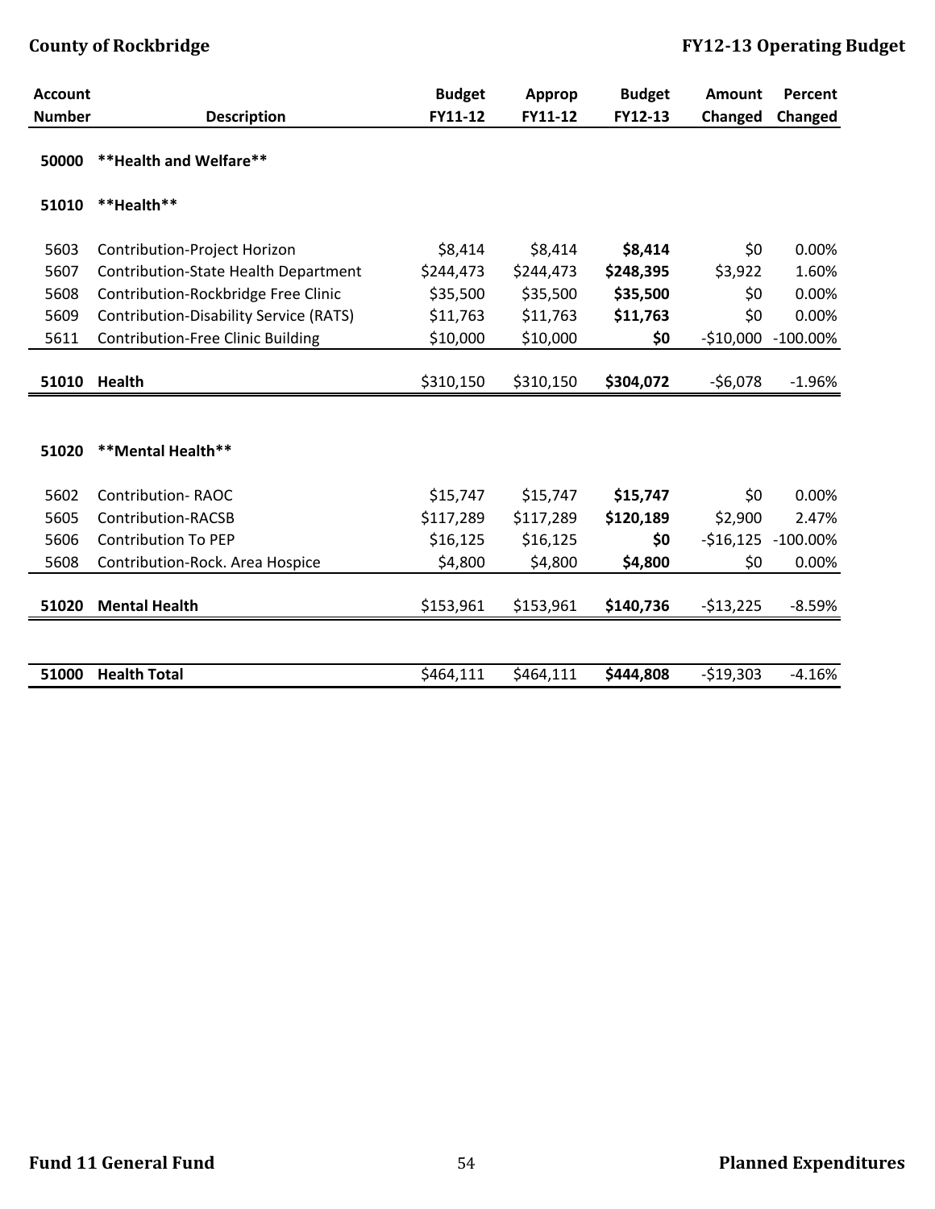| Account Number | Description | Budget FY11-12 | Approp FY11-12 | Budget FY12-13 | Amount Changed | Percent Changed |
|---|---|---|---|---|---|---|
| 50000 | **Health and Welfare** | | | | | |
| 51010 | **Health** | | | | | |
| 5603 | Contribution-Project Horizon | $8,414 | $8,414 | **$8,414** | $0 | 0.00% |
| 5607 | Contribution-State Health Department | $244,473 | $244,473 | **$248,395** | $3,922 | 1.60% |
| 5608 | Contribution-Rockbridge Free Clinic | $35,500 | $35,500 | **$35,500** | $0 | 0.00% |
| 5609 | Contribution-Disability Service (RATS) | $11,763 | $11,763 | **$11,763** | $0 | 0.00% |
| 5611 | Contribution-Free Clinic Building | $10,000 | $10,000 | **$0** | -$10,000 | -100.00% |
| **51010** | **Health** | $310,150 | $310,150 | **$304,072** | -$6,078 | -1.96% |
| 51020 | **Mental Health** | | | | | |
| 5602 | Contribution- RAOC | $15,747 | $15,747 | **$15,747** | $0 | 0.00% |
| 5605 | Contribution-RACSB | $117,289 | $117,289 | **$120,189** | $2,900 | 2.47% |
| 5606 | Contribution To PEP | $16,125 | $16,125 | **$0** | -$16,125 | -100.00% |
| 5608 | Contribution-Rock. Area Hospice | $4,800 | $4,800 | **$4,800** | $0 | 0.00% |
| **51020** | **Mental Health** | $153,961 | $153,961 | **$140,736** | -$13,225 | -8.59% |
| **51000** | **Health Total** | $464,111 | $464,111 | **$444,808** | -$19,303 | -4.16% |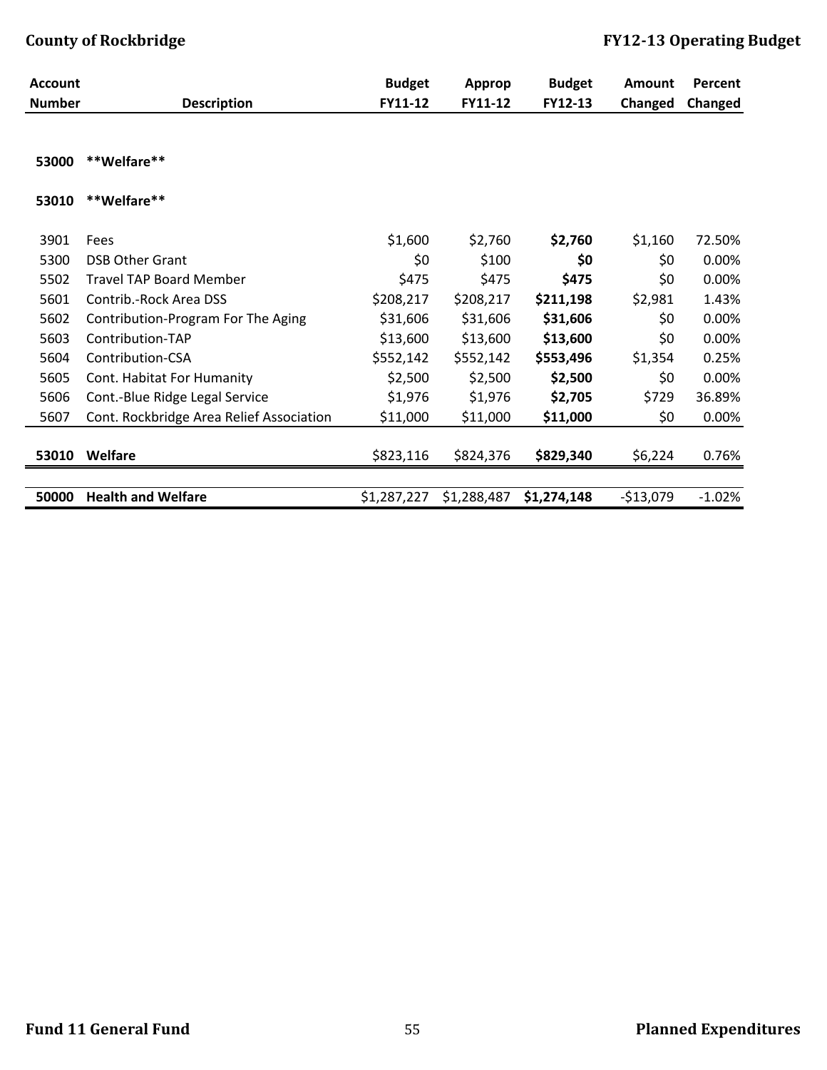| Account Number | Description | Budget FY11-12 | Approp FY11-12 | Budget FY12-13 | Amount Changed | Percent Changed |
|---|---|---|---|---|---|---|
| **53000** | **\*\*Welfare\*\*** | | | | | |
| **53010** | **\*\*Welfare\*\*** | | | | | |
| 3901 | Fees | $1,600 | $2,760 | **$2,760** | $1,160 | 72.50% |
| 5300 | DSB Other Grant | $0 | $100 | **$0** | $0 | 0.00% |
| 5502 | Travel TAP Board Member | $475 | $475 | **$475** | $0 | 0.00% |
| 5601 | Contrib.-Rock Area DSS | $208,217 | $208,217 | **$211,198** | $2,981 | 1.43% |
| 5602 | Contribution-Program For The Aging | $31,606 | $31,606 | **$31,606** | $0 | 0.00% |
| 5603 | Contribution-TAP | $13,600 | $13,600 | **$13,600** | $0 | 0.00% |
| 5604 | Contribution-CSA | $552,142 | $552,142 | **$553,496** | $1,354 | 0.25% |
| 5605 | Cont. Habitat For Humanity | $2,500 | $2,500 | **$2,500** | $0 | 0.00% |
| 5606 | Cont.-Blue Ridge Legal Service | $1,976 | $1,976 | **$2,705** | $729 | 36.89% |
| 5607 | Cont. Rockbridge Area Relief Association | $11,000 | $11,000 | **$11,000** | $0 | 0.00% |
| **53010** | **Welfare** | $823,116 | $824,376 | **$829,340** | $6,224 | 0.76% |
| **50000** | **Health and Welfare** | $1,287,227 | $1,288,487 | **$1,274,148** | -$13,079 | -1.02% |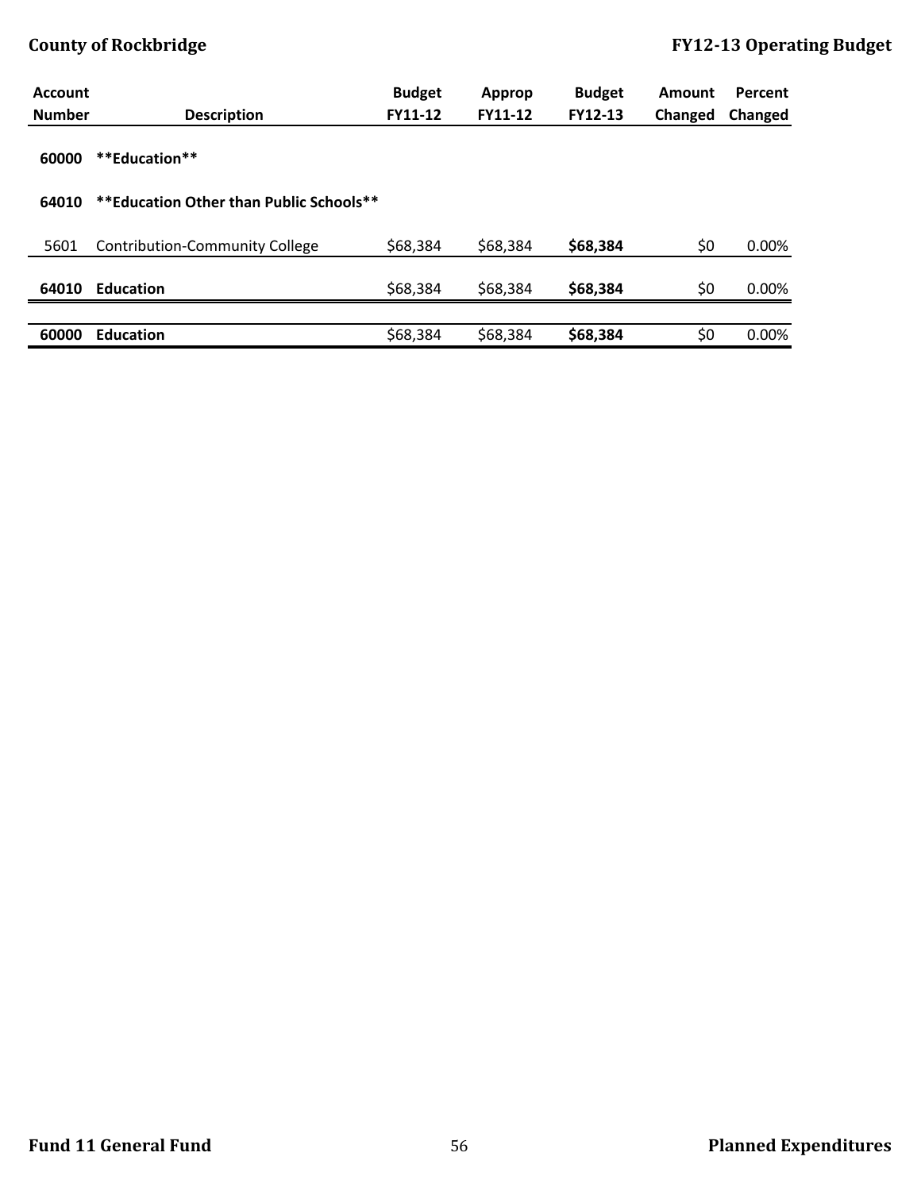| Account Number | Description | Budget FY11-12 | Approp FY11-12 | Budget FY12-13 | Amount Changed | Percent Changed |
|---|---|---|---|---|---|---|
| **60000** | **\*\*Education\*\*** | | | | | |
| **64010** | **\*\*Education Other than Public Schools\*\*** | | | | | |
| 5601 | Contribution-Community College | $68,384 | $68,384 | **$68,384** | $0 | 0.00% |
| **64010** | **Education** | $68,384 | $68,384 | **$68,384** | $0 | 0.00% |
| **60000** | **Education** | $68,384 | $68,384 | **$68,384** | $0 | 0.00% |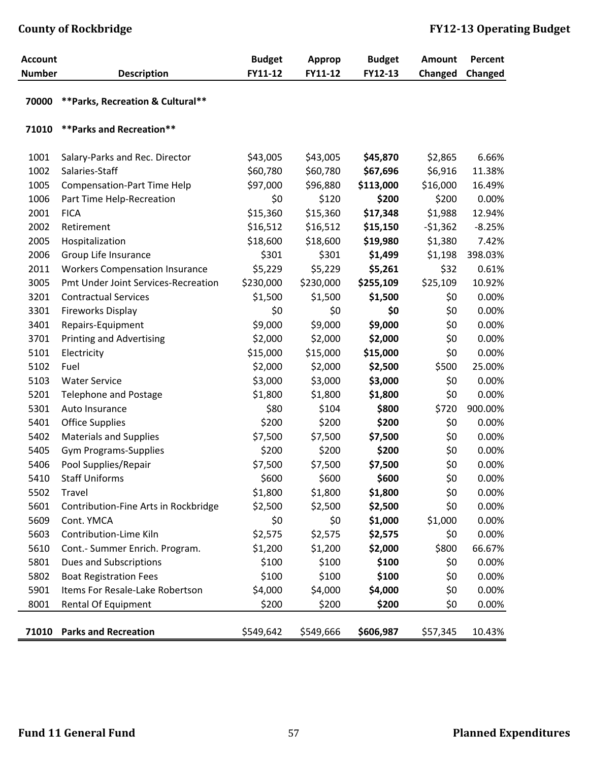| Account Number | Description | Budget FY11-12 | Approp FY11-12 | Budget FY12-13 | Amount Changed | Percent Changed |
|---|---|---|---|---|---|---|
| 70000 | **Parks, Recreation & Cultural** | | | | | |
| 71010 | **Parks and Recreation** | | | | | |
| 1001 | Salary-Parks and Rec. Director | $43,005 | $43,005 | **$45,870** | $2,865 | 6.66% |
| 1002 | Salaries-Staff | $60,780 | $60,780 | **$67,696** | $6,916 | 11.38% |
| 1005 | Compensation-Part Time Help | $97,000 | $96,880 | **$113,000** | $16,000 | 16.49% |
| 1006 | Part Time Help-Recreation | $0 | $120 | **$200** | $200 | 0.00% |
| 2001 | FICA | $15,360 | $15,360 | **$17,348** | $1,988 | 12.94% |
| 2002 | Retirement | $16,512 | $16,512 | **$15,150** | -$1,362 | -8.25% |
| 2005 | Hospitalization | $18,600 | $18,600 | **$19,980** | $1,380 | 7.42% |
| 2006 | Group Life Insurance | $301 | $301 | **$1,499** | $1,198 | 398.03% |
| 2011 | Workers Compensation Insurance | $5,229 | $5,229 | **$5,261** | $32 | 0.61% |
| 3005 | Pmt Under Joint Services-Recreation | $230,000 | $230,000 | **$255,109** | $25,109 | 10.92% |
| 3201 | Contractual Services | $1,500 | $1,500 | **$1,500** | $0 | 0.00% |
| 3301 | Fireworks Display | $0 | $0 | **$0** | $0 | 0.00% |
| 3401 | Repairs-Equipment | $9,000 | $9,000 | **$9,000** | $0 | 0.00% |
| 3701 | Printing and Advertising | $2,000 | $2,000 | **$2,000** | $0 | 0.00% |
| 5101 | Electricity | $15,000 | $15,000 | **$15,000** | $0 | 0.00% |
| 5102 | Fuel | $2,000 | $2,000 | **$2,500** | $500 | 25.00% |
| 5103 | Water Service | $3,000 | $3,000 | **$3,000** | $0 | 0.00% |
| 5201 | Telephone and Postage | $1,800 | $1,800 | **$1,800** | $0 | 0.00% |
| 5301 | Auto Insurance | $80 | $104 | **$800** | $720 | 900.00% |
| 5401 | Office Supplies | $200 | $200 | **$200** | $0 | 0.00% |
| 5402 | Materials and Supplies | $7,500 | $7,500 | **$7,500** | $0 | 0.00% |
| 5405 | Gym Programs-Supplies | $200 | $200 | **$200** | $0 | 0.00% |
| 5406 | Pool Supplies/Repair | $7,500 | $7,500 | **$7,500** | $0 | 0.00% |
| 5410 | Staff Uniforms | $600 | $600 | **$600** | $0 | 0.00% |
| 5502 | Travel | $1,800 | $1,800 | **$1,800** | $0 | 0.00% |
| 5601 | Contribution-Fine Arts in Rockbridge | $2,500 | $2,500 | **$2,500** | $0 | 0.00% |
| 5609 | Cont. YMCA | $0 | $0 | **$1,000** | $1,000 | 0.00% |
| 5603 | Contribution-Lime Kiln | $2,575 | $2,575 | **$2,575** | $0 | 0.00% |
| 5610 | Cont.- Summer Enrich. Program. | $1,200 | $1,200 | **$2,000** | $800 | 66.67% |
| 5801 | Dues and Subscriptions | $100 | $100 | **$100** | $0 | 0.00% |
| 5802 | Boat Registration Fees | $100 | $100 | **$100** | $0 | 0.00% |
| 5901 | Items For Resale-Lake Robertson | $4,000 | $4,000 | **$4,000** | $0 | 0.00% |
| 8001 | Rental Of Equipment | $200 | $200 | **$200** | $0 | 0.00% |
| **71010** | **Parks and Recreation** | $549,642 | $549,666 | **$606,987** | $57,345 | 10.43% |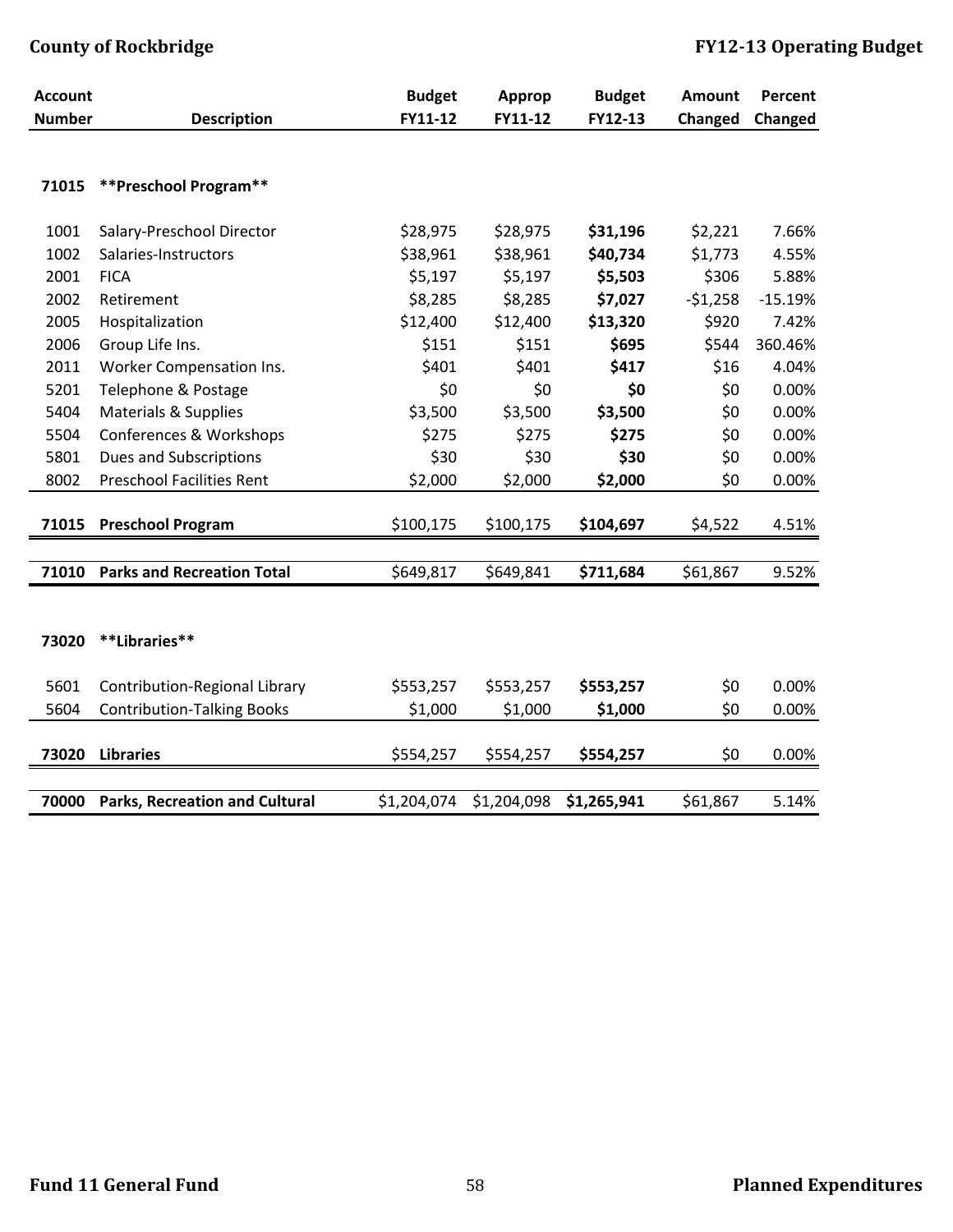| Account Number | Description | Budget FY11-12 | Approp FY11-12 | Budget FY12-13 | Amount Changed | Percent Changed |
|---|---|---|---|---|---|---|
| **71015** | **\*\*Preschool Program\*\*** | | | | | |
| 1001 | Salary-Preschool Director | $28,975 | $28,975 | **$31,196** | $2,221 | 7.66% |
| 1002 | Salaries-Instructors | $38,961 | $38,961 | **$40,734** | $1,773 | 4.55% |
| 2001 | FICA | $5,197 | $5,197 | **$5,503** | $306 | 5.88% |
| 2002 | Retirement | $8,285 | $8,285 | **$7,027** | -$1,258 | -15.19% |
| 2005 | Hospitalization | $12,400 | $12,400 | **$13,320** | $920 | 7.42% |
| 2006 | Group Life Ins. | $151 | $151 | **$695** | $544 | 360.46% |
| 2011 | Worker Compensation Ins. | $401 | $401 | **$417** | $16 | 4.04% |
| 5201 | Telephone & Postage | $0 | $0 | **$0** | $0 | 0.00% |
| 5404 | Materials & Supplies | $3,500 | $3,500 | **$3,500** | $0 | 0.00% |
| 5504 | Conferences & Workshops | $275 | $275 | **$275** | $0 | 0.00% |
| 5801 | Dues and Subscriptions | $30 | $30 | **$30** | $0 | 0.00% |
| 8002 | Preschool Facilities Rent | $2,000 | $2,000 | **$2,000** | $0 | 0.00% |
| **71015** | **Preschool Program** | $100,175 | $100,175 | **$104,697** | $4,522 | 4.51% |
| **71010** | **Parks and Recreation Total** | $649,817 | $649,841 | **$711,684** | $61,867 | 9.52% |
| **73020** | **\*\*Libraries\*\*** | | | | | |
| 5601 | Contribution-Regional Library | $553,257 | $553,257 | **$553,257** | $0 | 0.00% |
| 5604 | Contribution-Talking Books | $1,000 | $1,000 | **$1,000** | $0 | 0.00% |
| **73020** | **Libraries** | $554,257 | $554,257 | **$554,257** | $0 | 0.00% |
| **70000** | **Parks, Recreation and Cultural** | $1,204,074 | $1,204,098 | **$1,265,941** | $61,867 | 5.14% |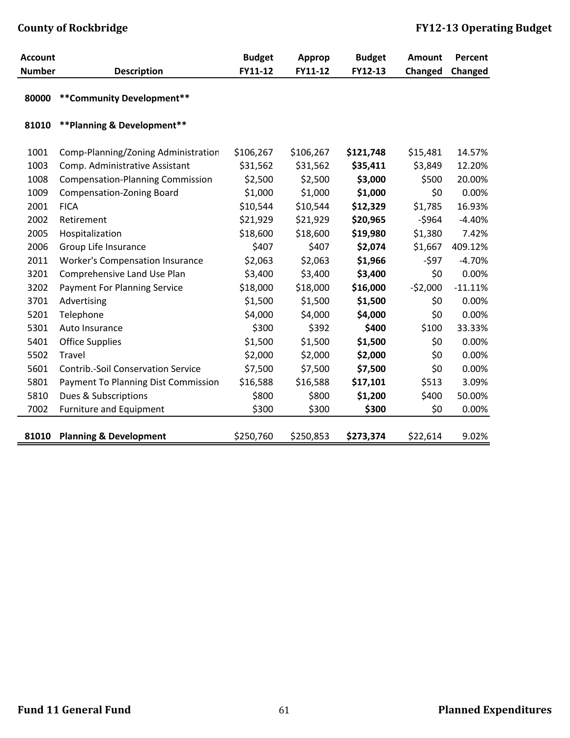| Account Number | Description | Budget FY11-12 | Approp FY11-12 | Budget FY12-13 | Amount Changed | Percent Changed |
|---|---|---|---|---|---|---|
| 80000 | **Community Development** | | | | | |
| 81010 | **Planning & Development** | | | | | |
| 1001 | Comp-Planning/Zoning Administration | $106,267 | $106,267 | **$121,748** | $15,481 | 14.57% |
| 1003 | Comp. Administrative Assistant | $31,562 | $31,562 | **$35,411** | $3,849 | 12.20% |
| 1008 | Compensation-Planning Commission | $2,500 | $2,500 | **$3,000** | $500 | 20.00% |
| 1009 | Compensation-Zoning Board | $1,000 | $1,000 | **$1,000** | $0 | 0.00% |
| 2001 | FICA | $10,544 | $10,544 | **$12,329** | $1,785 | 16.93% |
| 2002 | Retirement | $21,929 | $21,929 | **$20,965** | -$964 | -4.40% |
| 2005 | Hospitalization | $18,600 | $18,600 | **$19,980** | $1,380 | 7.42% |
| 2006 | Group Life Insurance | $407 | $407 | **$2,074** | $1,667 | 409.12% |
| 2011 | Worker's Compensation Insurance | $2,063 | $2,063 | **$1,966** | -$97 | -4.70% |
| 3201 | Comprehensive Land Use Plan | $3,400 | $3,400 | **$3,400** | $0 | 0.00% |
| 3202 | Payment For Planning Service | $18,000 | $18,000 | **$16,000** | -$2,000 | -11.11% |
| 3701 | Advertising | $1,500 | $1,500 | **$1,500** | $0 | 0.00% |
| 5201 | Telephone | $4,000 | $4,000 | **$4,000** | $0 | 0.00% |
| 5301 | Auto Insurance | $300 | $392 | **$400** | $100 | 33.33% |
| 5401 | Office Supplies | $1,500 | $1,500 | **$1,500** | $0 | 0.00% |
| 5502 | Travel | $2,000 | $2,000 | **$2,000** | $0 | 0.00% |
| 5601 | Contrib.-Soil Conservation Service | $7,500 | $7,500 | **$7,500** | $0 | 0.00% |
| 5801 | Payment To Planning Dist Commission | $16,588 | $16,588 | **$17,101** | $513 | 3.09% |
| 5810 | Dues & Subscriptions | $800 | $800 | **$1,200** | $400 | 50.00% |
| 7002 | Furniture and Equipment | $300 | $300 | **$300** | $0 | 0.00% |
| **81010** | **Planning & Development** | $250,760 | $250,853 | **$273,374** | $22,614 | 9.02% |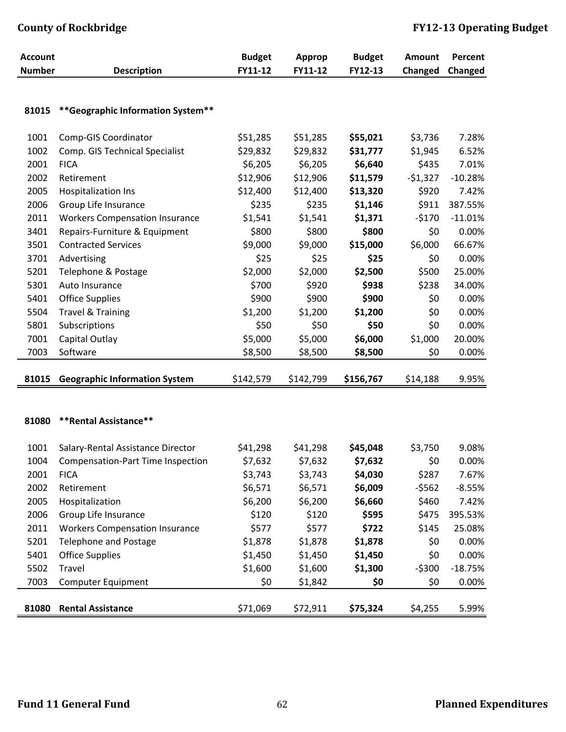| Account Number | Description | Budget FY11-12 | Approp FY11-12 | Budget FY12-13 | Amount Changed | Percent Changed |
|---|---|---|---|---|---|---|
| **81015** | **\*\*Geographic Information System\*\*** | | | | | |
| 1001 | Comp-GIS Coordinator | $51,285 | $51,285 | **$55,021** | $3,736 | 7.28% |
| 1002 | Comp. GIS Technical Specialist | $29,832 | $29,832 | **$31,777** | $1,945 | 6.52% |
| 2001 | FICA | $6,205 | $6,205 | **$6,640** | $435 | 7.01% |
| 2002 | Retirement | $12,906 | $12,906 | **$11,579** | -$1,327 | -10.28% |
| 2005 | Hospitalization Ins | $12,400 | $12,400 | **$13,320** | $920 | 7.42% |
| 2006 | Group Life Insurance | $235 | $235 | **$1,146** | $911 | 387.55% |
| 2011 | Workers Compensation Insurance | $1,541 | $1,541 | **$1,371** | -$170 | -11.01% |
| 3401 | Repairs-Furniture & Equipment | $800 | $800 | **$800** | $0 | 0.00% |
| 3501 | Contracted Services | $9,000 | $9,000 | **$15,000** | $6,000 | 66.67% |
| 3701 | Advertising | $25 | $25 | **$25** | $0 | 0.00% |
| 5201 | Telephone & Postage | $2,000 | $2,000 | **$2,500** | $500 | 25.00% |
| 5301 | Auto Insurance | $700 | $920 | **$938** | $238 | 34.00% |
| 5401 | Office Supplies | $900 | $900 | **$900** | $0 | 0.00% |
| 5504 | Travel & Training | $1,200 | $1,200 | **$1,200** | $0 | 0.00% |
| 5801 | Subscriptions | $50 | $50 | **$50** | $0 | 0.00% |
| 7001 | Capital Outlay | $5,000 | $5,000 | **$6,000** | $1,000 | 20.00% |
| 7003 | Software | $8,500 | $8,500 | **$8,500** | $0 | 0.00% |
| **81015** | **Geographic Information System** | $142,579 | $142,799 | **$156,767** | $14,188 | 9.95% |
| **81080** | **\*\*Rental Assistance\*\*** | | | | | |
| 1001 | Salary-Rental Assistance Director | $41,298 | $41,298 | **$45,048** | $3,750 | 9.08% |
| 1004 | Compensation-Part Time Inspection | $7,632 | $7,632 | **$7,632** | $0 | 0.00% |
| 2001 | FICA | $3,743 | $3,743 | **$4,030** | $287 | 7.67% |
| 2002 | Retirement | $6,571 | $6,571 | **$6,009** | -$562 | -8.55% |
| 2005 | Hospitalization | $6,200 | $6,200 | **$6,660** | $460 | 7.42% |
| 2006 | Group Life Insurance | $120 | $120 | **$595** | $475 | 395.53% |
| 2011 | Workers Compensation Insurance | $577 | $577 | **$722** | $145 | 25.08% |
| 5201 | Telephone and Postage | $1,878 | $1,878 | **$1,878** | $0 | 0.00% |
| 5401 | Office Supplies | $1,450 | $1,450 | **$1,450** | $0 | 0.00% |
| 5502 | Travel | $1,600 | $1,600 | **$1,300** | -$300 | -18.75% |
| 7003 | Computer Equipment | $0 | $1,842 | **$0** | $0 | 0.00% |
| **81080** | **Rental Assistance** | $71,069 | $72,911 | **$75,324** | $4,255 | 5.99% |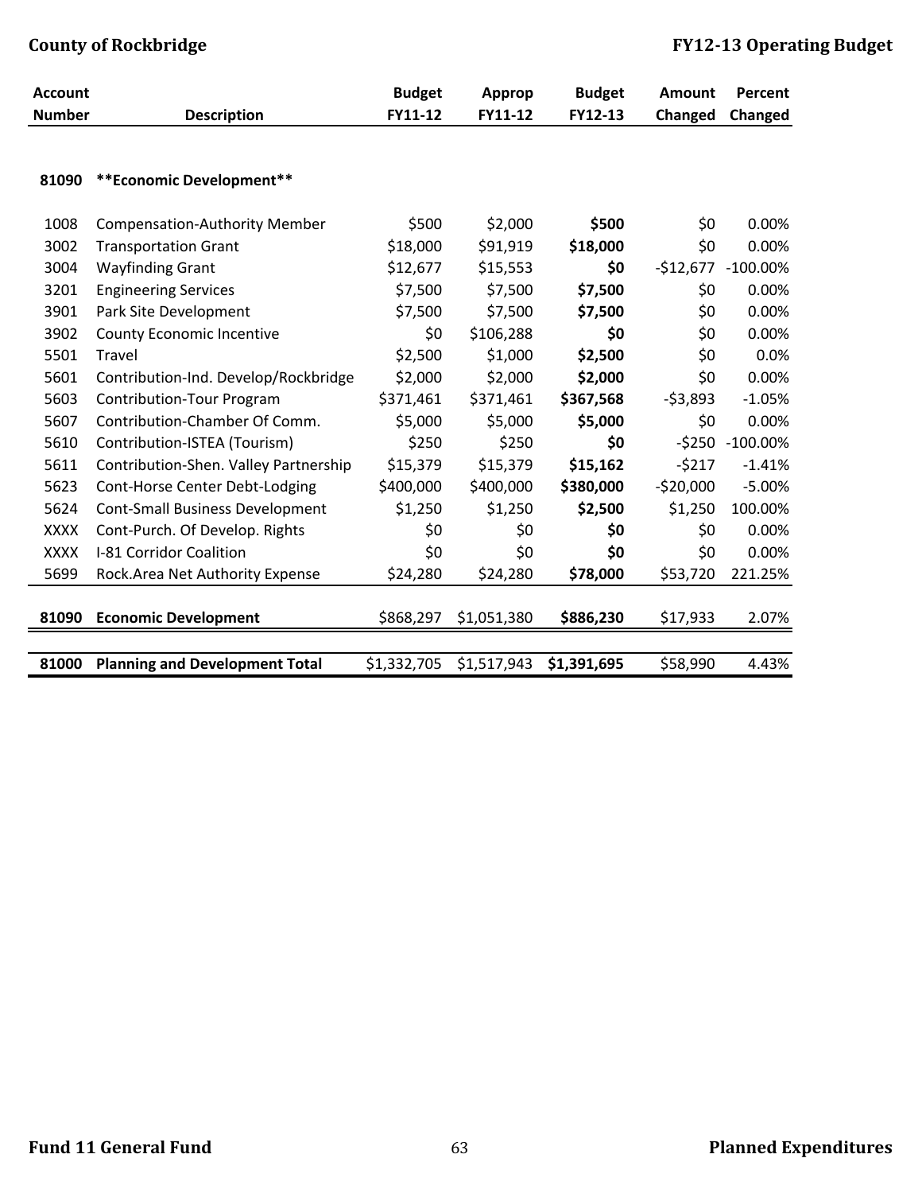| Account Number | Description | Budget FY11-12 | Approp FY11-12 | Budget FY12-13 | Amount Changed | Percent Changed |
|---|---|---|---|---|---|---|
| **81090** | **Economic Development** | | | | | |
| 1008 | Compensation-Authority Member | $500 | $2,000 | **$500** | $0 | 0.00% |
| 3002 | Transportation Grant | $18,000 | $91,919 | **$18,000** | $0 | 0.00% |
| 3004 | Wayfinding Grant | $12,677 | $15,553 | **$0** | -$12,677 | -100.00% |
| 3201 | Engineering Services | $7,500 | $7,500 | **$7,500** | $0 | 0.00% |
| 3901 | Park Site Development | $7,500 | $7,500 | **$7,500** | $0 | 0.00% |
| 3902 | County Economic Incentive | $0 | $106,288 | **$0** | $0 | 0.00% |
| 5501 | Travel | $2,500 | $1,000 | **$2,500** | $0 | 0.0% |
| 5601 | Contribution-Ind. Develop/Rockbridge | $2,000 | $2,000 | **$2,000** | $0 | 0.00% |
| 5603 | Contribution-Tour Program | $371,461 | $371,461 | **$367,568** | -$3,893 | -1.05% |
| 5607 | Contribution-Chamber Of Comm. | $5,000 | $5,000 | **$5,000** | $0 | 0.00% |
| 5610 | Contribution-ISTEA (Tourism) | $250 | $250 | **$0** | -$250 | -100.00% |
| 5611 | Contribution-Shen. Valley Partnership | $15,379 | $15,379 | **$15,162** | -$217 | -1.41% |
| 5623 | Cont-Horse Center Debt-Lodging | $400,000 | $400,000 | **$380,000** | -$20,000 | -5.00% |
| 5624 | Cont-Small Business Development | $1,250 | $1,250 | **$2,500** | $1,250 | 100.00% |
| XXXX | Cont-Purch. Of Develop. Rights | $0 | $0 | **$0** | $0 | 0.00% |
| XXXX | I-81 Corridor Coalition | $0 | $0 | **$0** | $0 | 0.00% |
| 5699 | Rock.Area Net Authority Expense | $24,280 | $24,280 | **$78,000** | $53,720 | 221.25% |
| **81090** | **Economic Development** | $868,297 | $1,051,380 | **$886,230** | $17,933 | 2.07% |
| **81000** | **Planning and Development Total** | $1,332,705 | $1,517,943 | **$1,391,695** | $58,990 | 4.43% |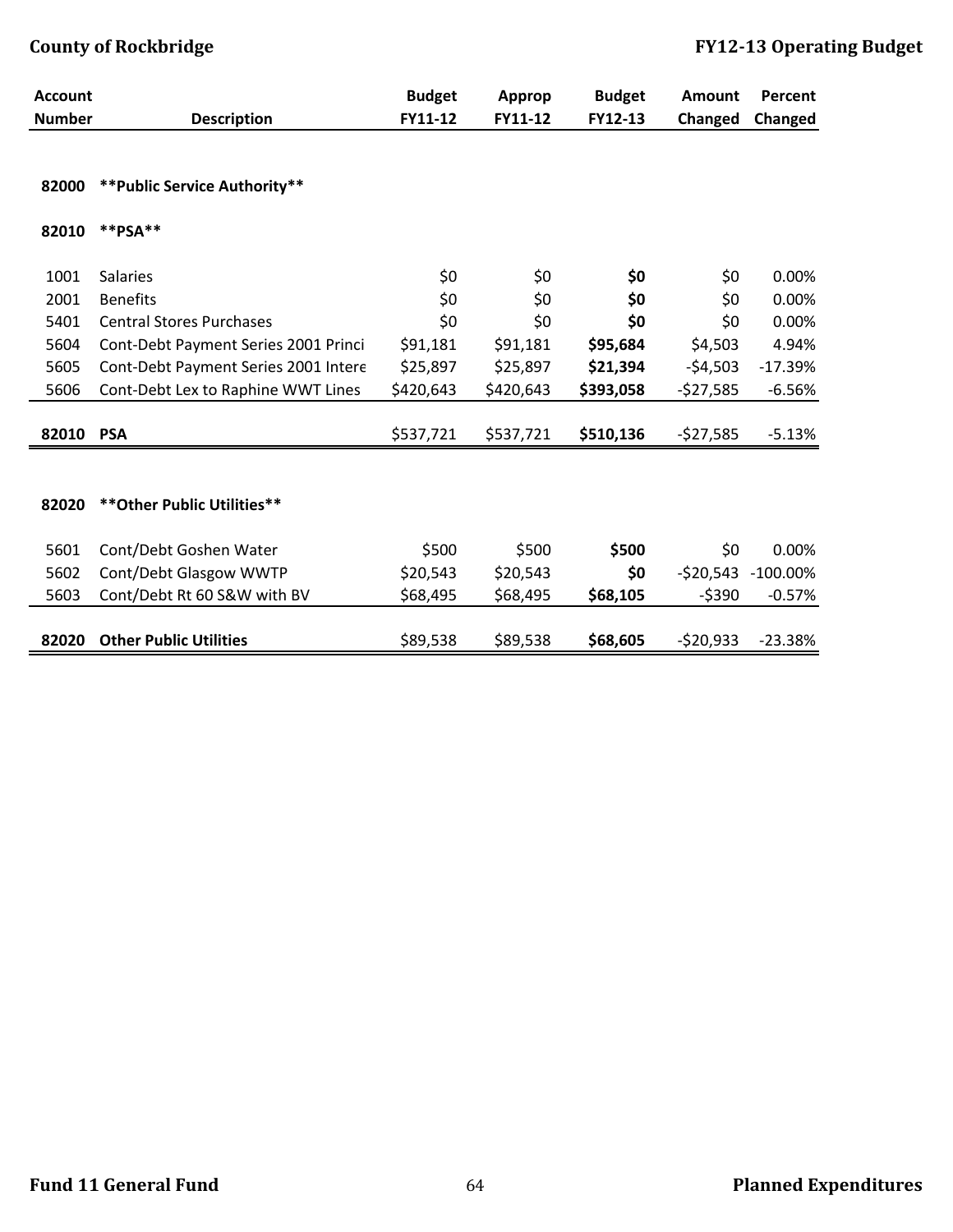| Account Number | Description | Budget FY11-12 | Approp FY11-12 | Budget FY12-13 | Amount Changed | Percent Changed |
|---|---|---|---|---|---|---|
| **82000** | **\*\*Public Service Authority\*\*** | | | | | |
| **82010** | **\*\*PSA\*\*** | | | | | |
| 1001 | Salaries | $0 | $0 | **$0** | $0 | 0.00% |
| 2001 | Benefits | $0 | $0 | **$0** | $0 | 0.00% |
| 5401 | Central Stores Purchases | $0 | $0 | **$0** | $0 | 0.00% |
| 5604 | Cont-Debt Payment Series 2001 Princi | $91,181 | $91,181 | **$95,684** | $4,503 | 4.94% |
| 5605 | Cont-Debt Payment Series 2001 Intere | $25,897 | $25,897 | **$21,394** | -$4,503 | -17.39% |
| 5606 | Cont-Debt Lex to Raphine WWT Lines | $420,643 | $420,643 | **$393,058** | -$27,585 | -6.56% |
| **82010** | **PSA** | $537,721 | $537,721 | **$510,136** | -$27,585 | -5.13% |
| **82020** | **\*\*Other Public Utilities\*\*** | | | | | |
| 5601 | Cont/Debt Goshen Water | $500 | $500 | **$500** | $0 | 0.00% |
| 5602 | Cont/Debt Glasgow WWTP | $20,543 | $20,543 | **$0** | -$20,543 | -100.00% |
| 5603 | Cont/Debt Rt 60 S&W with BV | $68,495 | $68,495 | **$68,105** | -$390 | -0.57% |
| **82020** | **Other Public Utilities** | $89,538 | $89,538 | **$68,605** | -$20,933 | -23.38% |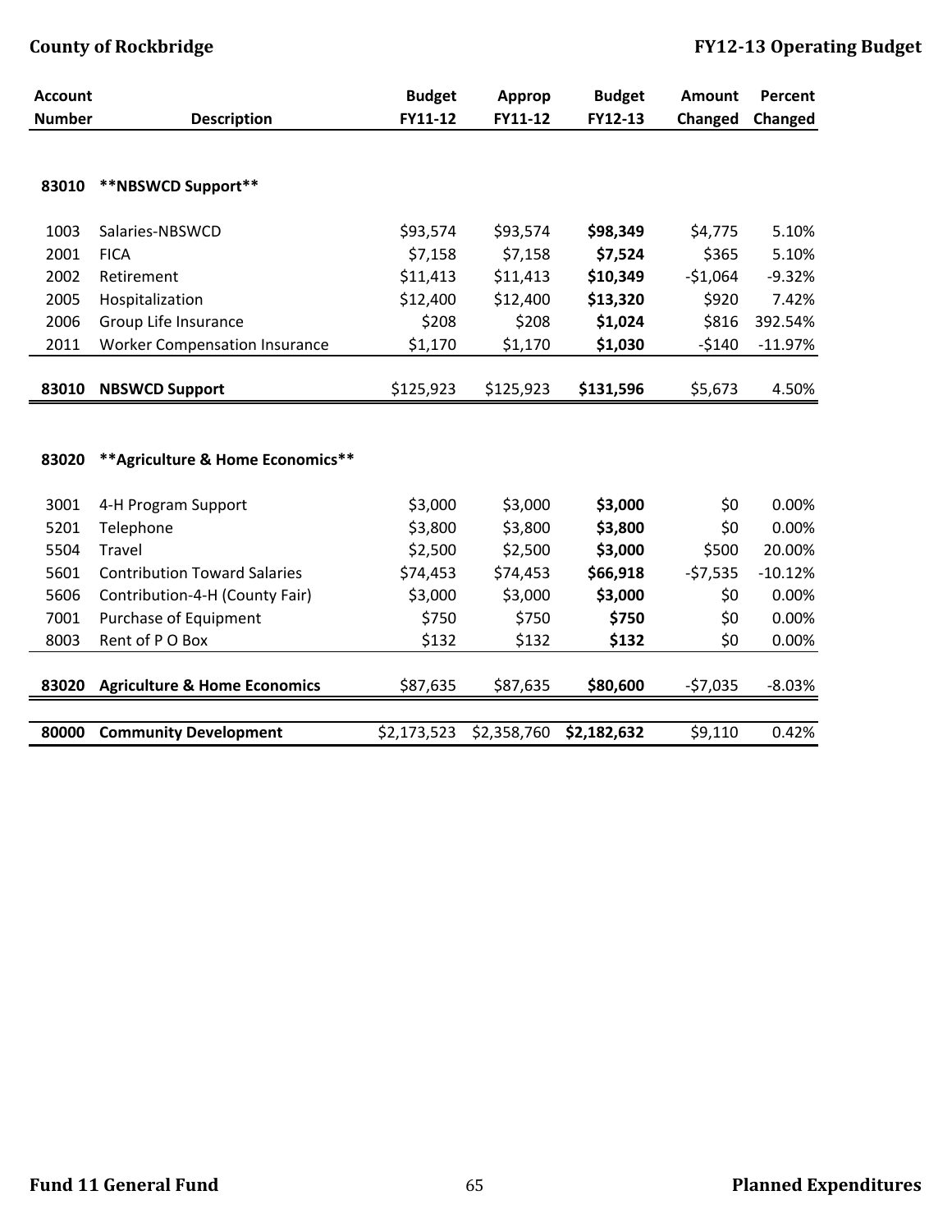| Account Number | Description | Budget FY11-12 | Approp FY11-12 | Budget FY12-13 | Amount Changed | Percent Changed |
|---|---|---|---|---|---|---|
| **83010** | **\*\*NBSWCD Support\*\*** | | | | | |
| 1003 | Salaries-NBSWCD | $93,574 | $93,574 | **$98,349** | $4,775 | 5.10% |
| 2001 | FICA | $7,158 | $7,158 | **$7,524** | $365 | 5.10% |
| 2002 | Retirement | $11,413 | $11,413 | **$10,349** | -$1,064 | -9.32% |
| 2005 | Hospitalization | $12,400 | $12,400 | **$13,320** | $920 | 7.42% |
| 2006 | Group Life Insurance | $208 | $208 | **$1,024** | $816 | 392.54% |
| 2011 | Worker Compensation Insurance | $1,170 | $1,170 | **$1,030** | -$140 | -11.97% |
| **83010** | **NBSWCD Support** | $125,923 | $125,923 | **$131,596** | $5,673 | 4.50% |
| **83020** | **\*\*Agriculture & Home Economics\*\*** | | | | | |
| 3001 | 4-H Program Support | $3,000 | $3,000 | **$3,000** | $0 | 0.00% |
| 5201 | Telephone | $3,800 | $3,800 | **$3,800** | $0 | 0.00% |
| 5504 | Travel | $2,500 | $2,500 | **$3,000** | $500 | 20.00% |
| 5601 | Contribution Toward Salaries | $74,453 | $74,453 | **$66,918** | -$7,535 | -10.12% |
| 5606 | Contribution-4-H (County Fair) | $3,000 | $3,000 | **$3,000** | $0 | 0.00% |
| 7001 | Purchase of Equipment | $750 | $750 | **$750** | $0 | 0.00% |
| 8003 | Rent of P O Box | $132 | $132 | **$132** | $0 | 0.00% |
| **83020** | **Agriculture & Home Economics** | $87,635 | $87,635 | **$80,600** | -$7,035 | -8.03% |
| **80000** | **Community Development** | $2,173,523 | $2,358,760 | **$2,182,632** | $9,110 | 0.42% |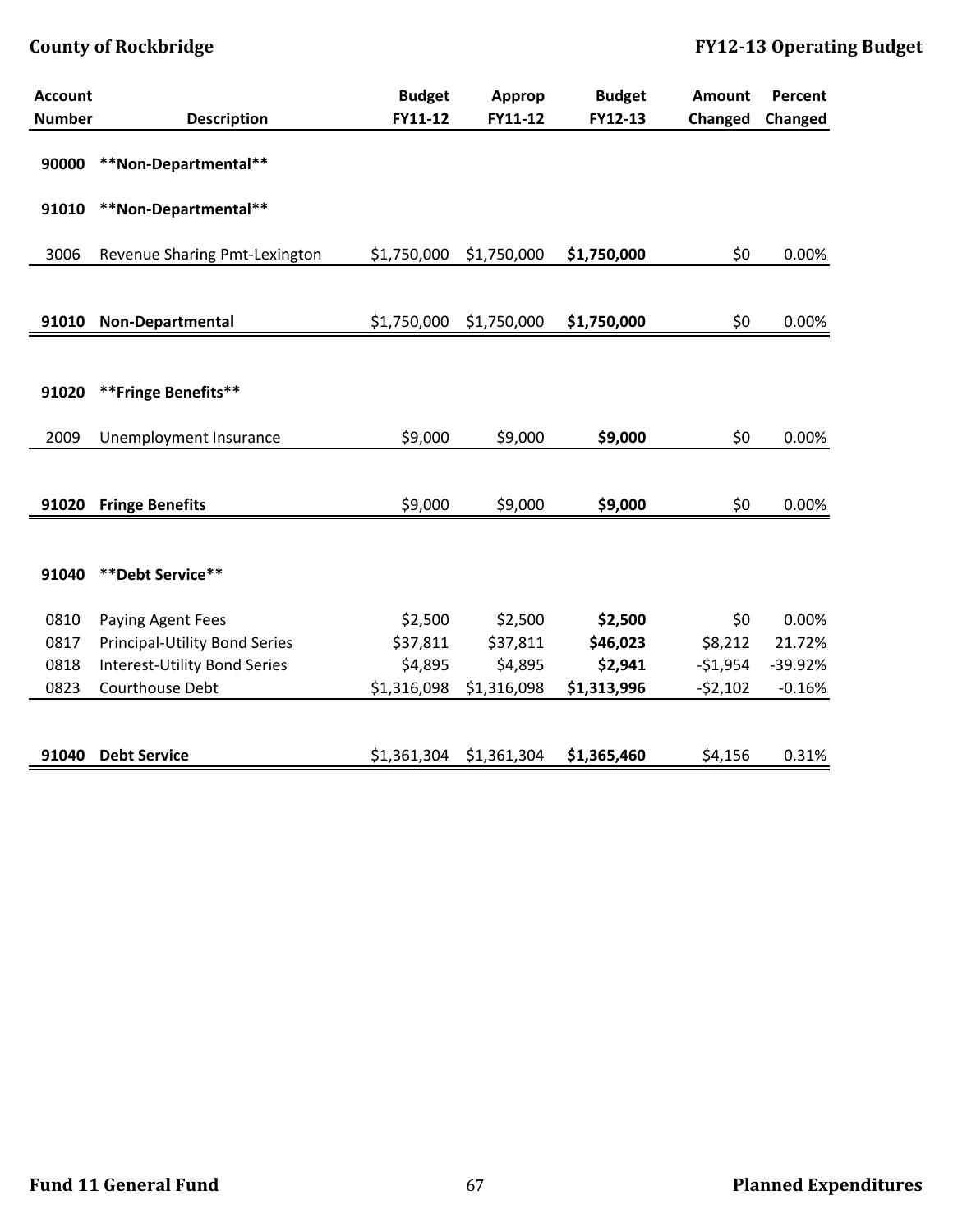| Account Number | Description | Budget FY11-12 | Approp FY11-12 | Budget FY12-13 | Amount Changed | Percent Changed |
|---|---|---|---|---|---|---|
| **90000** | **\*\*Non-Departmental\*\*** | | | | | |
| **91010** | **\*\*Non-Departmental\*\*** | | | | | |
| 3006 | Revenue Sharing Pmt-Lexington | $1,750,000 | $1,750,000 | **$1,750,000** | $0 | 0.00% |
| **91010** | **Non-Departmental** | $1,750,000 | $1,750,000 | **$1,750,000** | $0 | 0.00% |
| **91020** | **\*\*Fringe Benefits\*\*** | | | | | |
| 2009 | Unemployment Insurance | $9,000 | $9,000 | **$9,000** | $0 | 0.00% |
| **91020** | **Fringe Benefits** | $9,000 | $9,000 | **$9,000** | $0 | 0.00% |
| **91040** | **\*\*Debt Service\*\*** | | | | | |
| 0810 | Paying Agent Fees | $2,500 | $2,500 | **$2,500** | $0 | 0.00% |
| 0817 | Principal-Utility Bond Series | $37,811 | $37,811 | **$46,023** | $8,212 | 21.72% |
| 0818 | Interest-Utility Bond Series | $4,895 | $4,895 | **$2,941** | -$1,954 | -39.92% |
| 0823 | Courthouse Debt | $1,316,098 | $1,316,098 | **$1,313,996** | -$2,102 | -0.16% |
| **91040** | **Debt Service** | $1,361,304 | $1,361,304 | **$1,365,460** | $4,156 | 0.31% |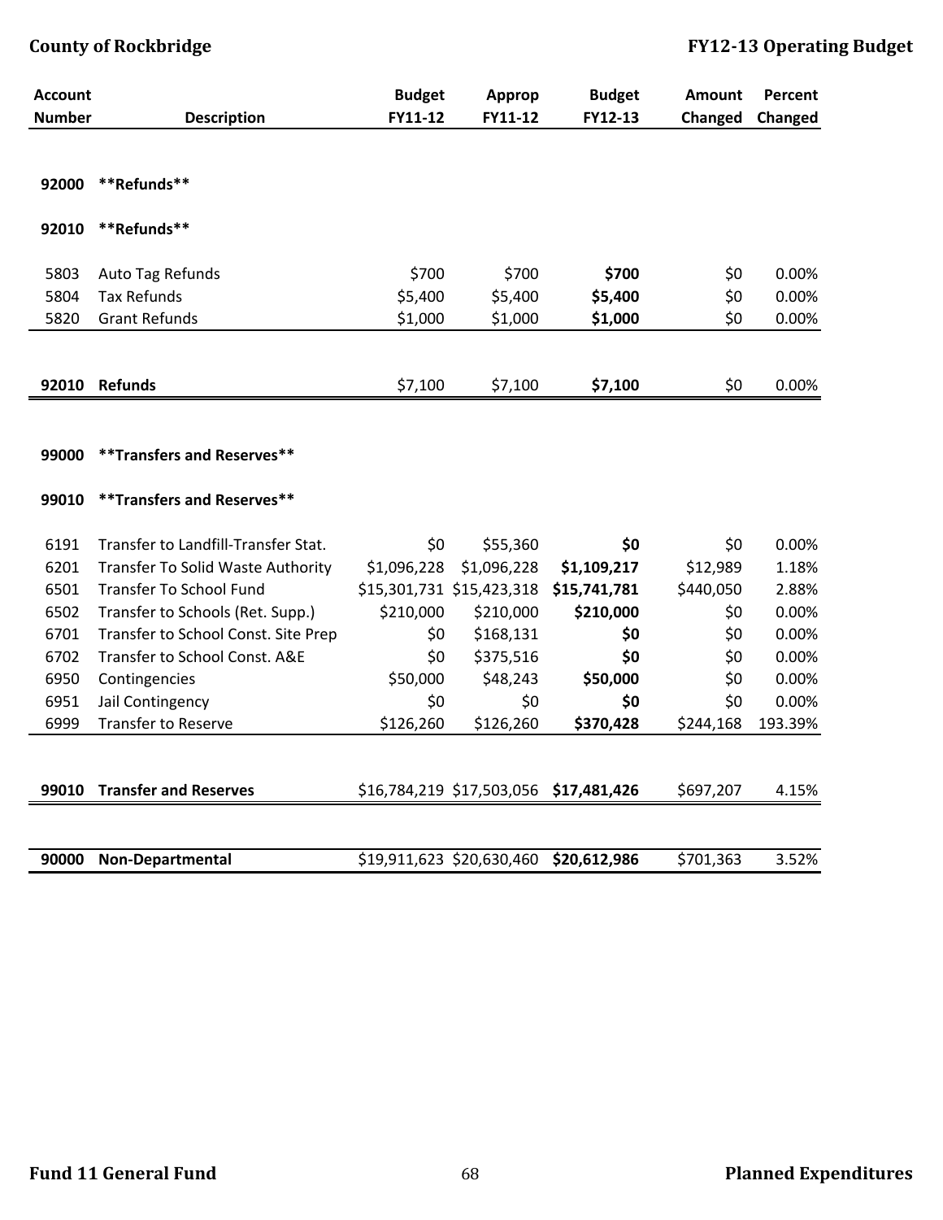| Account Number | Description | Budget FY11-12 | Approp FY11-12 | Budget FY12-13 | Amount Changed | Percent Changed |
|---|---|---|---|---|---|---|
| **92000** | **\*\*Refunds\*\*** | | | | | |
| **92010** | **\*\*Refunds\*\*** | | | | | |
| 5803 | Auto Tag Refunds | $700 | $700 | **$700** | $0 | 0.00% |
| 5804 | Tax Refunds | $5,400 | $5,400 | **$5,400** | $0 | 0.00% |
| 5820 | Grant Refunds | $1,000 | $1,000 | **$1,000** | $0 | 0.00% |
| **92010** | **Refunds** | $7,100 | $7,100 | **$7,100** | $0 | 0.00% |
| **99000** | **\*\*Transfers and Reserves\*\*** | | | | | |
| **99010** | **\*\*Transfers and Reserves\*\*** | | | | | |
| 6191 | Transfer to Landfill-Transfer Stat. | $0 | $55,360 | **$0** | $0 | 0.00% |
| 6201 | Transfer To Solid Waste Authority | $1,096,228 | $1,096,228 | **$1,109,217** | $12,989 | 1.18% |
| 6501 | Transfer To School Fund | $15,301,731 | $15,423,318 | **$15,741,781** | $440,050 | 2.88% |
| 6502 | Transfer to Schools (Ret. Supp.) | $210,000 | $210,000 | **$210,000** | $0 | 0.00% |
| 6701 | Transfer to School Const. Site Prep | $0 | $168,131 | **$0** | $0 | 0.00% |
| 6702 | Transfer to School Const. A&E | $0 | $375,516 | **$0** | $0 | 0.00% |
| 6950 | Contingencies | $50,000 | $48,243 | **$50,000** | $0 | 0.00% |
| 6951 | Jail Contingency | $0 | $0 | **$0** | $0 | 0.00% |
| 6999 | Transfer to Reserve | $126,260 | $126,260 | **$370,428** | $244,168 | 193.39% |
| **99010** | **Transfer and Reserves** | $16,784,219 | $17,503,056 | **$17,481,426** | $697,207 | 4.15% |
| **90000** | **Non-Departmental** | $19,911,623 | $20,630,460 | **$20,612,986** | $701,363 | 3.52% |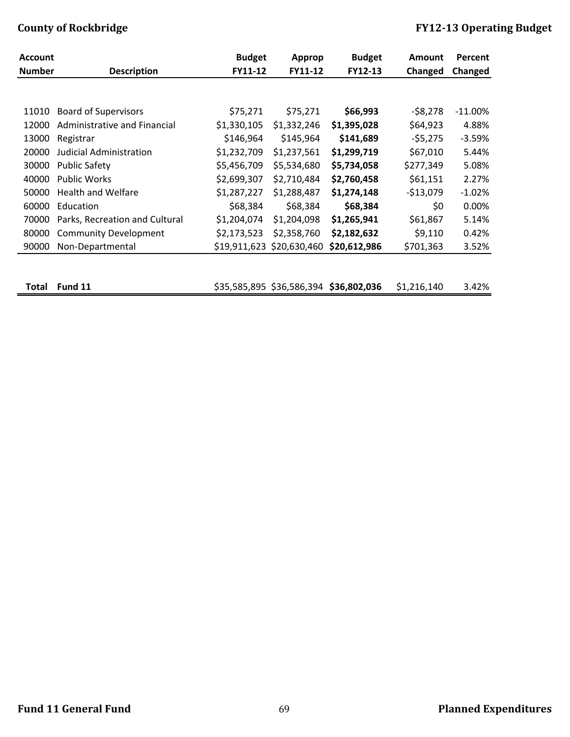| Account Number | Description | Budget FY11-12 | Approp FY11-12 | Budget FY12-13 | Amount Changed | Percent Changed |
|---|---|---|---|---|---|---|
| 11010 | Board of Supervisors | $75,271 | $75,271 | **$66,993** | -$8,278 | -11.00% |
| 12000 | Administrative and Financial | $1,330,105 | $1,332,246 | **$1,395,028** | $64,923 | 4.88% |
| 13000 | Registrar | $146,964 | $145,964 | **$141,689** | -$5,275 | -3.59% |
| 20000 | Judicial Administration | $1,232,709 | $1,237,561 | **$1,299,719** | $67,010 | 5.44% |
| 30000 | Public Safety | $5,456,709 | $5,534,680 | **$5,734,058** | $277,349 | 5.08% |
| 40000 | Public Works | $2,699,307 | $2,710,484 | **$2,760,458** | $61,151 | 2.27% |
| 50000 | Health and Welfare | $1,287,227 | $1,288,487 | **$1,274,148** | -$13,079 | -1.02% |
| 60000 | Education | $68,384 | $68,384 | **$68,384** | $0 | 0.00% |
| 70000 | Parks, Recreation and Cultural | $1,204,074 | $1,204,098 | **$1,265,941** | $61,867 | 5.14% |
| 80000 | Community Development | $2,173,523 | $2,358,760 | **$2,182,632** | $9,110 | 0.42% |
| 90000 | Non-Departmental | $19,911,623 | $20,630,460 | **$20,612,986** | $701,363 | 3.52% |
| **Total** | **Fund 11** | $35,585,895 | $36,586,394 | **$36,802,036** | $1,216,140 | 3.42% |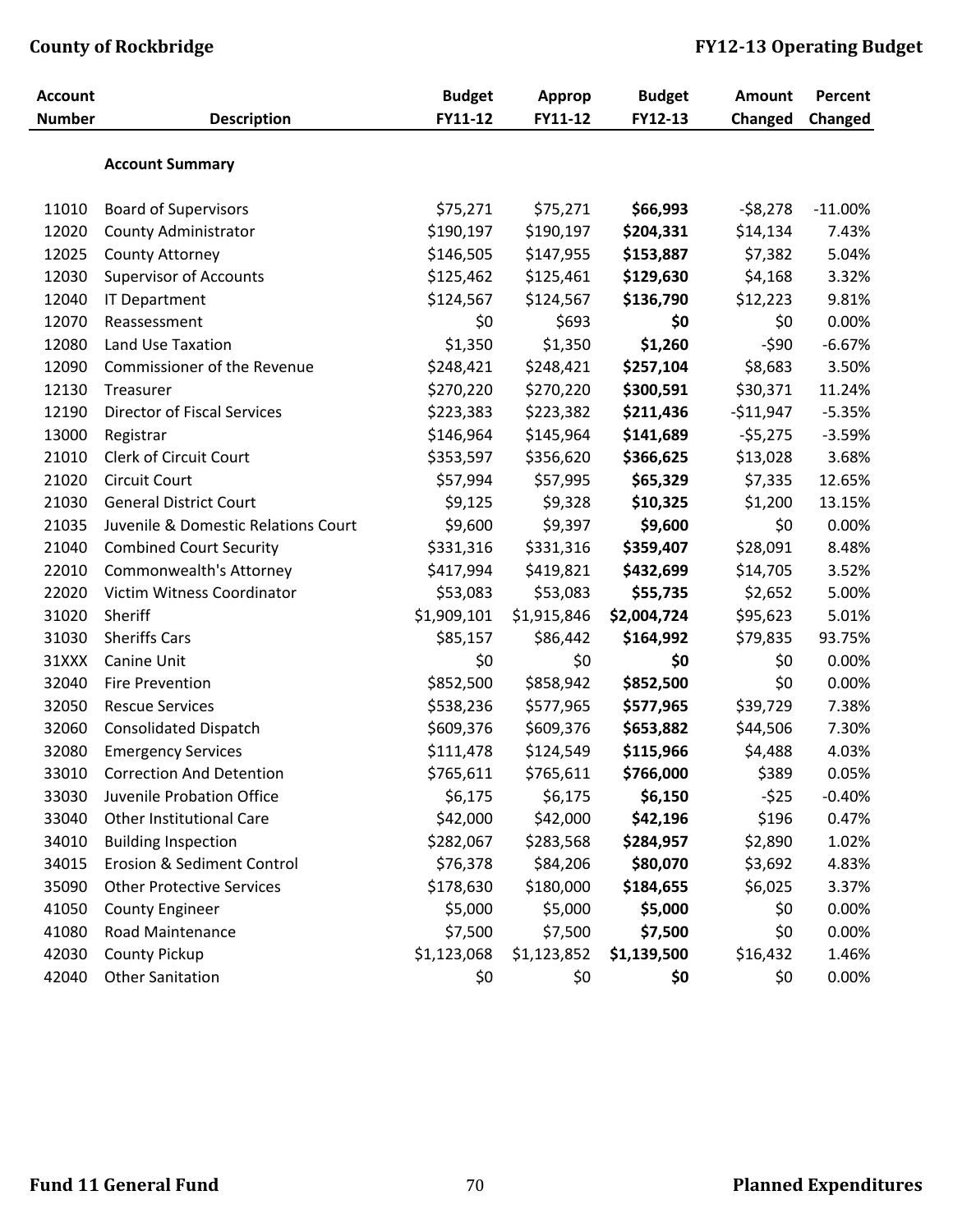| Account Number | Description | Budget FY11-12 | Approp FY11-12 | Budget FY12-13 | Amount Changed | Percent Changed |
|---|---|---|---|---|---|---|
| | **Account Summary** | | | | | |
| 11010 | Board of Supervisors | $75,271 | $75,271 | **$66,993** | -$8,278 | -11.00% |
| 12020 | County Administrator | $190,197 | $190,197 | **$204,331** | $14,134 | 7.43% |
| 12025 | County Attorney | $146,505 | $147,955 | **$153,887** | $7,382 | 5.04% |
| 12030 | Supervisor of Accounts | $125,462 | $125,461 | **$129,630** | $4,168 | 3.32% |
| 12040 | IT Department | $124,567 | $124,567 | **$136,790** | $12,223 | 9.81% |
| 12070 | Reassessment | $0 | $693 | **$0** | $0 | 0.00% |
| 12080 | Land Use Taxation | $1,350 | $1,350 | **$1,260** | -$90 | -6.67% |
| 12090 | Commissioner of the Revenue | $248,421 | $248,421 | **$257,104** | $8,683 | 3.50% |
| 12130 | Treasurer | $270,220 | $270,220 | **$300,591** | $30,371 | 11.24% |
| 12190 | Director of Fiscal Services | $223,383 | $223,382 | **$211,436** | -$11,947 | -5.35% |
| 13000 | Registrar | $146,964 | $145,964 | **$141,689** | -$5,275 | -3.59% |
| 21010 | Clerk of Circuit Court | $353,597 | $356,620 | **$366,625** | $13,028 | 3.68% |
| 21020 | Circuit Court | $57,994 | $57,995 | **$65,329** | $7,335 | 12.65% |
| 21030 | General District Court | $9,125 | $9,328 | **$10,325** | $1,200 | 13.15% |
| 21035 | Juvenile & Domestic Relations Court | $9,600 | $9,397 | **$9,600** | $0 | 0.00% |
| 21040 | Combined Court Security | $331,316 | $331,316 | **$359,407** | $28,091 | 8.48% |
| 22010 | Commonwealth's Attorney | $417,994 | $419,821 | **$432,699** | $14,705 | 3.52% |
| 22020 | Victim Witness Coordinator | $53,083 | $53,083 | **$55,735** | $2,652 | 5.00% |
| 31020 | Sheriff | $1,909,101 | $1,915,846 | **$2,004,724** | $95,623 | 5.01% |
| 31030 | Sheriffs Cars | $85,157 | $86,442 | **$164,992** | $79,835 | 93.75% |
| 31XXX | Canine Unit | $0 | $0 | **$0** | $0 | 0.00% |
| 32040 | Fire Prevention | $852,500 | $858,942 | **$852,500** | $0 | 0.00% |
| 32050 | Rescue Services | $538,236 | $577,965 | **$577,965** | $39,729 | 7.38% |
| 32060 | Consolidated Dispatch | $609,376 | $609,376 | **$653,882** | $44,506 | 7.30% |
| 32080 | Emergency Services | $111,478 | $124,549 | **$115,966** | $4,488 | 4.03% |
| 33010 | Correction And Detention | $765,611 | $765,611 | **$766,000** | $389 | 0.05% |
| 33030 | Juvenile Probation Office | $6,175 | $6,175 | **$6,150** | -$25 | -0.40% |
| 33040 | Other Institutional Care | $42,000 | $42,000 | **$42,196** | $196 | 0.47% |
| 34010 | Building Inspection | $282,067 | $283,568 | **$284,957** | $2,890 | 1.02% |
| 34015 | Erosion & Sediment Control | $76,378 | $84,206 | **$80,070** | $3,692 | 4.83% |
| 35090 | Other Protective Services | $178,630 | $180,000 | **$184,655** | $6,025 | 3.37% |
| 41050 | County Engineer | $5,000 | $5,000 | **$5,000** | $0 | 0.00% |
| 41080 | Road Maintenance | $7,500 | $7,500 | **$7,500** | $0 | 0.00% |
| 42030 | County Pickup | $1,123,068 | $1,123,852 | **$1,139,500** | $16,432 | 1.46% |
| 42040 | Other Sanitation | $0 | $0 | **$0** | $0 | 0.00% |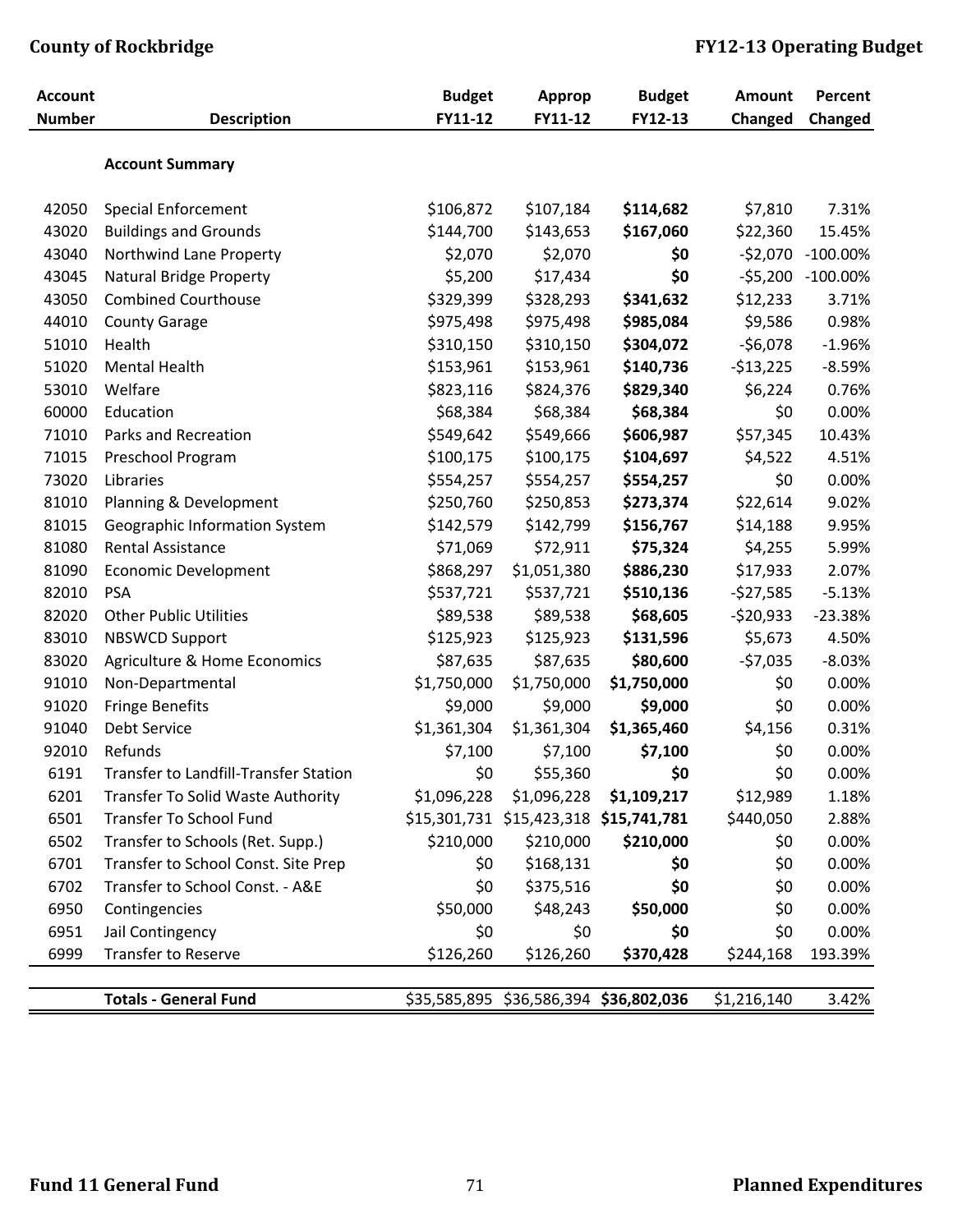| Account Number | Description | Budget FY11-12 | Approp FY11-12 | Budget FY12-13 | Amount Changed | Percent Changed |
|---|---|---|---|---|---|---|
| | **Account Summary** | | | | | |
| 42050 | Special Enforcement | $106,872 | $107,184 | **$114,682** | $7,810 | 7.31% |
| 43020 | Buildings and Grounds | $144,700 | $143,653 | **$167,060** | $22,360 | 15.45% |
| 43040 | Northwind Lane Property | $2,070 | $2,070 | **$0** | -$2,070 | -100.00% |
| 43045 | Natural Bridge Property | $5,200 | $17,434 | **$0** | -$5,200 | -100.00% |
| 43050 | Combined Courthouse | $329,399 | $328,293 | **$341,632** | $12,233 | 3.71% |
| 44010 | County Garage | $975,498 | $975,498 | **$985,084** | $9,586 | 0.98% |
| 51010 | Health | $310,150 | $310,150 | **$304,072** | -$6,078 | -1.96% |
| 51020 | Mental Health | $153,961 | $153,961 | **$140,736** | -$13,225 | -8.59% |
| 53010 | Welfare | $823,116 | $824,376 | **$829,340** | $6,224 | 0.76% |
| 60000 | Education | $68,384 | $68,384 | **$68,384** | $0 | 0.00% |
| 71010 | Parks and Recreation | $549,642 | $549,666 | **$606,987** | $57,345 | 10.43% |
| 71015 | Preschool Program | $100,175 | $100,175 | **$104,697** | $4,522 | 4.51% |
| 73020 | Libraries | $554,257 | $554,257 | **$554,257** | $0 | 0.00% |
| 81010 | Planning & Development | $250,760 | $250,853 | **$273,374** | $22,614 | 9.02% |
| 81015 | Geographic Information System | $142,579 | $142,799 | **$156,767** | $14,188 | 9.95% |
| 81080 | Rental Assistance | $71,069 | $72,911 | **$75,324** | $4,255 | 5.99% |
| 81090 | Economic Development | $868,297 | $1,051,380 | **$886,230** | $17,933 | 2.07% |
| 82010 | PSA | $537,721 | $537,721 | **$510,136** | -$27,585 | -5.13% |
| 82020 | Other Public Utilities | $89,538 | $89,538 | **$68,605** | -$20,933 | -23.38% |
| 83010 | NBSWCD Support | $125,923 | $125,923 | **$131,596** | $5,673 | 4.50% |
| 83020 | Agriculture & Home Economics | $87,635 | $87,635 | **$80,600** | -$7,035 | -8.03% |
| 91010 | Non-Departmental | $1,750,000 | $1,750,000 | **$1,750,000** | $0 | 0.00% |
| 91020 | Fringe Benefits | $9,000 | $9,000 | **$9,000** | $0 | 0.00% |
| 91040 | Debt Service | $1,361,304 | $1,361,304 | **$1,365,460** | $4,156 | 0.31% |
| 92010 | Refunds | $7,100 | $7,100 | **$7,100** | $0 | 0.00% |
| 6191 | Transfer to Landfill-Transfer Station | $0 | $55,360 | **$0** | $0 | 0.00% |
| 6201 | Transfer To Solid Waste Authority | $1,096,228 | $1,096,228 | **$1,109,217** | $12,989 | 1.18% |
| 6501 | Transfer To School Fund | $15,301,731 | $15,423,318 | **$15,741,781** | $440,050 | 2.88% |
| 6502 | Transfer to Schools (Ret. Supp.) | $210,000 | $210,000 | **$210,000** | $0 | 0.00% |
| 6701 | Transfer to School Const. Site Prep | $0 | $168,131 | **$0** | $0 | 0.00% |
| 6702 | Transfer to School Const. - A&E | $0 | $375,516 | **$0** | $0 | 0.00% |
| 6950 | Contingencies | $50,000 | $48,243 | **$50,000** | $0 | 0.00% |
| 6951 | Jail Contingency | $0 | $0 | **$0** | $0 | 0.00% |
| 6999 | Transfer to Reserve | $126,260 | $126,260 | **$370,428** | $244,168 | 193.39% |
| | **Totals - General Fund** | $35,585,895 | $36,586,394 | **$36,802,036** | $1,216,140 | 3.42% |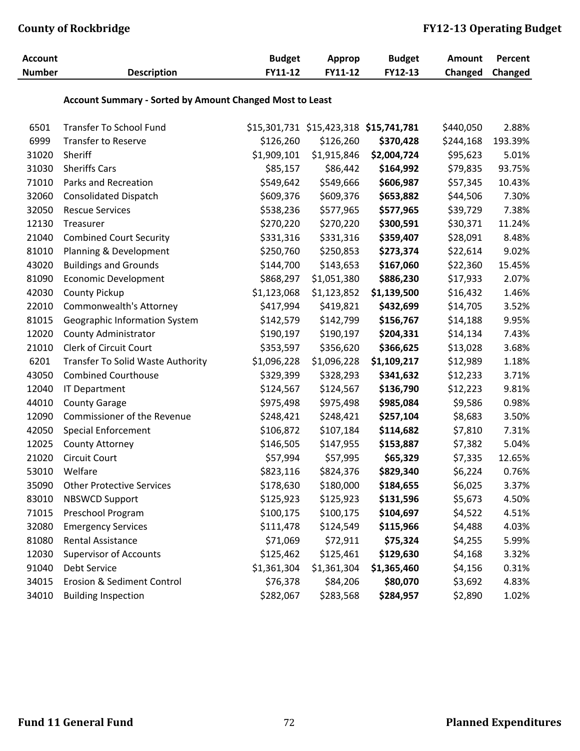| Account Number | Description | Budget FY11-12 | Approp FY11-12 | Budget FY12-13 | Amount Changed | Percent Changed |
|---|---|---|---|---|---|---|
| | **Account Summary - Sorted by Amount Changed Most to Least** | | | | | |
| 6501 | Transfer To School Fund | $15,301,731 | $15,423,318 | **$15,741,781** | $440,050 | 2.88% |
| 6999 | Transfer to Reserve | $126,260 | $126,260 | **$370,428** | $244,168 | 193.39% |
| 31020 | Sheriff | $1,909,101 | $1,915,846 | **$2,004,724** | $95,623 | 5.01% |
| 31030 | Sheriffs Cars | $85,157 | $86,442 | **$164,992** | $79,835 | 93.75% |
| 71010 | Parks and Recreation | $549,642 | $549,666 | **$606,987** | $57,345 | 10.43% |
| 32060 | Consolidated Dispatch | $609,376 | $609,376 | **$653,882** | $44,506 | 7.30% |
| 32050 | Rescue Services | $538,236 | $577,965 | **$577,965** | $39,729 | 7.38% |
| 12130 | Treasurer | $270,220 | $270,220 | **$300,591** | $30,371 | 11.24% |
| 21040 | Combined Court Security | $331,316 | $331,316 | **$359,407** | $28,091 | 8.48% |
| 81010 | Planning & Development | $250,760 | $250,853 | **$273,374** | $22,614 | 9.02% |
| 43020 | Buildings and Grounds | $144,700 | $143,653 | **$167,060** | $22,360 | 15.45% |
| 81090 | Economic Development | $868,297 | $1,051,380 | **$886,230** | $17,933 | 2.07% |
| 42030 | County Pickup | $1,123,068 | $1,123,852 | **$1,139,500** | $16,432 | 1.46% |
| 22010 | Commonwealth's Attorney | $417,994 | $419,821 | **$432,699** | $14,705 | 3.52% |
| 81015 | Geographic Information System | $142,579 | $142,799 | **$156,767** | $14,188 | 9.95% |
| 12020 | County Administrator | $190,197 | $190,197 | **$204,331** | $14,134 | 7.43% |
| 21010 | Clerk of Circuit Court | $353,597 | $356,620 | **$366,625** | $13,028 | 3.68% |
| 6201 | Transfer To Solid Waste Authority | $1,096,228 | $1,096,228 | **$1,109,217** | $12,989 | 1.18% |
| 43050 | Combined Courthouse | $329,399 | $328,293 | **$341,632** | $12,233 | 3.71% |
| 12040 | IT Department | $124,567 | $124,567 | **$136,790** | $12,223 | 9.81% |
| 44010 | County Garage | $975,498 | $975,498 | **$985,084** | $9,586 | 0.98% |
| 12090 | Commissioner of the Revenue | $248,421 | $248,421 | **$257,104** | $8,683 | 3.50% |
| 42050 | Special Enforcement | $106,872 | $107,184 | **$114,682** | $7,810 | 7.31% |
| 12025 | County Attorney | $146,505 | $147,955 | **$153,887** | $7,382 | 5.04% |
| 21020 | Circuit Court | $57,994 | $57,995 | **$65,329** | $7,335 | 12.65% |
| 53010 | Welfare | $823,116 | $824,376 | **$829,340** | $6,224 | 0.76% |
| 35090 | Other Protective Services | $178,630 | $180,000 | **$184,655** | $6,025 | 3.37% |
| 83010 | NBSWCD Support | $125,923 | $125,923 | **$131,596** | $5,673 | 4.50% |
| 71015 | Preschool Program | $100,175 | $100,175 | **$104,697** | $4,522 | 4.51% |
| 32080 | Emergency Services | $111,478 | $124,549 | **$115,966** | $4,488 | 4.03% |
| 81080 | Rental Assistance | $71,069 | $72,911 | **$75,324** | $4,255 | 5.99% |
| 12030 | Supervisor of Accounts | $125,462 | $125,461 | **$129,630** | $4,168 | 3.32% |
| 91040 | Debt Service | $1,361,304 | $1,361,304 | **$1,365,460** | $4,156 | 0.31% |
| 34015 | Erosion & Sediment Control | $76,378 | $84,206 | **$80,070** | $3,692 | 4.83% |
| 34010 | Building Inspection | $282,067 | $283,568 | **$284,957** | $2,890 | 1.02% |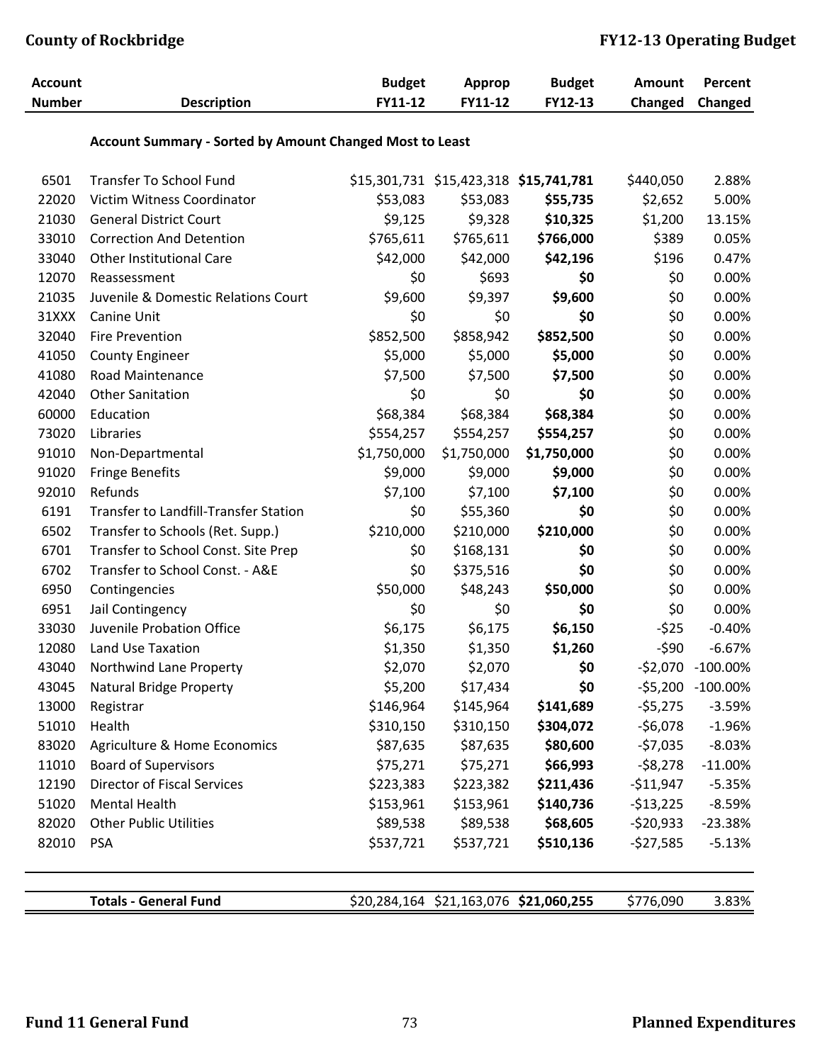| Account Number | Description | Budget FY11-12 | Approp FY11-12 | Budget FY12-13 | Amount Changed | Percent Changed |
|---|---|---|---|---|---|---|
| | **Account Summary - Sorted by Amount Changed Most to Least** | | | | | |
| 6501 | Transfer To School Fund | $15,301,731 | $15,423,318 | **$15,741,781** | $440,050 | 2.88% |
| 22020 | Victim Witness Coordinator | $53,083 | $53,083 | **$55,735** | $2,652 | 5.00% |
| 21030 | General District Court | $9,125 | $9,328 | **$10,325** | $1,200 | 13.15% |
| 33010 | Correction And Detention | $765,611 | $765,611 | **$766,000** | $389 | 0.05% |
| 33040 | Other Institutional Care | $42,000 | $42,000 | **$42,196** | $196 | 0.47% |
| 12070 | Reassessment | $0 | $693 | **$0** | $0 | 0.00% |
| 21035 | Juvenile & Domestic Relations Court | $9,600 | $9,397 | **$9,600** | $0 | 0.00% |
| 31XXX | Canine Unit | $0 | $0 | **$0** | $0 | 0.00% |
| 32040 | Fire Prevention | $852,500 | $858,942 | **$852,500** | $0 | 0.00% |
| 41050 | County Engineer | $5,000 | $5,000 | **$5,000** | $0 | 0.00% |
| 41080 | Road Maintenance | $7,500 | $7,500 | **$7,500** | $0 | 0.00% |
| 42040 | Other Sanitation | $0 | $0 | **$0** | $0 | 0.00% |
| 60000 | Education | $68,384 | $68,384 | **$68,384** | $0 | 0.00% |
| 73020 | Libraries | $554,257 | $554,257 | **$554,257** | $0 | 0.00% |
| 91010 | Non-Departmental | $1,750,000 | $1,750,000 | **$1,750,000** | $0 | 0.00% |
| 91020 | Fringe Benefits | $9,000 | $9,000 | **$9,000** | $0 | 0.00% |
| 92010 | Refunds | $7,100 | $7,100 | **$7,100** | $0 | 0.00% |
| 6191 | Transfer to Landfill-Transfer Station | $0 | $55,360 | **$0** | $0 | 0.00% |
| 6502 | Transfer to Schools (Ret. Supp.) | $210,000 | $210,000 | **$210,000** | $0 | 0.00% |
| 6701 | Transfer to School Const. Site Prep | $0 | $168,131 | **$0** | $0 | 0.00% |
| 6702 | Transfer to School Const. - A&E | $0 | $375,516 | **$0** | $0 | 0.00% |
| 6950 | Contingencies | $50,000 | $48,243 | **$50,000** | $0 | 0.00% |
| 6951 | Jail Contingency | $0 | $0 | **$0** | $0 | 0.00% |
| 33030 | Juvenile Probation Office | $6,175 | $6,175 | **$6,150** | -$25 | -0.40% |
| 12080 | Land Use Taxation | $1,350 | $1,350 | **$1,260** | -$90 | -6.67% |
| 43040 | Northwind Lane Property | $2,070 | $2,070 | **$0** | -$2,070 | -100.00% |
| 43045 | Natural Bridge Property | $5,200 | $17,434 | **$0** | -$5,200 | -100.00% |
| 13000 | Registrar | $146,964 | $145,964 | **$141,689** | -$5,275 | -3.59% |
| 51010 | Health | $310,150 | $310,150 | **$304,072** | -$6,078 | -1.96% |
| 83020 | Agriculture & Home Economics | $87,635 | $87,635 | **$80,600** | -$7,035 | -8.03% |
| 11010 | Board of Supervisors | $75,271 | $75,271 | **$66,993** | -$8,278 | -11.00% |
| 12190 | Director of Fiscal Services | $223,383 | $223,382 | **$211,436** | -$11,947 | -5.35% |
| 51020 | Mental Health | $153,961 | $153,961 | **$140,736** | -$13,225 | -8.59% |
| 82020 | Other Public Utilities | $89,538 | $89,538 | **$68,605** | -$20,933 | -23.38% |
| 82010 | PSA | $537,721 | $537,721 | **$510,136** | -$27,585 | -5.13% |
| | **Totals - General Fund** | $20,284,164 | $21,163,076 | **$21,060,255** | $776,090 | 3.83% |